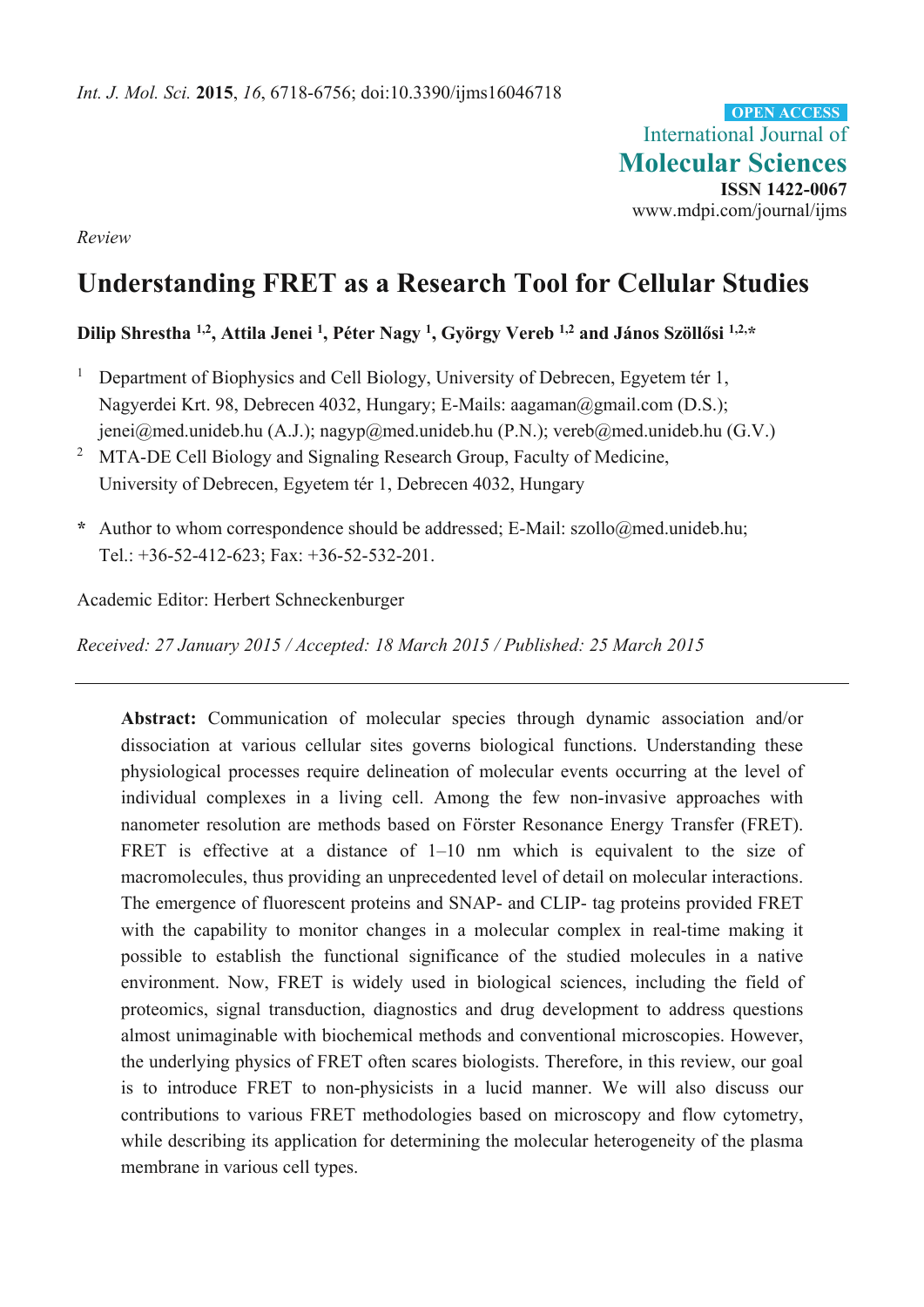*Int. J. Mol. Sci.* **2015**, *16*, 6718-6756; doi:10.3390/ijms16046718

**OPEN ACCESS**

International Journal of
**Molecular Sciences**
**ISSN 1422-0067**
www.mdpi.com/journal/ijms

*Review*

# Understanding FRET as a Research Tool for Cellular Studies

**Dilip Shrestha [1,2], Attila Jenei [1], Péter Nagy [1], György Vereb [1,2] and János Szöllősi [1,2,*]**

[1] Department of Biophysics and Cell Biology, University of Debrecen, Egyetem tér 1, Nagyerdei Krt. 98, Debrecen 4032, Hungary; E-Mails: aagaman@gmail.com (D.S.); jenei@med.unideb.hu (A.J.); nagyp@med.unideb.hu (P.N.); vereb@med.unideb.hu (G.V.)

[2] MTA-DE Cell Biology and Signaling Research Group, Faculty of Medicine, University of Debrecen, Egyetem tér 1, Debrecen 4032, Hungary

**\*** Author to whom correspondence should be addressed; E-Mail: szollo@med.unideb.hu; Tel.: +36-52-412-623; Fax: +36-52-532-201.

Academic Editor: Herbert Schneckenburger

*Received: 27 January 2015 / Accepted: 18 March 2015 / Published: 25 March 2015*

---

**Abstract:** Communication of molecular species through dynamic association and/or dissociation at various cellular sites governs biological functions. Understanding these physiological processes require delineation of molecular events occurring at the level of individual complexes in a living cell. Among the few non-invasive approaches with nanometer resolution are methods based on Förster Resonance Energy Transfer (FRET). FRET is effective at a distance of 1–10 nm which is equivalent to the size of macromolecules, thus providing an unprecedented level of detail on molecular interactions. The emergence of fluorescent proteins and SNAP- and CLIP- tag proteins provided FRET with the capability to monitor changes in a molecular complex in real-time making it possible to establish the functional significance of the studied molecules in a native environment. Now, FRET is widely used in biological sciences, including the field of proteomics, signal transduction, diagnostics and drug development to address questions almost unimaginable with biochemical methods and conventional microscopies. However, the underlying physics of FRET often scares biologists. Therefore, in this review, our goal is to introduce FRET to non-physicists in a lucid manner. We will also discuss our contributions to various FRET methodologies based on microscopy and flow cytometry, while describing its application for determining the molecular heterogeneity of the plasma membrane in various cell types.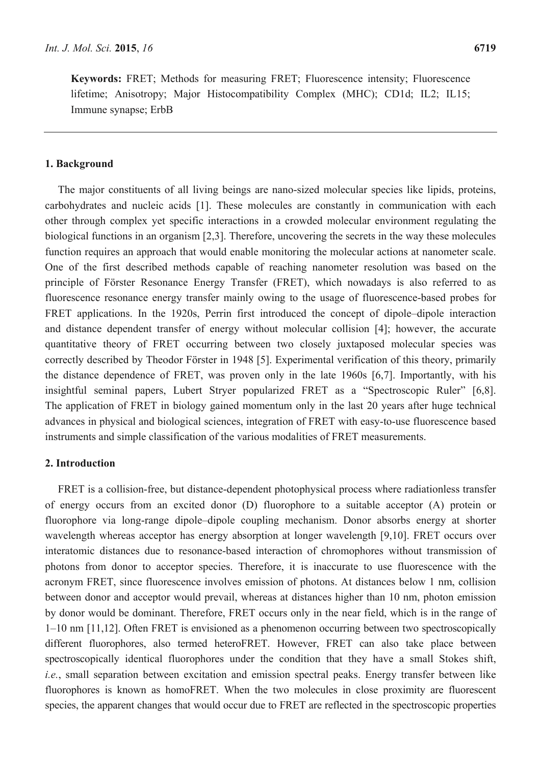**Keywords:** FRET; Methods for measuring FRET; Fluorescence intensity; Fluorescence lifetime; Anisotropy; Major Histocompatibility Complex (MHC); CD1d; IL2; IL15; Immune synapse; ErbB

## 1. Background

The major constituents of all living beings are nano-sized molecular species like lipids, proteins, carbohydrates and nucleic acids [1]. These molecules are constantly in communication with each other through complex yet specific interactions in a crowded molecular environment regulating the biological functions in an organism [2,3]. Therefore, uncovering the secrets in the way these molecules function requires an approach that would enable monitoring the molecular actions at nanometer scale. One of the first described methods capable of reaching nanometer resolution was based on the principle of Förster Resonance Energy Transfer (FRET), which nowadays is also referred to as fluorescence resonance energy transfer mainly owing to the usage of fluorescence-based probes for FRET applications. In the 1920s, Perrin first introduced the concept of dipole–dipole interaction and distance dependent transfer of energy without molecular collision [4]; however, the accurate quantitative theory of FRET occurring between two closely juxtaposed molecular species was correctly described by Theodor Förster in 1948 [5]. Experimental verification of this theory, primarily the distance dependence of FRET, was proven only in the late 1960s [6,7]. Importantly, with his insightful seminal papers, Lubert Stryer popularized FRET as a "Spectroscopic Ruler" [6,8]. The application of FRET in biology gained momentum only in the last 20 years after huge technical advances in physical and biological sciences, integration of FRET with easy-to-use fluorescence based instruments and simple classification of the various modalities of FRET measurements.

## 2. Introduction

FRET is a collision-free, but distance-dependent photophysical process where radiationless transfer of energy occurs from an excited donor (D) fluorophore to a suitable acceptor (A) protein or fluorophore via long-range dipole–dipole coupling mechanism. Donor absorbs energy at shorter wavelength whereas acceptor has energy absorption at longer wavelength [9,10]. FRET occurs over interatomic distances due to resonance-based interaction of chromophores without transmission of photons from donor to acceptor species. Therefore, it is inaccurate to use fluorescence with the acronym FRET, since fluorescence involves emission of photons. At distances below 1 nm, collision between donor and acceptor would prevail, whereas at distances higher than 10 nm, photon emission by donor would be dominant. Therefore, FRET occurs only in the near field, which is in the range of 1–10 nm [11,12]. Often FRET is envisioned as a phenomenon occurring between two spectroscopically different fluorophores, also termed heteroFRET. However, FRET can also take place between spectroscopically identical fluorophores under the condition that they have a small Stokes shift, *i.e.*, small separation between excitation and emission spectral peaks. Energy transfer between like fluorophores is known as homoFRET. When the two molecules in close proximity are fluorescent species, the apparent changes that would occur due to FRET are reflected in the spectroscopic properties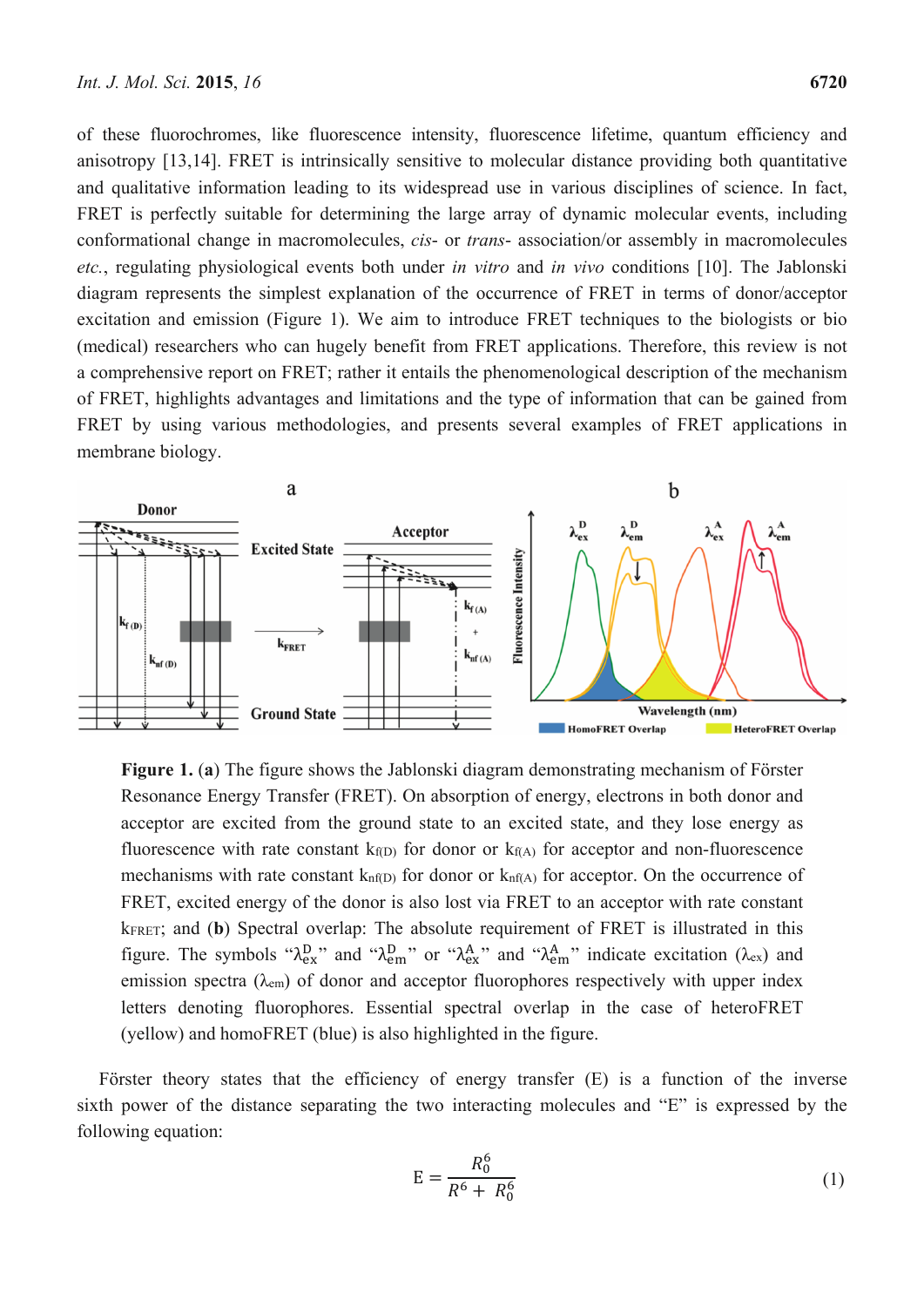of these fluorochromes, like fluorescence intensity, fluorescence lifetime, quantum efficiency and anisotropy [13,14]. FRET is intrinsically sensitive to molecular distance providing both quantitative and qualitative information leading to its widespread use in various disciplines of science. In fact, FRET is perfectly suitable for determining the large array of dynamic molecular events, including conformational change in macromolecules, *cis*- or *trans*- association/or assembly in macromolecules *etc.*, regulating physiological events both under *in vitro* and *in vivo* conditions [10]. The Jablonski diagram represents the simplest explanation of the occurrence of FRET in terms of donor/acceptor excitation and emission (Figure 1). We aim to introduce FRET techniques to the biologists or bio (medical) researchers who can hugely benefit from FRET applications. Therefore, this review is not a comprehensive report on FRET; rather it entails the phenomenological description of the mechanism of FRET, highlights advantages and limitations and the type of information that can be gained from FRET by using various methodologies, and presents several examples of FRET applications in membrane biology.

**Figure 1.** (**a**) The figure shows the Jablonski diagram demonstrating mechanism of Förster Resonance Energy Transfer (FRET). On absorption of energy, electrons in both donor and acceptor are excited from the ground state to an excited state, and they lose energy as fluorescence with rate constant $k_{f(D)}$ for donor or $k_{f(A)}$ for acceptor and non-fluorescence mechanisms with rate constant $k_{nf(D)}$ for donor or $k_{nf(A)}$ for acceptor. On the occurrence of FRET, excited energy of the donor is also lost via FRET to an acceptor with rate constant $k_{FRET}$; and (**b**) Spectral overlap: The absolute requirement of FRET is illustrated in this figure. The symbols "$\lambda_{ex}^{D}$" and "$\lambda_{em}^{D}$" or "$\lambda_{ex}^{A}$" and "$\lambda_{em}^{A}$" indicate excitation ($\lambda_{ex}$) and emission spectra ($\lambda_{em}$) of donor and acceptor fluorophores respectively with upper index letters denoting fluorophores. Essential spectral overlap in the case of heteroFRET (yellow) and homoFRET (blue) is also highlighted in the figure.

Förster theory states that the efficiency of energy transfer (E) is a function of the inverse sixth power of the distance separating the two interacting molecules and "E" is expressed by the following equation:

$$E = \frac{R_0^6}{R^6 + R_0^6} \tag{1}$$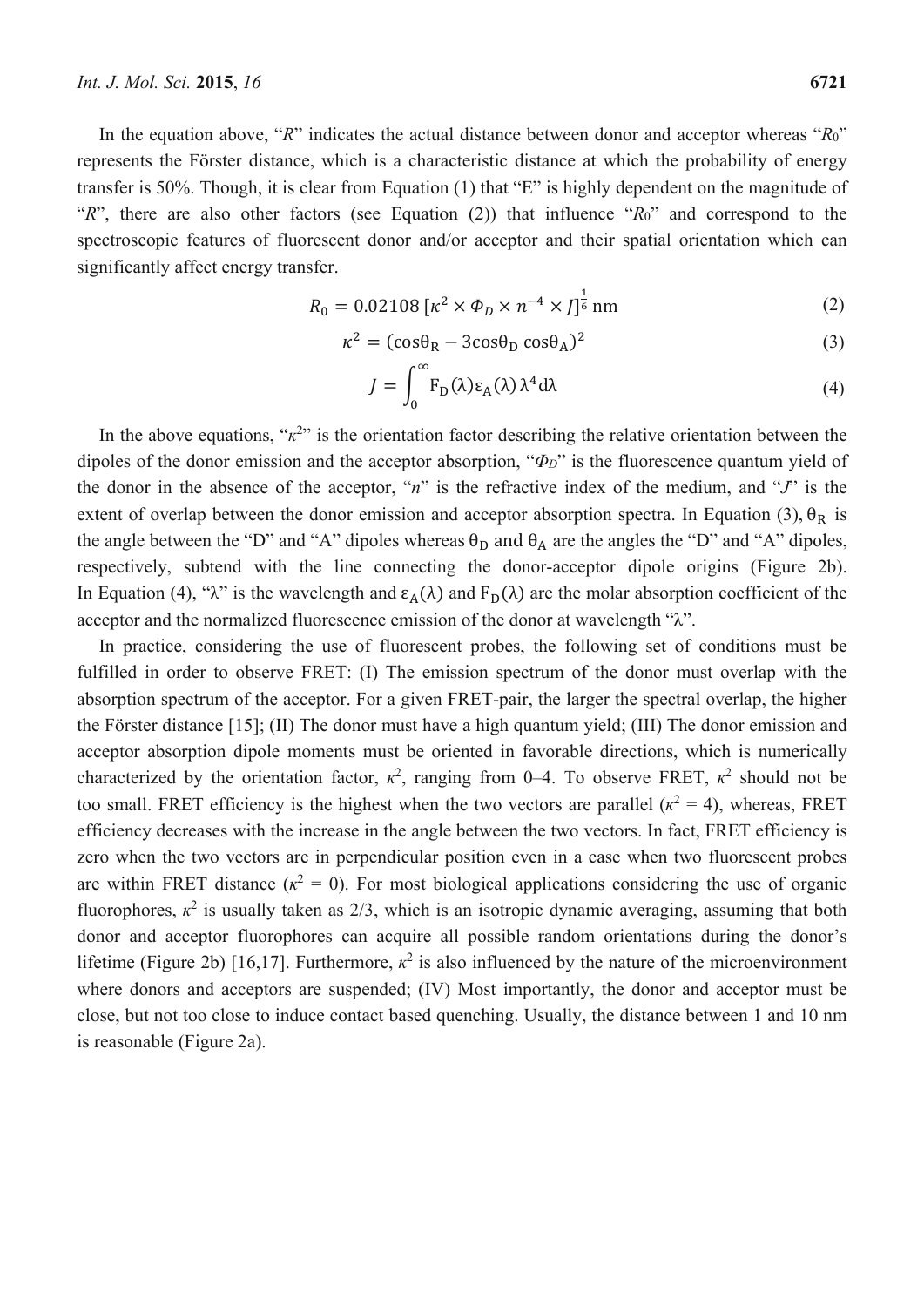In the equation above, "$R$" indicates the actual distance between donor and acceptor whereas "$R_0$" represents the Förster distance, which is a characteristic distance at which the probability of energy transfer is 50%. Though, it is clear from Equation (1) that "E" is highly dependent on the magnitude of "$R$", there are also other factors (see Equation (2)) that influence "$R_0$" and correspond to the spectroscopic features of fluorescent donor and/or acceptor and their spatial orientation which can significantly affect energy transfer.

$$R_0 = 0.02108\,[\kappa^2 \times \Phi_D \times n^{-4} \times J]^{\frac{1}{6}}\,\text{nm} \tag{2}$$

$$\kappa^2 = (\cos\theta_R - 3\cos\theta_D \cos\theta_A)^2 \tag{3}$$

$$J = \int_0^{\infty} F_D(\lambda)\varepsilon_A(\lambda)\,\lambda^4 d\lambda \tag{4}$$

In the above equations, "$\kappa^2$" is the orientation factor describing the relative orientation between the dipoles of the donor emission and the acceptor absorption, "$\Phi_D$" is the fluorescence quantum yield of the donor in the absence of the acceptor, "$n$" is the refractive index of the medium, and "$J$" is the extent of overlap between the donor emission and acceptor absorption spectra. In Equation (3), $\theta_R$ is the angle between the "D" and "A" dipoles whereas $\theta_D$ and $\theta_A$ are the angles the "D" and "A" dipoles, respectively, subtend with the line connecting the donor-acceptor dipole origins (Figure 2b). In Equation (4), "$\lambda$" is the wavelength and $\varepsilon_A(\lambda)$ and $F_D(\lambda)$ are the molar absorption coefficient of the acceptor and the normalized fluorescence emission of the donor at wavelength "$\lambda$".

In practice, considering the use of fluorescent probes, the following set of conditions must be fulfilled in order to observe FRET: (I) The emission spectrum of the donor must overlap with the absorption spectrum of the acceptor. For a given FRET-pair, the larger the spectral overlap, the higher the Förster distance [15]; (II) The donor must have a high quantum yield; (III) The donor emission and acceptor absorption dipole moments must be oriented in favorable directions, which is numerically characterized by the orientation factor, $\kappa^2$, ranging from 0–4. To observe FRET, $\kappa^2$ should not be too small. FRET efficiency is the highest when the two vectors are parallel ($\kappa^2 = 4$), whereas, FRET efficiency decreases with the increase in the angle between the two vectors. In fact, FRET efficiency is zero when the two vectors are in perpendicular position even in a case when two fluorescent probes are within FRET distance ($\kappa^2 = 0$). For most biological applications considering the use of organic fluorophores, $\kappa^2$ is usually taken as 2/3, which is an isotropic dynamic averaging, assuming that both donor and acceptor fluorophores can acquire all possible random orientations during the donor's lifetime (Figure 2b) [16,17]. Furthermore, $\kappa^2$ is also influenced by the nature of the microenvironment where donors and acceptors are suspended; (IV) Most importantly, the donor and acceptor must be close, but not too close to induce contact based quenching. Usually, the distance between 1 and 10 nm is reasonable (Figure 2a).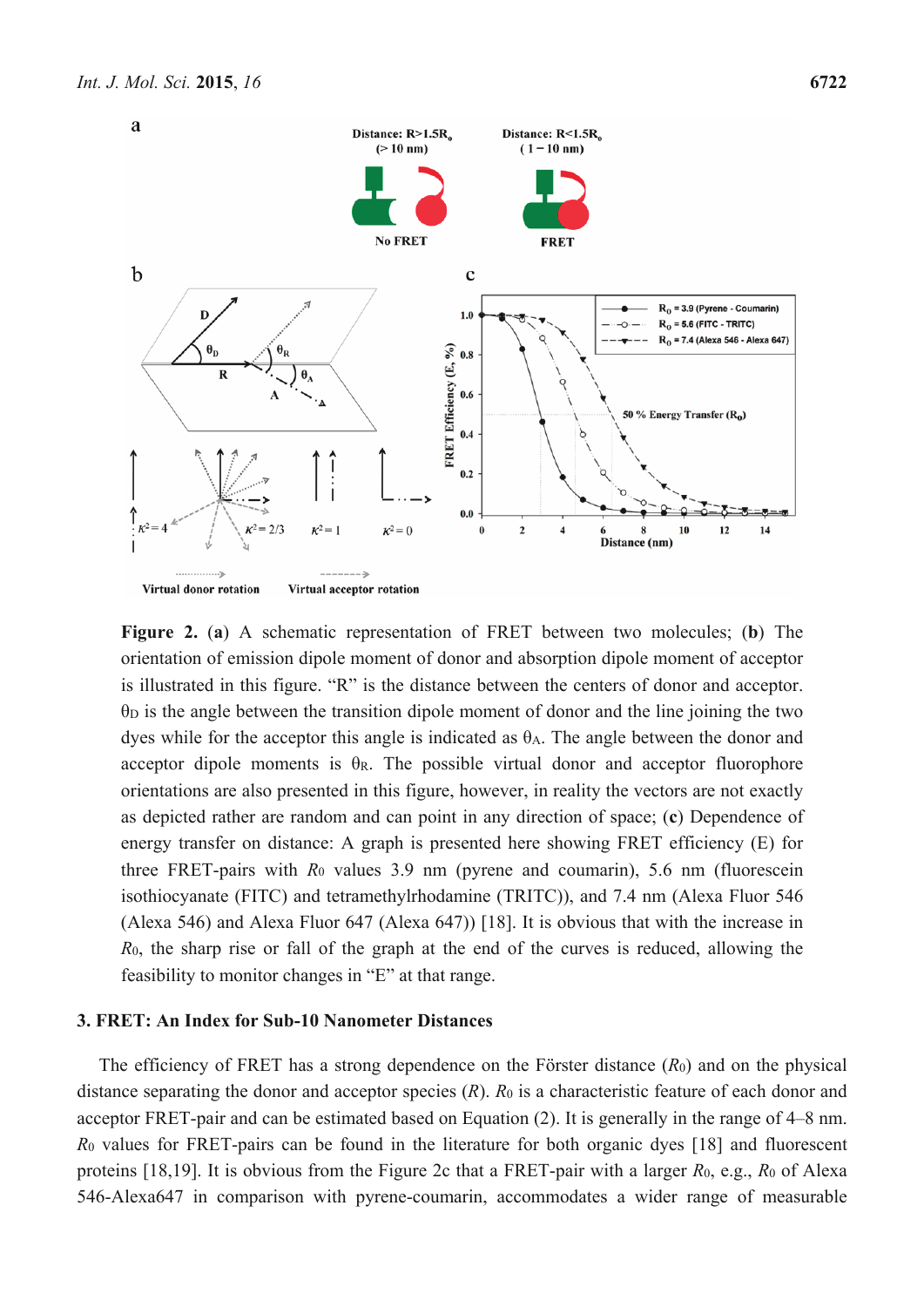**Figure 2.** (**a**) A schematic representation of FRET between two molecules; (**b**) The orientation of emission dipole moment of donor and absorption dipole moment of acceptor is illustrated in this figure. "R" is the distance between the centers of donor and acceptor. $\theta_D$ is the angle between the transition dipole moment of donor and the line joining the two dyes while for the acceptor this angle is indicated as $\theta_A$. The angle between the donor and acceptor dipole moments is $\theta_R$. The possible virtual donor and acceptor fluorophore orientations are also presented in this figure, however, in reality the vectors are not exactly as depicted rather are random and can point in any direction of space; (**c**) Dependence of energy transfer on distance: A graph is presented here showing FRET efficiency (E) for three FRET-pairs with $R_0$ values 3.9 nm (pyrene and coumarin), 5.6 nm (fluorescein isothiocyanate (FITC) and tetramethylrhodamine (TRITC)), and 7.4 nm (Alexa Fluor 546 (Alexa 546) and Alexa Fluor 647 (Alexa 647)) [18]. It is obvious that with the increase in $R_0$, the sharp rise or fall of the graph at the end of the curves is reduced, allowing the feasibility to monitor changes in "E" at that range.

## 3. FRET: An Index for Sub-10 Nanometer Distances

The efficiency of FRET has a strong dependence on the Förster distance ($R_0$) and on the physical distance separating the donor and acceptor species ($R$). $R_0$ is a characteristic feature of each donor and acceptor FRET-pair and can be estimated based on Equation (2). It is generally in the range of 4–8 nm. $R_0$ values for FRET-pairs can be found in the literature for both organic dyes [18] and fluorescent proteins [18,19]. It is obvious from the Figure 2c that a FRET-pair with a larger $R_0$, e.g., $R_0$ of Alexa 546-Alexa647 in comparison with pyrene-coumarin, accommodates a wider range of measurable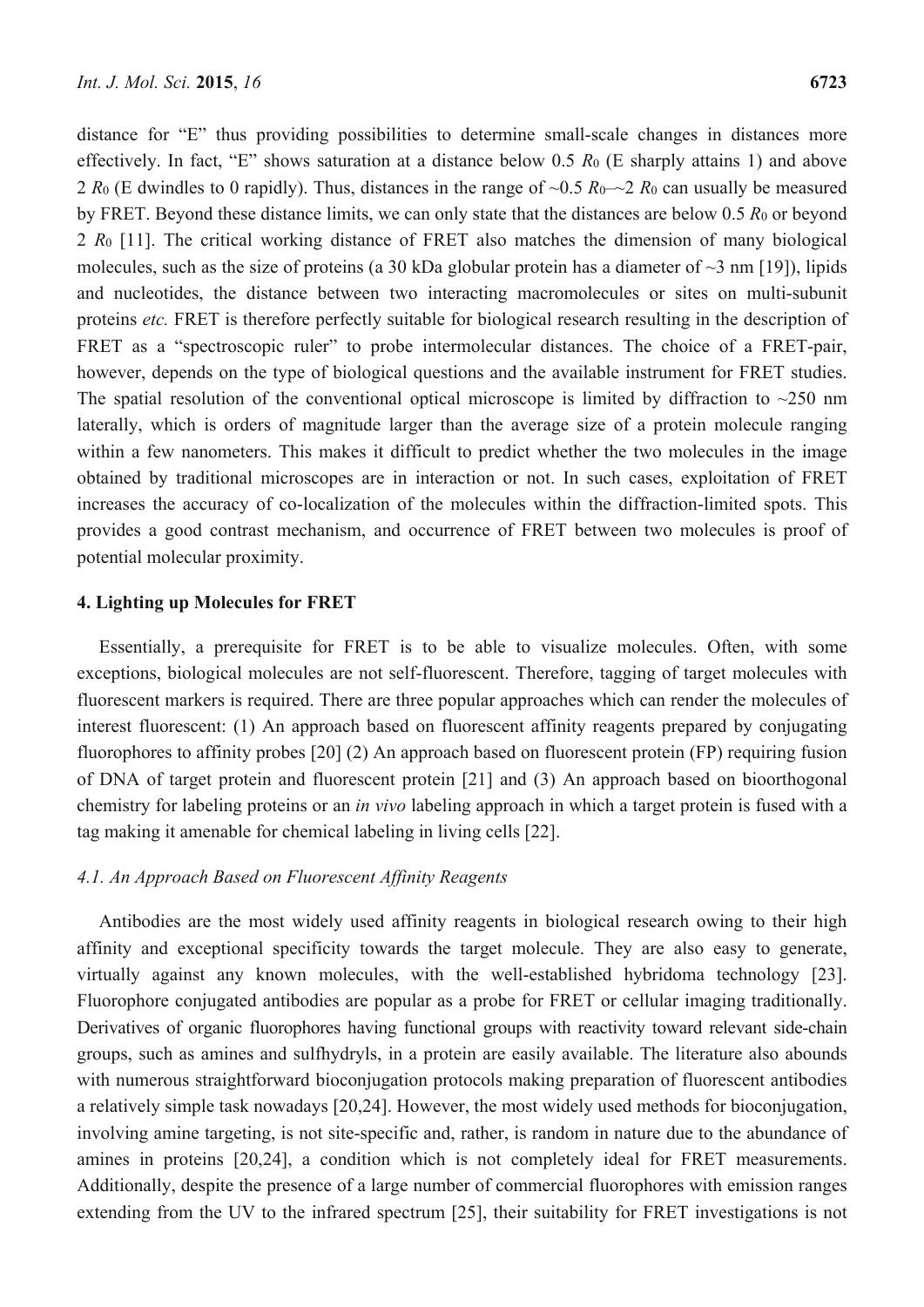distance for "E" thus providing possibilities to determine small-scale changes in distances more effectively. In fact, "E" shows saturation at a distance below 0.5 $R_0$ (E sharply attains 1) and above 2 $R_0$ (E dwindles to 0 rapidly). Thus, distances in the range of ~0.5 $R_0$–~2 $R_0$ can usually be measured by FRET. Beyond these distance limits, we can only state that the distances are below 0.5 $R_0$ or beyond 2 $R_0$ [11]. The critical working distance of FRET also matches the dimension of many biological molecules, such as the size of proteins (a 30 kDa globular protein has a diameter of ~3 nm [19]), lipids and nucleotides, the distance between two interacting macromolecules or sites on multi-subunit proteins *etc.* FRET is therefore perfectly suitable for biological research resulting in the description of FRET as a "spectroscopic ruler" to probe intermolecular distances. The choice of a FRET-pair, however, depends on the type of biological questions and the available instrument for FRET studies. The spatial resolution of the conventional optical microscope is limited by diffraction to ~250 nm laterally, which is orders of magnitude larger than the average size of a protein molecule ranging within a few nanometers. This makes it difficult to predict whether the two molecules in the image obtained by traditional microscopes are in interaction or not. In such cases, exploitation of FRET increases the accuracy of co-localization of the molecules within the diffraction-limited spots. This provides a good contrast mechanism, and occurrence of FRET between two molecules is proof of potential molecular proximity.

## 4. Lighting up Molecules for FRET

Essentially, a prerequisite for FRET is to be able to visualize molecules. Often, with some exceptions, biological molecules are not self-fluorescent. Therefore, tagging of target molecules with fluorescent markers is required. There are three popular approaches which can render the molecules of interest fluorescent: (1) An approach based on fluorescent affinity reagents prepared by conjugating fluorophores to affinity probes [20] (2) An approach based on fluorescent protein (FP) requiring fusion of DNA of target protein and fluorescent protein [21] and (3) An approach based on bioorthogonal chemistry for labeling proteins or an *in vivo* labeling approach in which a target protein is fused with a tag making it amenable for chemical labeling in living cells [22].

### *4.1. An Approach Based on Fluorescent Affinity Reagents*

Antibodies are the most widely used affinity reagents in biological research owing to their high affinity and exceptional specificity towards the target molecule. They are also easy to generate, virtually against any known molecules, with the well-established hybridoma technology [23]. Fluorophore conjugated antibodies are popular as a probe for FRET or cellular imaging traditionally. Derivatives of organic fluorophores having functional groups with reactivity toward relevant side-chain groups, such as amines and sulfhydryls, in a protein are easily available. The literature also abounds with numerous straightforward bioconjugation protocols making preparation of fluorescent antibodies a relatively simple task nowadays [20,24]. However, the most widely used methods for bioconjugation, involving amine targeting, is not site-specific and, rather, is random in nature due to the abundance of amines in proteins [20,24], a condition which is not completely ideal for FRET measurements. Additionally, despite the presence of a large number of commercial fluorophores with emission ranges extending from the UV to the infrared spectrum [25], their suitability for FRET investigations is not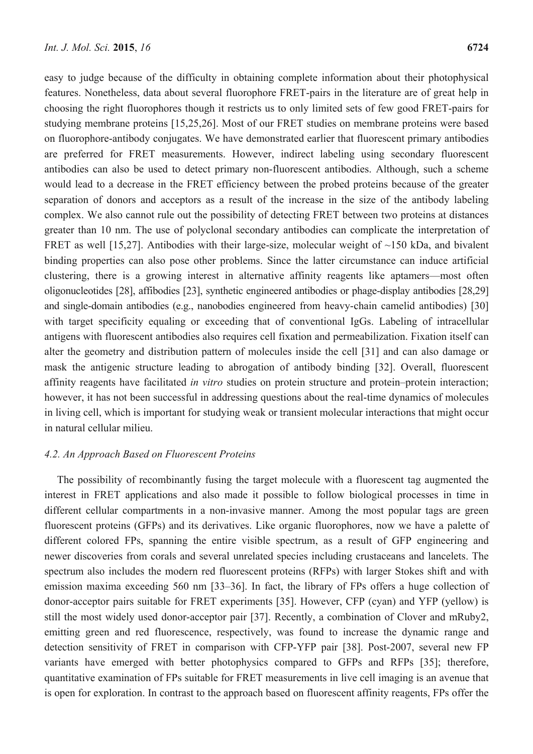easy to judge because of the difficulty in obtaining complete information about their photophysical features. Nonetheless, data about several fluorophore FRET-pairs in the literature are of great help in choosing the right fluorophores though it restricts us to only limited sets of few good FRET-pairs for studying membrane proteins [15,25,26]. Most of our FRET studies on membrane proteins were based on fluorophore-antibody conjugates. We have demonstrated earlier that fluorescent primary antibodies are preferred for FRET measurements. However, indirect labeling using secondary fluorescent antibodies can also be used to detect primary non-fluorescent antibodies. Although, such a scheme would lead to a decrease in the FRET efficiency between the probed proteins because of the greater separation of donors and acceptors as a result of the increase in the size of the antibody labeling complex. We also cannot rule out the possibility of detecting FRET between two proteins at distances greater than 10 nm. The use of polyclonal secondary antibodies can complicate the interpretation of FRET as well [15,27]. Antibodies with their large-size, molecular weight of ~150 kDa, and bivalent binding properties can also pose other problems. Since the latter circumstance can induce artificial clustering, there is a growing interest in alternative affinity reagents like aptamers—most often oligonucleotides [28], affibodies [23], synthetic engineered antibodies or phage-display antibodies [28,29] and single-domain antibodies (e.g., nanobodies engineered from heavy-chain camelid antibodies) [30] with target specificity equaling or exceeding that of conventional IgGs. Labeling of intracellular antigens with fluorescent antibodies also requires cell fixation and permeabilization. Fixation itself can alter the geometry and distribution pattern of molecules inside the cell [31] and can also damage or mask the antigenic structure leading to abrogation of antibody binding [32]. Overall, fluorescent affinity reagents have facilitated *in vitro* studies on protein structure and protein–protein interaction; however, it has not been successful in addressing questions about the real-time dynamics of molecules in living cell, which is important for studying weak or transient molecular interactions that might occur in natural cellular milieu.

### *4.2. An Approach Based on Fluorescent Proteins*

The possibility of recombinantly fusing the target molecule with a fluorescent tag augmented the interest in FRET applications and also made it possible to follow biological processes in time in different cellular compartments in a non-invasive manner. Among the most popular tags are green fluorescent proteins (GFPs) and its derivatives. Like organic fluorophores, now we have a palette of different colored FPs, spanning the entire visible spectrum, as a result of GFP engineering and newer discoveries from corals and several unrelated species including crustaceans and lancelets. The spectrum also includes the modern red fluorescent proteins (RFPs) with larger Stokes shift and with emission maxima exceeding 560 nm [33–36]. In fact, the library of FPs offers a huge collection of donor-acceptor pairs suitable for FRET experiments [35]. However, CFP (cyan) and YFP (yellow) is still the most widely used donor-acceptor pair [37]. Recently, a combination of Clover and mRuby2, emitting green and red fluorescence, respectively, was found to increase the dynamic range and detection sensitivity of FRET in comparison with CFP-YFP pair [38]. Post-2007, several new FP variants have emerged with better photophysics compared to GFPs and RFPs [35]; therefore, quantitative examination of FPs suitable for FRET measurements in live cell imaging is an avenue that is open for exploration. In contrast to the approach based on fluorescent affinity reagents, FPs offer the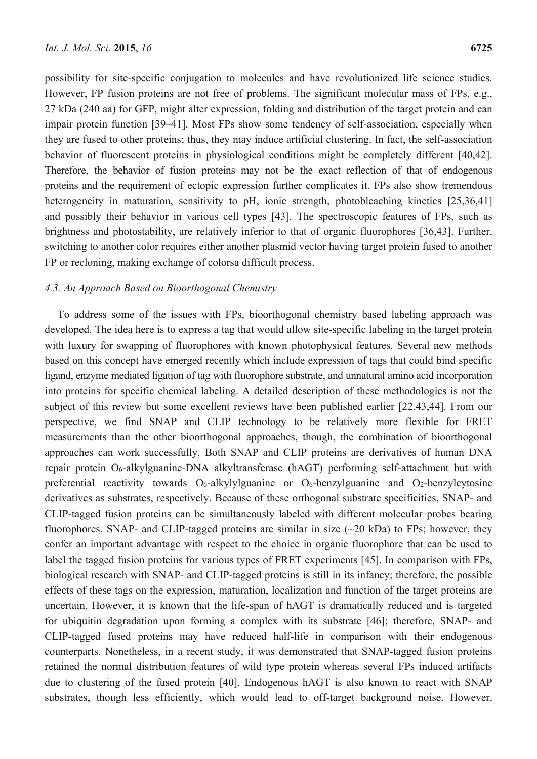possibility for site-specific conjugation to molecules and have revolutionized life science studies. However, FP fusion proteins are not free of problems. The significant molecular mass of FPs, e.g., 27 kDa (240 aa) for GFP, might alter expression, folding and distribution of the target protein and can impair protein function [39–41]. Most FPs show some tendency of self-association, especially when they are fused to other proteins; thus, they may induce artificial clustering. In fact, the self-association behavior of fluorescent proteins in physiological conditions might be completely different [40,42]. Therefore, the behavior of fusion proteins may not be the exact reflection of that of endogenous proteins and the requirement of ectopic expression further complicates it. FPs also show tremendous heterogeneity in maturation, sensitivity to pH, ionic strength, photobleaching kinetics [25,36,41] and possibly their behavior in various cell types [43]. The spectroscopic features of FPs, such as brightness and photostability, are relatively inferior to that of organic fluorophores [36,43]. Further, switching to another color requires either another plasmid vector having target protein fused to another FP or recloning, making exchange of colorsa difficult process.

### 4.3. An Approach Based on Bioorthogonal Chemistry

To address some of the issues with FPs, bioorthogonal chemistry based labeling approach was developed. The idea here is to express a tag that would allow site-specific labeling in the target protein with luxury for swapping of fluorophores with known photophysical features. Several new methods based on this concept have emerged recently which include expression of tags that could bind specific ligand, enzyme mediated ligation of tag with fluorophore substrate, and unnatural amino acid incorporation into proteins for specific chemical labeling. A detailed description of these methodologies is not the subject of this review but some excellent reviews have been published earlier [22,43,44]. From our perspective, we find SNAP and CLIP technology to be relatively more flexible for FRET measurements than the other bioorthogonal approaches, though, the combination of bioorthogonal approaches can work successfully. Both SNAP and CLIP proteins are derivatives of human DNA repair protein $O_6$-alkylguanine-DNA alkyltransferase (hAGT) performing self-attachment but with preferential reactivity towards $O_6$-alkylylguanine or $O_6$-benzylguanine and $O_2$-benzylcytosine derivatives as substrates, respectively. Because of these orthogonal substrate specificities, SNAP- and CLIP-tagged fusion proteins can be simultaneously labeled with different molecular probes bearing fluorophores. SNAP- and CLIP-tagged proteins are similar in size (~20 kDa) to FPs; however, they confer an important advantage with respect to the choice in organic fluorophore that can be used to label the tagged fusion proteins for various types of FRET experiments [45]. In comparison with FPs, biological research with SNAP- and CLIP-tagged proteins is still in its infancy; therefore, the possible effects of these tags on the expression, maturation, localization and function of the target proteins are uncertain. However, it is known that the life-span of hAGT is dramatically reduced and is targeted for ubiquitin degradation upon forming a complex with its substrate [46]; therefore, SNAP- and CLIP-tagged fused proteins may have reduced half-life in comparison with their endogenous counterparts. Nonetheless, in a recent study, it was demonstrated that SNAP-tagged fusion proteins retained the normal distribution features of wild type protein whereas several FPs induced artifacts due to clustering of the fused protein [40]. Endogenous hAGT is also known to react with SNAP substrates, though less efficiently, which would lead to off-target background noise. However,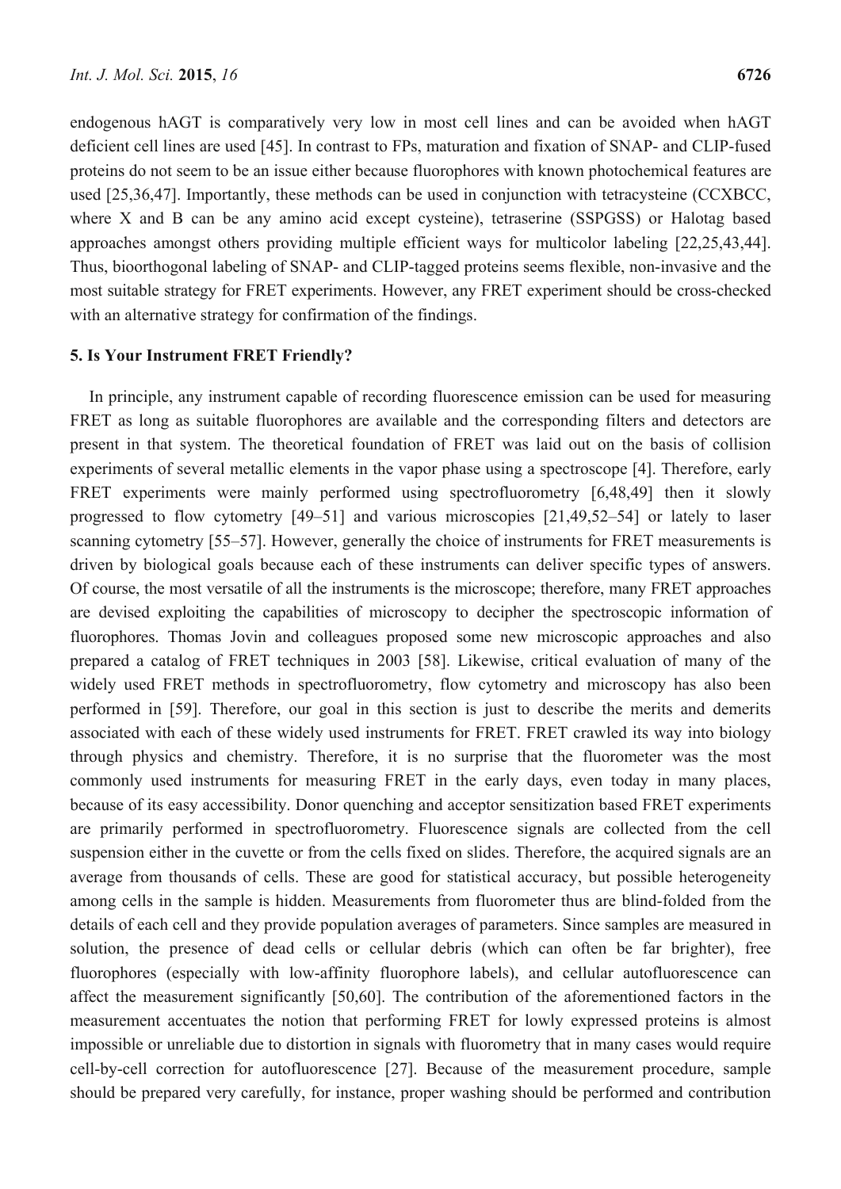endogenous hAGT is comparatively very low in most cell lines and can be avoided when hAGT deficient cell lines are used [45]. In contrast to FPs, maturation and fixation of SNAP- and CLIP-fused proteins do not seem to be an issue either because fluorophores with known photochemical features are used [25,36,47]. Importantly, these methods can be used in conjunction with tetracysteine (CCXBCC, where X and B can be any amino acid except cysteine), tetraserine (SSPGSS) or Halotag based approaches amongst others providing multiple efficient ways for multicolor labeling [22,25,43,44]. Thus, bioorthogonal labeling of SNAP- and CLIP-tagged proteins seems flexible, non-invasive and the most suitable strategy for FRET experiments. However, any FRET experiment should be cross-checked with an alternative strategy for confirmation of the findings.

## 5. Is Your Instrument FRET Friendly?

In principle, any instrument capable of recording fluorescence emission can be used for measuring FRET as long as suitable fluorophores are available and the corresponding filters and detectors are present in that system. The theoretical foundation of FRET was laid out on the basis of collision experiments of several metallic elements in the vapor phase using a spectroscope [4]. Therefore, early FRET experiments were mainly performed using spectrofluorometry [6,48,49] then it slowly progressed to flow cytometry [49–51] and various microscopies [21,49,52–54] or lately to laser scanning cytometry [55–57]. However, generally the choice of instruments for FRET measurements is driven by biological goals because each of these instruments can deliver specific types of answers. Of course, the most versatile of all the instruments is the microscope; therefore, many FRET approaches are devised exploiting the capabilities of microscopy to decipher the spectroscopic information of fluorophores. Thomas Jovin and colleagues proposed some new microscopic approaches and also prepared a catalog of FRET techniques in 2003 [58]. Likewise, critical evaluation of many of the widely used FRET methods in spectrofluorometry, flow cytometry and microscopy has also been performed in [59]. Therefore, our goal in this section is just to describe the merits and demerits associated with each of these widely used instruments for FRET. FRET crawled its way into biology through physics and chemistry. Therefore, it is no surprise that the fluorometer was the most commonly used instruments for measuring FRET in the early days, even today in many places, because of its easy accessibility. Donor quenching and acceptor sensitization based FRET experiments are primarily performed in spectrofluorometry. Fluorescence signals are collected from the cell suspension either in the cuvette or from the cells fixed on slides. Therefore, the acquired signals are an average from thousands of cells. These are good for statistical accuracy, but possible heterogeneity among cells in the sample is hidden. Measurements from fluorometer thus are blind-folded from the details of each cell and they provide population averages of parameters. Since samples are measured in solution, the presence of dead cells or cellular debris (which can often be far brighter), free fluorophores (especially with low-affinity fluorophore labels), and cellular autofluorescence can affect the measurement significantly [50,60]. The contribution of the aforementioned factors in the measurement accentuates the notion that performing FRET for lowly expressed proteins is almost impossible or unreliable due to distortion in signals with fluorometry that in many cases would require cell-by-cell correction for autofluorescence [27]. Because of the measurement procedure, sample should be prepared very carefully, for instance, proper washing should be performed and contribution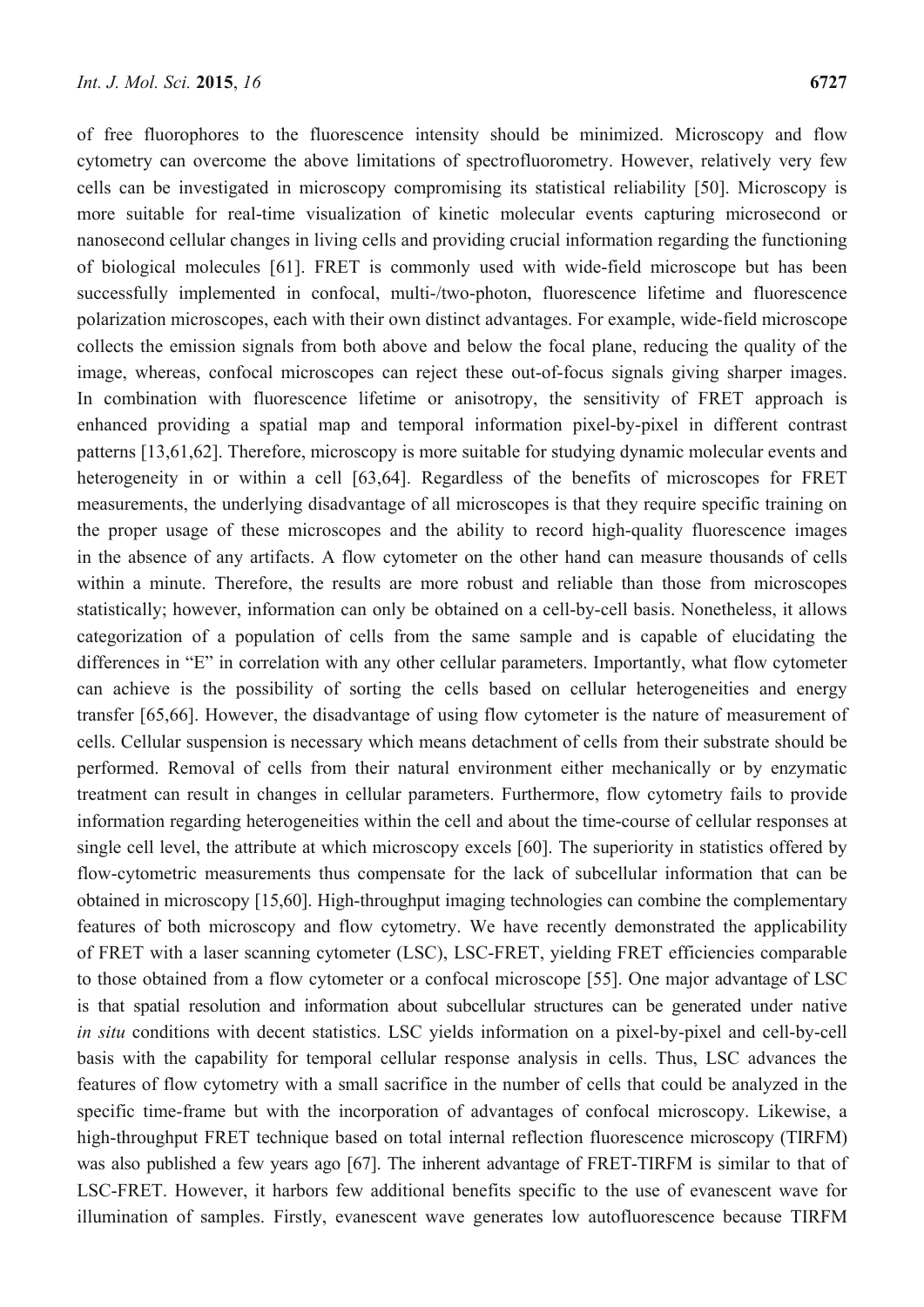of free fluorophores to the fluorescence intensity should be minimized. Microscopy and flow cytometry can overcome the above limitations of spectrofluorometry. However, relatively very few cells can be investigated in microscopy compromising its statistical reliability [50]. Microscopy is more suitable for real-time visualization of kinetic molecular events capturing microsecond or nanosecond cellular changes in living cells and providing crucial information regarding the functioning of biological molecules [61]. FRET is commonly used with wide-field microscope but has been successfully implemented in confocal, multi-/two-photon, fluorescence lifetime and fluorescence polarization microscopes, each with their own distinct advantages. For example, wide-field microscope collects the emission signals from both above and below the focal plane, reducing the quality of the image, whereas, confocal microscopes can reject these out-of-focus signals giving sharper images. In combination with fluorescence lifetime or anisotropy, the sensitivity of FRET approach is enhanced providing a spatial map and temporal information pixel-by-pixel in different contrast patterns [13,61,62]. Therefore, microscopy is more suitable for studying dynamic molecular events and heterogeneity in or within a cell [63,64]. Regardless of the benefits of microscopes for FRET measurements, the underlying disadvantage of all microscopes is that they require specific training on the proper usage of these microscopes and the ability to record high-quality fluorescence images in the absence of any artifacts. A flow cytometer on the other hand can measure thousands of cells within a minute. Therefore, the results are more robust and reliable than those from microscopes statistically; however, information can only be obtained on a cell-by-cell basis. Nonetheless, it allows categorization of a population of cells from the same sample and is capable of elucidating the differences in "E" in correlation with any other cellular parameters. Importantly, what flow cytometer can achieve is the possibility of sorting the cells based on cellular heterogeneities and energy transfer [65,66]. However, the disadvantage of using flow cytometer is the nature of measurement of cells. Cellular suspension is necessary which means detachment of cells from their substrate should be performed. Removal of cells from their natural environment either mechanically or by enzymatic treatment can result in changes in cellular parameters. Furthermore, flow cytometry fails to provide information regarding heterogeneities within the cell and about the time-course of cellular responses at single cell level, the attribute at which microscopy excels [60]. The superiority in statistics offered by flow-cytometric measurements thus compensate for the lack of subcellular information that can be obtained in microscopy [15,60]. High-throughput imaging technologies can combine the complementary features of both microscopy and flow cytometry. We have recently demonstrated the applicability of FRET with a laser scanning cytometer (LSC), LSC-FRET, yielding FRET efficiencies comparable to those obtained from a flow cytometer or a confocal microscope [55]. One major advantage of LSC is that spatial resolution and information about subcellular structures can be generated under native *in situ* conditions with decent statistics. LSC yields information on a pixel-by-pixel and cell-by-cell basis with the capability for temporal cellular response analysis in cells. Thus, LSC advances the features of flow cytometry with a small sacrifice in the number of cells that could be analyzed in the specific time-frame but with the incorporation of advantages of confocal microscopy. Likewise, a high-throughput FRET technique based on total internal reflection fluorescence microscopy (TIRFM) was also published a few years ago [67]. The inherent advantage of FRET-TIRFM is similar to that of LSC-FRET. However, it harbors few additional benefits specific to the use of evanescent wave for illumination of samples. Firstly, evanescent wave generates low autofluorescence because TIRFM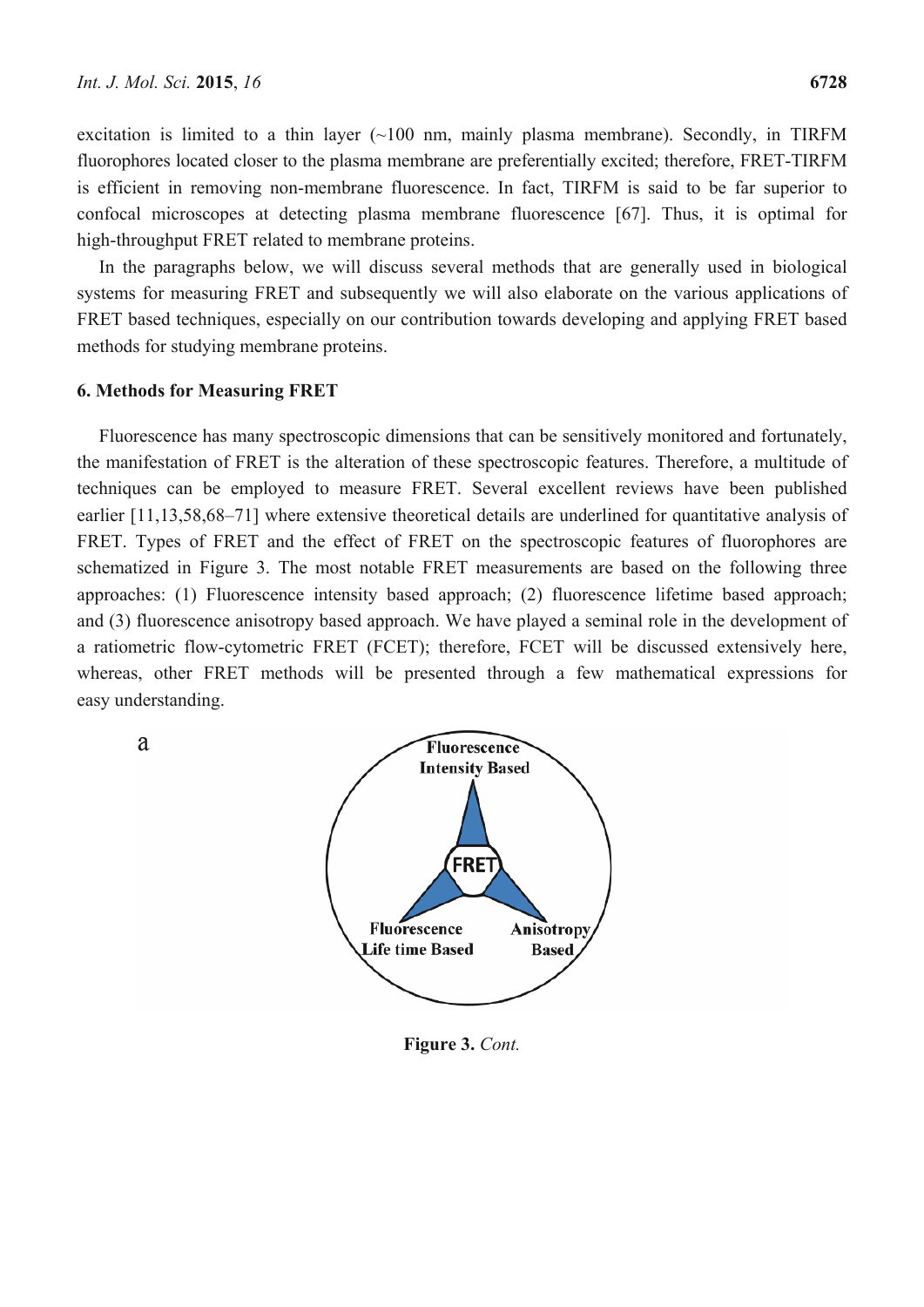excitation is limited to a thin layer (~100 nm, mainly plasma membrane). Secondly, in TIRFM fluorophores located closer to the plasma membrane are preferentially excited; therefore, FRET-TIRFM is efficient in removing non-membrane fluorescence. In fact, TIRFM is said to be far superior to confocal microscopes at detecting plasma membrane fluorescence [67]. Thus, it is optimal for high-throughput FRET related to membrane proteins.

In the paragraphs below, we will discuss several methods that are generally used in biological systems for measuring FRET and subsequently we will also elaborate on the various applications of FRET based techniques, especially on our contribution towards developing and applying FRET based methods for studying membrane proteins.

## 6. Methods for Measuring FRET

Fluorescence has many spectroscopic dimensions that can be sensitively monitored and fortunately, the manifestation of FRET is the alteration of these spectroscopic features. Therefore, a multitude of techniques can be employed to measure FRET. Several excellent reviews have been published earlier [11,13,58,68–71] where extensive theoretical details are underlined for quantitative analysis of FRET. Types of FRET and the effect of FRET on the spectroscopic features of fluorophores are schematized in Figure 3. The most notable FRET measurements are based on the following three approaches: (1) Fluorescence intensity based approach; (2) fluorescence lifetime based approach; and (3) fluorescence anisotropy based approach. We have played a seminal role in the development of a ratiometric flow-cytometric FRET (FCET); therefore, FCET will be discussed extensively here, whereas, other FRET methods will be presented through a few mathematical expressions for easy understanding.

**Figure 3.** *Cont.*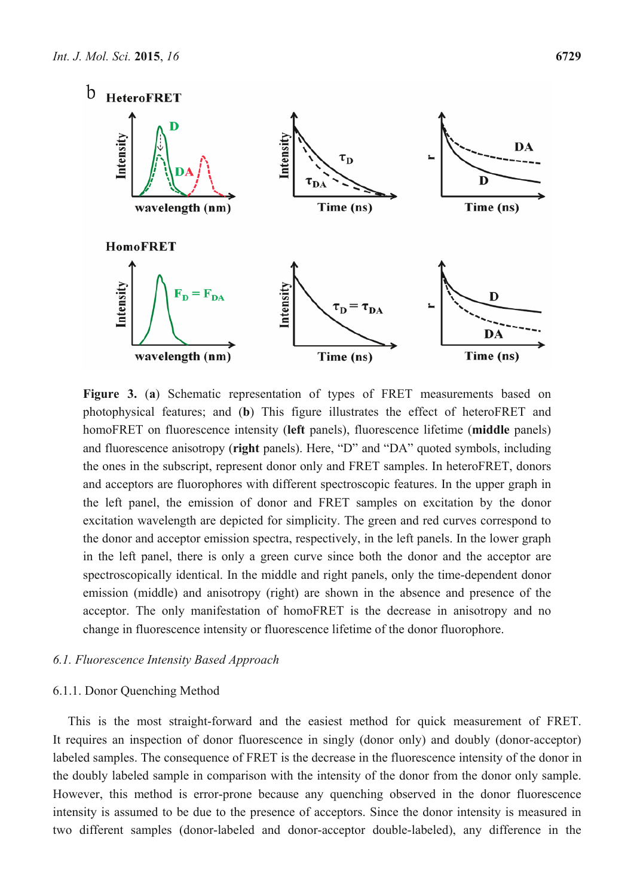**Figure 3.** (**a**) Schematic representation of types of FRET measurements based on photophysical features; and (**b**) This figure illustrates the effect of heteroFRET and homoFRET on fluorescence intensity (**left** panels), fluorescence lifetime (**middle** panels) and fluorescence anisotropy (**right** panels). Here, "D" and "DA" quoted symbols, including the ones in the subscript, represent donor only and FRET samples. In heteroFRET, donors and acceptors are fluorophores with different spectroscopic features. In the upper graph in the left panel, the emission of donor and FRET samples on excitation by the donor excitation wavelength are depicted for simplicity. The green and red curves correspond to the donor and acceptor emission spectra, respectively, in the left panels. In the lower graph in the left panel, there is only a green curve since both the donor and the acceptor are spectroscopically identical. In the middle and right panels, only the time-dependent donor emission (middle) and anisotropy (right) are shown in the absence and presence of the acceptor. The only manifestation of homoFRET is the decrease in anisotropy and no change in fluorescence intensity or fluorescence lifetime of the donor fluorophore.

### *6.1. Fluorescence Intensity Based Approach*

#### 6.1.1. Donor Quenching Method

This is the most straight-forward and the easiest method for quick measurement of FRET. It requires an inspection of donor fluorescence in singly (donor only) and doubly (donor-acceptor) labeled samples. The consequence of FRET is the decrease in the fluorescence intensity of the donor in the doubly labeled sample in comparison with the intensity of the donor from the donor only sample. However, this method is error-prone because any quenching observed in the donor fluorescence intensity is assumed to be due to the presence of acceptors. Since the donor intensity is measured in two different samples (donor-labeled and donor-acceptor double-labeled), any difference in the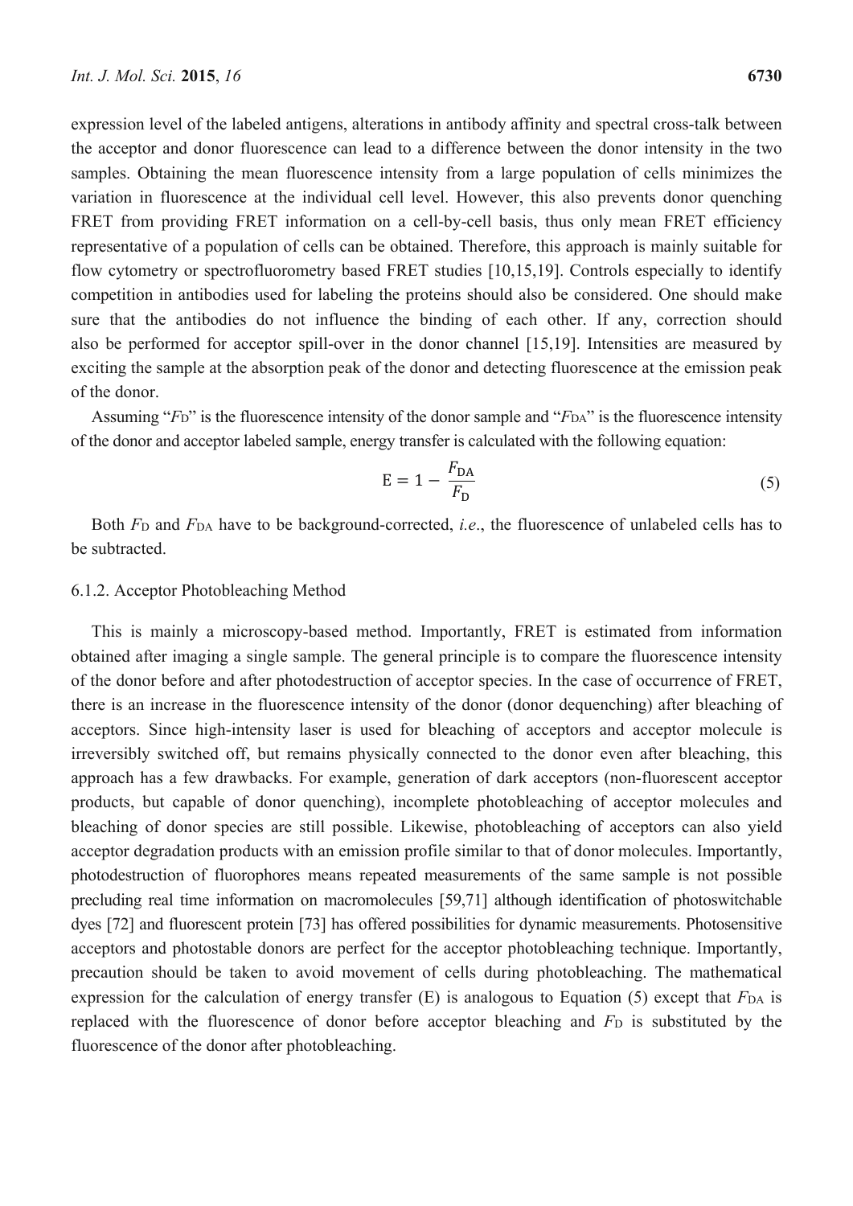expression level of the labeled antigens, alterations in antibody affinity and spectral cross-talk between the acceptor and donor fluorescence can lead to a difference between the donor intensity in the two samples. Obtaining the mean fluorescence intensity from a large population of cells minimizes the variation in fluorescence at the individual cell level. However, this also prevents donor quenching FRET from providing FRET information on a cell-by-cell basis, thus only mean FRET efficiency representative of a population of cells can be obtained. Therefore, this approach is mainly suitable for flow cytometry or spectrofluorometry based FRET studies [10,15,19]. Controls especially to identify competition in antibodies used for labeling the proteins should also be considered. One should make sure that the antibodies do not influence the binding of each other. If any, correction should also be performed for acceptor spill-over in the donor channel [15,19]. Intensities are measured by exciting the sample at the absorption peak of the donor and detecting fluorescence at the emission peak of the donor.

Assuming "$F_D$" is the fluorescence intensity of the donor sample and "$F_{DA}$" is the fluorescence intensity of the donor and acceptor labeled sample, energy transfer is calculated with the following equation:

$$\mathrm{E} = 1 - \frac{F_{\mathrm{DA}}}{F_{\mathrm{D}}} \tag{5}$$

Both $F_D$ and $F_{DA}$ have to be background-corrected, *i.e.*, the fluorescence of unlabeled cells has to be subtracted.

### 6.1.2. Acceptor Photobleaching Method

This is mainly a microscopy-based method. Importantly, FRET is estimated from information obtained after imaging a single sample. The general principle is to compare the fluorescence intensity of the donor before and after photodestruction of acceptor species. In the case of occurrence of FRET, there is an increase in the fluorescence intensity of the donor (donor dequenching) after bleaching of acceptors. Since high-intensity laser is used for bleaching of acceptors and acceptor molecule is irreversibly switched off, but remains physically connected to the donor even after bleaching, this approach has a few drawbacks. For example, generation of dark acceptors (non-fluorescent acceptor products, but capable of donor quenching), incomplete photobleaching of acceptor molecules and bleaching of donor species are still possible. Likewise, photobleaching of acceptors can also yield acceptor degradation products with an emission profile similar to that of donor molecules. Importantly, photodestruction of fluorophores means repeated measurements of the same sample is not possible precluding real time information on macromolecules [59,71] although identification of photoswitchable dyes [72] and fluorescent protein [73] has offered possibilities for dynamic measurements. Photosensitive acceptors and photostable donors are perfect for the acceptor photobleaching technique. Importantly, precaution should be taken to avoid movement of cells during photobleaching. The mathematical expression for the calculation of energy transfer (E) is analogous to Equation (5) except that $F_{DA}$ is replaced with the fluorescence of donor before acceptor bleaching and $F_D$ is substituted by the fluorescence of the donor after photobleaching.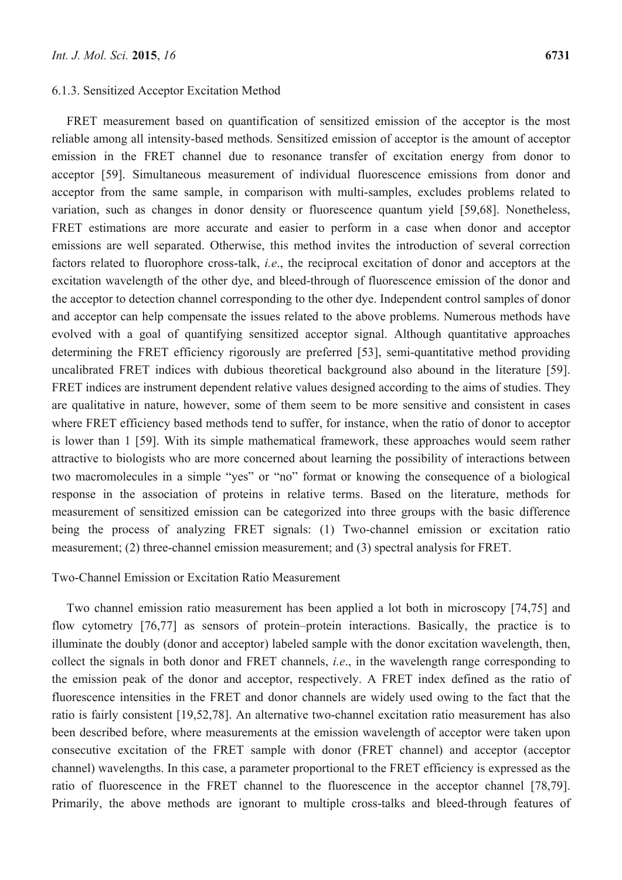#### 6.1.3. Sensitized Acceptor Excitation Method

FRET measurement based on quantification of sensitized emission of the acceptor is the most reliable among all intensity-based methods. Sensitized emission of acceptor is the amount of acceptor emission in the FRET channel due to resonance transfer of excitation energy from donor to acceptor [59]. Simultaneous measurement of individual fluorescence emissions from donor and acceptor from the same sample, in comparison with multi-samples, excludes problems related to variation, such as changes in donor density or fluorescence quantum yield [59,68]. Nonetheless, FRET estimations are more accurate and easier to perform in a case when donor and acceptor emissions are well separated. Otherwise, this method invites the introduction of several correction factors related to fluorophore cross-talk, *i.e.*, the reciprocal excitation of donor and acceptors at the excitation wavelength of the other dye, and bleed-through of fluorescence emission of the donor and the acceptor to detection channel corresponding to the other dye. Independent control samples of donor and acceptor can help compensate the issues related to the above problems. Numerous methods have evolved with a goal of quantifying sensitized acceptor signal. Although quantitative approaches determining the FRET efficiency rigorously are preferred [53], semi-quantitative method providing uncalibrated FRET indices with dubious theoretical background also abound in the literature [59]. FRET indices are instrument dependent relative values designed according to the aims of studies. They are qualitative in nature, however, some of them seem to be more sensitive and consistent in cases where FRET efficiency based methods tend to suffer, for instance, when the ratio of donor to acceptor is lower than 1 [59]. With its simple mathematical framework, these approaches would seem rather attractive to biologists who are more concerned about learning the possibility of interactions between two macromolecules in a simple "yes" or "no" format or knowing the consequence of a biological response in the association of proteins in relative terms. Based on the literature, methods for measurement of sensitized emission can be categorized into three groups with the basic difference being the process of analyzing FRET signals: (1) Two-channel emission or excitation ratio measurement; (2) three-channel emission measurement; and (3) spectral analysis for FRET.

##### Two-Channel Emission or Excitation Ratio Measurement

Two channel emission ratio measurement has been applied a lot both in microscopy [74,75] and flow cytometry [76,77] as sensors of protein–protein interactions. Basically, the practice is to illuminate the doubly (donor and acceptor) labeled sample with the donor excitation wavelength, then, collect the signals in both donor and FRET channels, *i.e.*, in the wavelength range corresponding to the emission peak of the donor and acceptor, respectively. A FRET index defined as the ratio of fluorescence intensities in the FRET and donor channels are widely used owing to the fact that the ratio is fairly consistent [19,52,78]. An alternative two-channel excitation ratio measurement has also been described before, where measurements at the emission wavelength of acceptor were taken upon consecutive excitation of the FRET sample with donor (FRET channel) and acceptor (acceptor channel) wavelengths. In this case, a parameter proportional to the FRET efficiency is expressed as the ratio of fluorescence in the FRET channel to the fluorescence in the acceptor channel [78,79]. Primarily, the above methods are ignorant to multiple cross-talks and bleed-through features of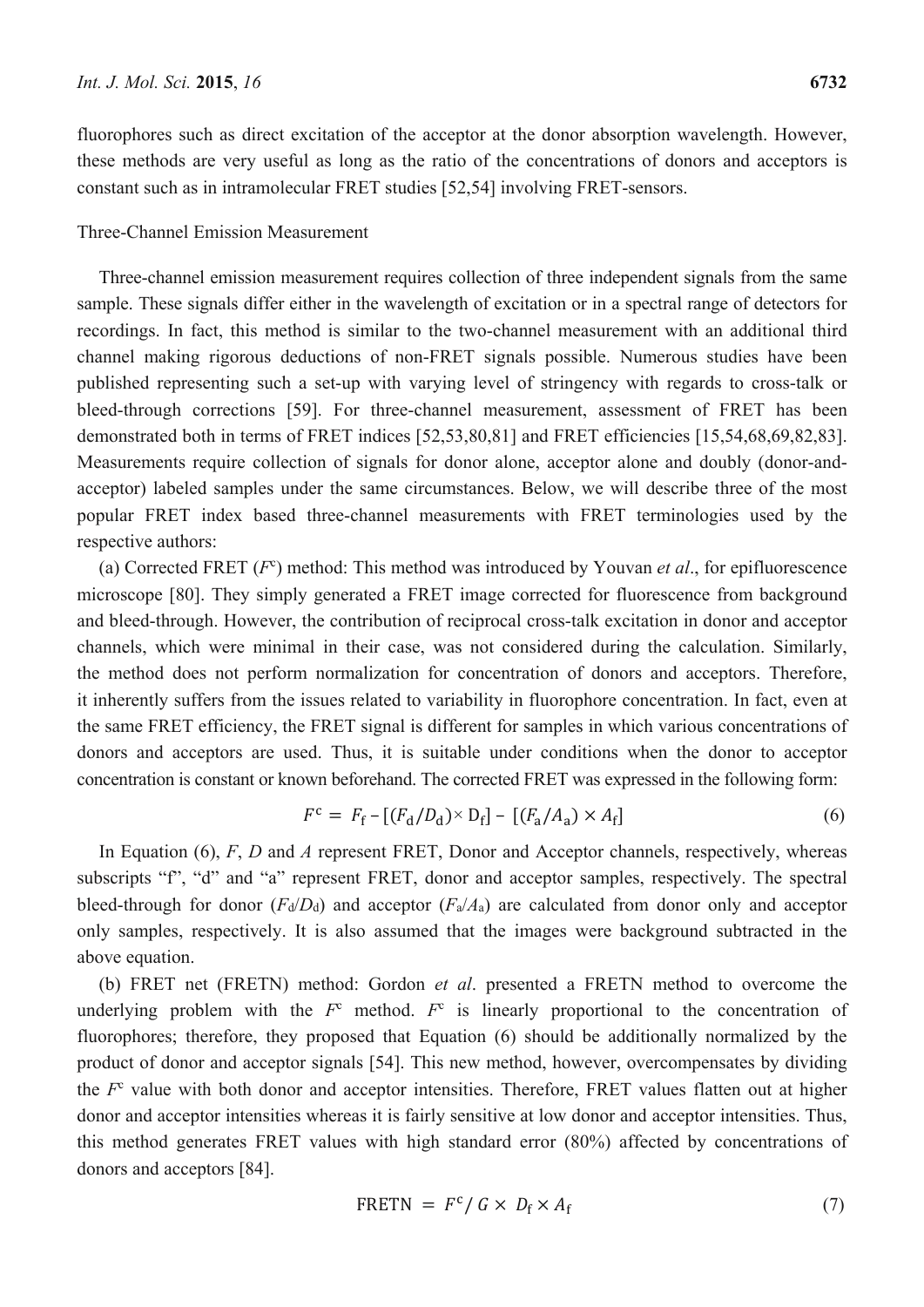fluorophores such as direct excitation of the acceptor at the donor absorption wavelength. However, these methods are very useful as long as the ratio of the concentrations of donors and acceptors is constant such as in intramolecular FRET studies [52,54] involving FRET-sensors.

Three-Channel Emission Measurement

Three-channel emission measurement requires collection of three independent signals from the same sample. These signals differ either in the wavelength of excitation or in a spectral range of detectors for recordings. In fact, this method is similar to the two-channel measurement with an additional third channel making rigorous deductions of non-FRET signals possible. Numerous studies have been published representing such a set-up with varying level of stringency with regards to cross-talk or bleed-through corrections [59]. For three-channel measurement, assessment of FRET has been demonstrated both in terms of FRET indices [52,53,80,81] and FRET efficiencies [15,54,68,69,82,83]. Measurements require collection of signals for donor alone, acceptor alone and doubly (donor-and-acceptor) labeled samples under the same circumstances. Below, we will describe three of the most popular FRET index based three-channel measurements with FRET terminologies used by the respective authors:

(a) Corrected FRET ($F^c$) method: This method was introduced by Youvan *et al*., for epifluorescence microscope [80]. They simply generated a FRET image corrected for fluorescence from background and bleed-through. However, the contribution of reciprocal cross-talk excitation in donor and acceptor channels, which were minimal in their case, was not considered during the calculation. Similarly, the method does not perform normalization for concentration of donors and acceptors. Therefore, it inherently suffers from the issues related to variability in fluorophore concentration. In fact, even at the same FRET efficiency, the FRET signal is different for samples in which various concentrations of donors and acceptors are used. Thus, it is suitable under conditions when the donor to acceptor concentration is constant or known beforehand. The corrected FRET was expressed in the following form:

$$F^c = F_f - [(F_d/D_d) \times D_f] - [(F_a/A_a) \times A_f] \quad (6)$$

In Equation (6), $F$, $D$ and $A$ represent FRET, Donor and Acceptor channels, respectively, whereas subscripts "f", "d" and "a" represent FRET, donor and acceptor samples, respectively. The spectral bleed-through for donor ($F_d/D_d$) and acceptor ($F_a/A_a$) are calculated from donor only and acceptor only samples, respectively. It is also assumed that the images were background subtracted in the above equation.

(b) FRET net (FRETN) method: Gordon *et al*. presented a FRETN method to overcome the underlying problem with the $F^c$ method. $F^c$ is linearly proportional to the concentration of fluorophores; therefore, they proposed that Equation (6) should be additionally normalized by the product of donor and acceptor signals [54]. This new method, however, overcompensates by dividing the $F^c$ value with both donor and acceptor intensities. Therefore, FRET values flatten out at higher donor and acceptor intensities whereas it is fairly sensitive at low donor and acceptor intensities. Thus, this method generates FRET values with high standard error (80%) affected by concentrations of donors and acceptors [84].

$$\text{FRETN} = F^c / G \times D_f \times A_f \quad (7)$$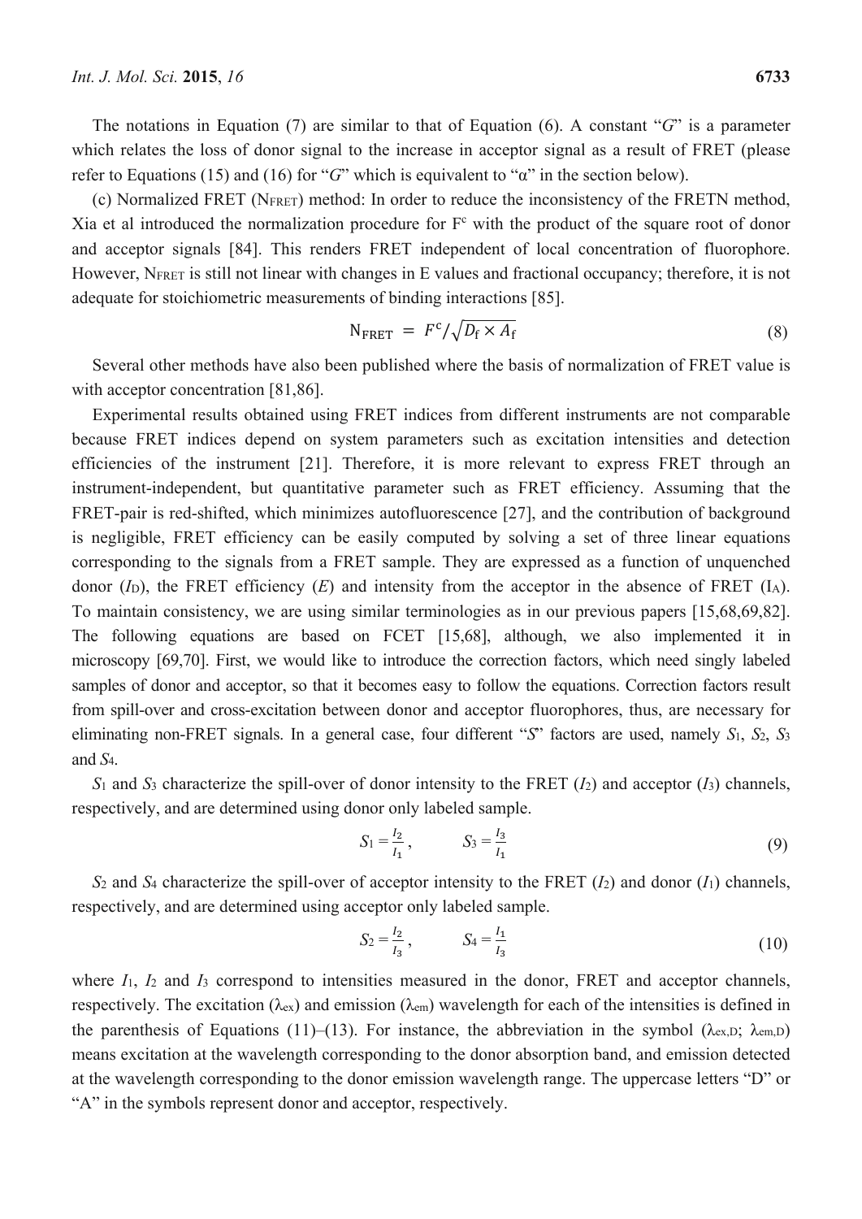The notations in Equation (7) are similar to that of Equation (6). A constant "$G$" is a parameter which relates the loss of donor signal to the increase in acceptor signal as a result of FRET (please refer to Equations (15) and (16) for "$G$" which is equivalent to "α" in the section below).

(c) Normalized FRET ($N_{FRET}$) method: In order to reduce the inconsistency of the FRETN method, Xia et al introduced the normalization procedure for $F^c$ with the product of the square root of donor and acceptor signals [84]. This renders FRET independent of local concentration of fluorophore. However, $N_{FRET}$ is still not linear with changes in E values and fractional occupancy; therefore, it is not adequate for stoichiometric measurements of binding interactions [85].

$$\mathrm{N_{FRET}} = F^{\mathrm{c}}/\sqrt{D_{\mathrm{f}} \times A_{\mathrm{f}}} \tag{8}$$

Several other methods have also been published where the basis of normalization of FRET value is with acceptor concentration [81,86].

Experimental results obtained using FRET indices from different instruments are not comparable because FRET indices depend on system parameters such as excitation intensities and detection efficiencies of the instrument [21]. Therefore, it is more relevant to express FRET through an instrument-independent, but quantitative parameter such as FRET efficiency. Assuming that the FRET-pair is red-shifted, which minimizes autofluorescence [27], and the contribution of background is negligible, FRET efficiency can be easily computed by solving a set of three linear equations corresponding to the signals from a FRET sample. They are expressed as a function of unquenched donor ($I_D$), the FRET efficiency ($E$) and intensity from the acceptor in the absence of FRET ($I_A$). To maintain consistency, we are using similar terminologies as in our previous papers [15,68,69,82]. The following equations are based on FCET [15,68], although, we also implemented it in microscopy [69,70]. First, we would like to introduce the correction factors, which need singly labeled samples of donor and acceptor, so that it becomes easy to follow the equations. Correction factors result from spill-over and cross-excitation between donor and acceptor fluorophores, thus, are necessary for eliminating non-FRET signals. In a general case, four different "$S$" factors are used, namely $S_1$, $S_2$, $S_3$ and $S_4$.

$S_1$ and $S_3$ characterize the spill-over of donor intensity to the FRET ($I_2$) and acceptor ($I_3$) channels, respectively, and are determined using donor only labeled sample.

$$S_1 = \frac{I_2}{I_1}, \qquad S_3 = \frac{I_3}{I_1} \tag{9}$$

$S_2$ and $S_4$ characterize the spill-over of acceptor intensity to the FRET ($I_2$) and donor ($I_1$) channels, respectively, and are determined using acceptor only labeled sample.

$$S_2 = \frac{I_2}{I_3}, \qquad S_4 = \frac{I_1}{I_3} \tag{10}$$

where $I_1$, $I_2$ and $I_3$ correspond to intensities measured in the donor, FRET and acceptor channels, respectively. The excitation ($\lambda_{ex}$) and emission ($\lambda_{em}$) wavelength for each of the intensities is defined in the parenthesis of Equations (11)–(13). For instance, the abbreviation in the symbol ($\lambda_{ex,D}$; $\lambda_{em,D}$) means excitation at the wavelength corresponding to the donor absorption band, and emission detected at the wavelength corresponding to the donor emission wavelength range. The uppercase letters "D" or "A" in the symbols represent donor and acceptor, respectively.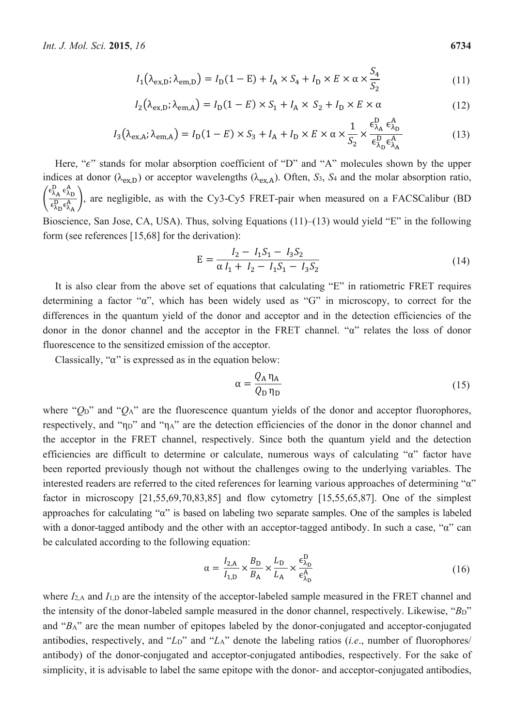$$I_1(\lambda_{ex,D};\lambda_{em,D}) = I_D(1-E) + I_A \times S_4 + I_D \times E \times \alpha \times \frac{S_4}{S_2} \tag{11}$$

$$I_2(\lambda_{ex,D};\lambda_{em,A}) = I_D(1-E) \times S_1 + I_A \times S_2 + I_D \times E \times \alpha \tag{12}$$

$$I_3(\lambda_{ex,A};\lambda_{em,A}) = I_D(1-E) \times S_3 + I_A + I_D \times E \times \alpha \times \frac{1}{S_2} \times \frac{\epsilon^{D}_{\lambda_A}\,\epsilon^{A}_{\lambda_D}}{\epsilon^{D}_{\lambda_D}\,\epsilon^{A}_{\lambda_A}} \tag{13}$$

Here, "$\epsilon$" stands for molar absorption coefficient of "D" and "A" molecules shown by the upper indices at donor ($\lambda_{ex,D}$) or acceptor wavelengths ($\lambda_{ex,A}$). Often, $S_3$, $S_4$ and the molar absorption ratio, $\left(\frac{\epsilon^{D}_{\lambda_A}\,\epsilon^{A}_{\lambda_D}}{\epsilon^{D}_{\lambda_D}\,\epsilon^{A}_{\lambda_A}}\right)$, are negligible, as with the Cy3-Cy5 FRET-pair when measured on a FACSCalibur (BD Bioscience, San Jose, CA, USA). Thus, solving Equations (11)–(13) would yield "E" in the following form (see references [15,68] for the derivation):

$$E = \frac{I_2 - I_1 S_1 - I_3 S_2}{\alpha I_1 + I_2 - I_1 S_1 - I_3 S_2} \tag{14}$$

It is also clear from the above set of equations that calculating "E" in ratiometric FRET requires determining a factor "α", which has been widely used as "G" in microscopy, to correct for the differences in the quantum yield of the donor and acceptor and in the detection efficiencies of the donor in the donor channel and the acceptor in the FRET channel. "α" relates the loss of donor fluorescence to the sensitized emission of the acceptor.

Classically, "α" is expressed as in the equation below:

$$\alpha = \frac{Q_A\,\eta_A}{Q_D\,\eta_D} \tag{15}$$

where "$Q_D$" and "$Q_A$" are the fluorescence quantum yields of the donor and acceptor fluorophores, respectively, and "$\eta_D$" and "$\eta_A$" are the detection efficiencies of the donor in the donor channel and the acceptor in the FRET channel, respectively. Since both the quantum yield and the detection efficiencies are difficult to determine or calculate, numerous ways of calculating "α" factor have been reported previously though not without the challenges owing to the underlying variables. The interested readers are referred to the cited references for learning various approaches of determining "α" factor in microscopy [21,55,69,70,83,85] and flow cytometry [15,55,65,87]. One of the simplest approaches for calculating "α" is based on labeling two separate samples. One of the samples is labeled with a donor-tagged antibody and the other with an acceptor-tagged antibody. In such a case, "α" can be calculated according to the following equation:

$$\alpha = \frac{I_{2,A}}{I_{1,D}} \times \frac{B_D}{B_A} \times \frac{L_D}{L_A} \times \frac{\epsilon^{D}_{\lambda_D}}{\epsilon^{A}_{\lambda_D}} \tag{16}$$

where $I_{2,A}$ and $I_{1,D}$ are the intensity of the acceptor-labeled sample measured in the FRET channel and the intensity of the donor-labeled sample measured in the donor channel, respectively. Likewise, "$B_D$" and "$B_A$" are the mean number of epitopes labeled by the donor-conjugated and acceptor-conjugated antibodies, respectively, and "$L_D$" and "$L_A$" denote the labeling ratios (*i.e.*, number of fluorophores/antibody) of the donor-conjugated and acceptor-conjugated antibodies, respectively. For the sake of simplicity, it is advisable to label the same epitope with the donor- and acceptor-conjugated antibodies,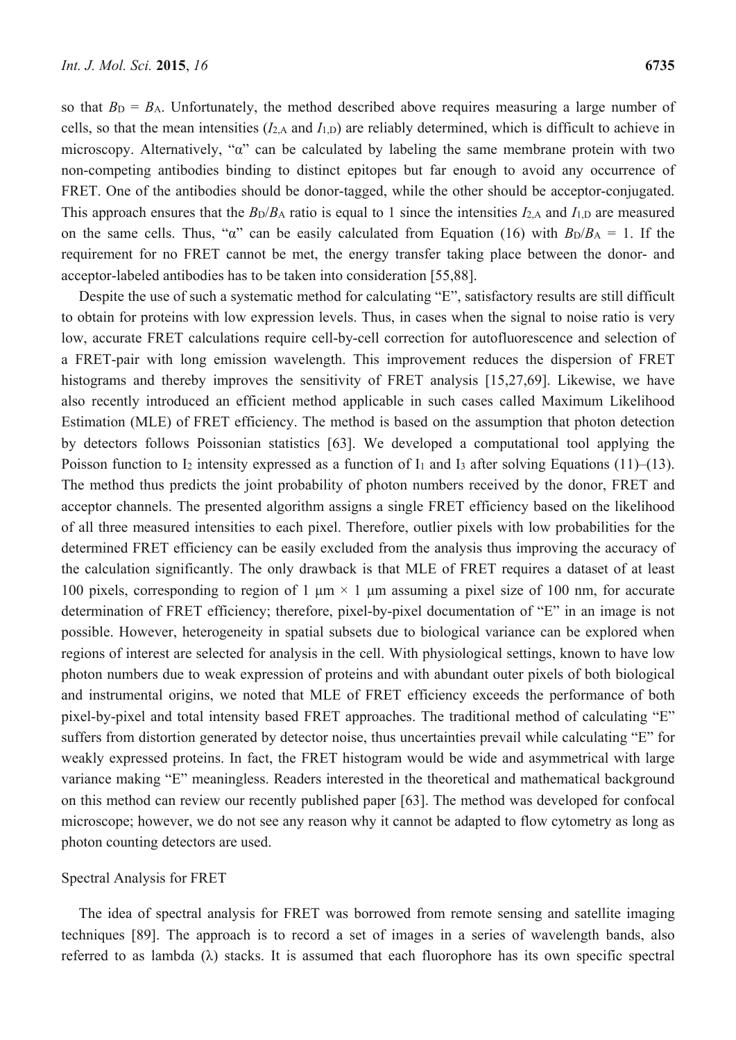so that $B_D = B_A$. Unfortunately, the method described above requires measuring a large number of cells, so that the mean intensities ($I_{2,A}$ and $I_{1,D}$) are reliably determined, which is difficult to achieve in microscopy. Alternatively, "α" can be calculated by labeling the same membrane protein with two non-competing antibodies binding to distinct epitopes but far enough to avoid any occurrence of FRET. One of the antibodies should be donor-tagged, while the other should be acceptor-conjugated. This approach ensures that the $B_D/B_A$ ratio is equal to 1 since the intensities $I_{2,A}$ and $I_{1,D}$ are measured on the same cells. Thus, "α" can be easily calculated from Equation (16) with $B_D/B_A = 1$. If the requirement for no FRET cannot be met, the energy transfer taking place between the donor- and acceptor-labeled antibodies has to be taken into consideration [55,88].

Despite the use of such a systematic method for calculating "E", satisfactory results are still difficult to obtain for proteins with low expression levels. Thus, in cases when the signal to noise ratio is very low, accurate FRET calculations require cell-by-cell correction for autofluorescence and selection of a FRET-pair with long emission wavelength. This improvement reduces the dispersion of FRET histograms and thereby improves the sensitivity of FRET analysis [15,27,69]. Likewise, we have also recently introduced an efficient method applicable in such cases called Maximum Likelihood Estimation (MLE) of FRET efficiency. The method is based on the assumption that photon detection by detectors follows Poissonian statistics [63]. We developed a computational tool applying the Poisson function to $I_2$ intensity expressed as a function of $I_1$ and $I_3$ after solving Equations (11)–(13). The method thus predicts the joint probability of photon numbers received by the donor, FRET and acceptor channels. The presented algorithm assigns a single FRET efficiency based on the likelihood of all three measured intensities to each pixel. Therefore, outlier pixels with low probabilities for the determined FRET efficiency can be easily excluded from the analysis thus improving the accuracy of the calculation significantly. The only drawback is that MLE of FRET requires a dataset of at least 100 pixels, corresponding to region of 1 μm × 1 μm assuming a pixel size of 100 nm, for accurate determination of FRET efficiency; therefore, pixel-by-pixel documentation of "E" in an image is not possible. However, heterogeneity in spatial subsets due to biological variance can be explored when regions of interest are selected for analysis in the cell. With physiological settings, known to have low photon numbers due to weak expression of proteins and with abundant outer pixels of both biological and instrumental origins, we noted that MLE of FRET efficiency exceeds the performance of both pixel-by-pixel and total intensity based FRET approaches. The traditional method of calculating "E" suffers from distortion generated by detector noise, thus uncertainties prevail while calculating "E" for weakly expressed proteins. In fact, the FRET histogram would be wide and asymmetrical with large variance making "E" meaningless. Readers interested in the theoretical and mathematical background on this method can review our recently published paper [63]. The method was developed for confocal microscope; however, we do not see any reason why it cannot be adapted to flow cytometry as long as photon counting detectors are used.

Spectral Analysis for FRET

The idea of spectral analysis for FRET was borrowed from remote sensing and satellite imaging techniques [89]. The approach is to record a set of images in a series of wavelength bands, also referred to as lambda (λ) stacks. It is assumed that each fluorophore has its own specific spectral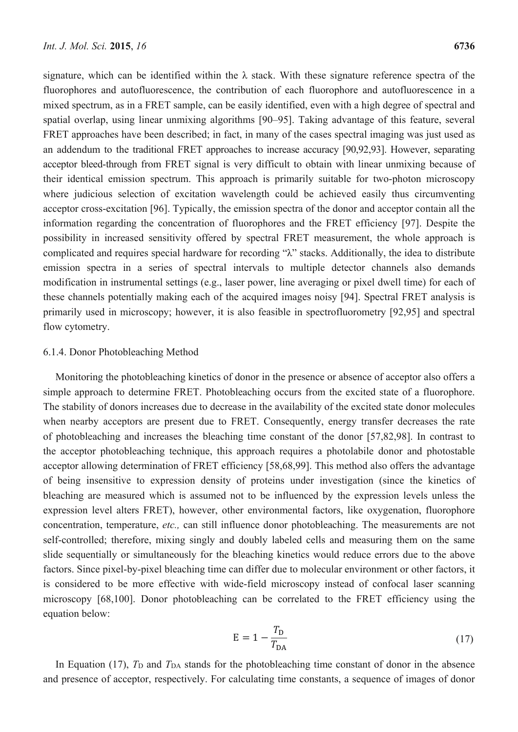signature, which can be identified within the λ stack. With these signature reference spectra of the fluorophores and autofluorescence, the contribution of each fluorophore and autofluorescence in a mixed spectrum, as in a FRET sample, can be easily identified, even with a high degree of spectral and spatial overlap, using linear unmixing algorithms [90–95]. Taking advantage of this feature, several FRET approaches have been described; in fact, in many of the cases spectral imaging was just used as an addendum to the traditional FRET approaches to increase accuracy [90,92,93]. However, separating acceptor bleed-through from FRET signal is very difficult to obtain with linear unmixing because of their identical emission spectrum. This approach is primarily suitable for two-photon microscopy where judicious selection of excitation wavelength could be achieved easily thus circumventing acceptor cross-excitation [96]. Typically, the emission spectra of the donor and acceptor contain all the information regarding the concentration of fluorophores and the FRET efficiency [97]. Despite the possibility in increased sensitivity offered by spectral FRET measurement, the whole approach is complicated and requires special hardware for recording "λ" stacks. Additionally, the idea to distribute emission spectra in a series of spectral intervals to multiple detector channels also demands modification in instrumental settings (e.g., laser power, line averaging or pixel dwell time) for each of these channels potentially making each of the acquired images noisy [94]. Spectral FRET analysis is primarily used in microscopy; however, it is also feasible in spectrofluorometry [92,95] and spectral flow cytometry.

#### 6.1.4. Donor Photobleaching Method

Monitoring the photobleaching kinetics of donor in the presence or absence of acceptor also offers a simple approach to determine FRET. Photobleaching occurs from the excited state of a fluorophore. The stability of donors increases due to decrease in the availability of the excited state donor molecules when nearby acceptors are present due to FRET. Consequently, energy transfer decreases the rate of photobleaching and increases the bleaching time constant of the donor [57,82,98]. In contrast to the acceptor photobleaching technique, this approach requires a photolabile donor and photostable acceptor allowing determination of FRET efficiency [58,68,99]. This method also offers the advantage of being insensitive to expression density of proteins under investigation (since the kinetics of bleaching are measured which is assumed not to be influenced by the expression levels unless the expression level alters FRET), however, other environmental factors, like oxygenation, fluorophore concentration, temperature, *etc.,* can still influence donor photobleaching. The measurements are not self-controlled; therefore, mixing singly and doubly labeled cells and measuring them on the same slide sequentially or simultaneously for the bleaching kinetics would reduce errors due to the above factors. Since pixel-by-pixel bleaching time can differ due to molecular environment or other factors, it is considered to be more effective with wide-field microscopy instead of confocal laser scanning microscopy [68,100]. Donor photobleaching can be correlated to the FRET efficiency using the equation below:

$$\mathrm{E} = 1 - \frac{T_{\mathrm{D}}}{T_{\mathrm{DA}}} \tag{17}$$

In Equation (17), $T_{\mathrm{D}}$ and $T_{\mathrm{DA}}$ stands for the photobleaching time constant of donor in the absence and presence of acceptor, respectively. For calculating time constants, a sequence of images of donor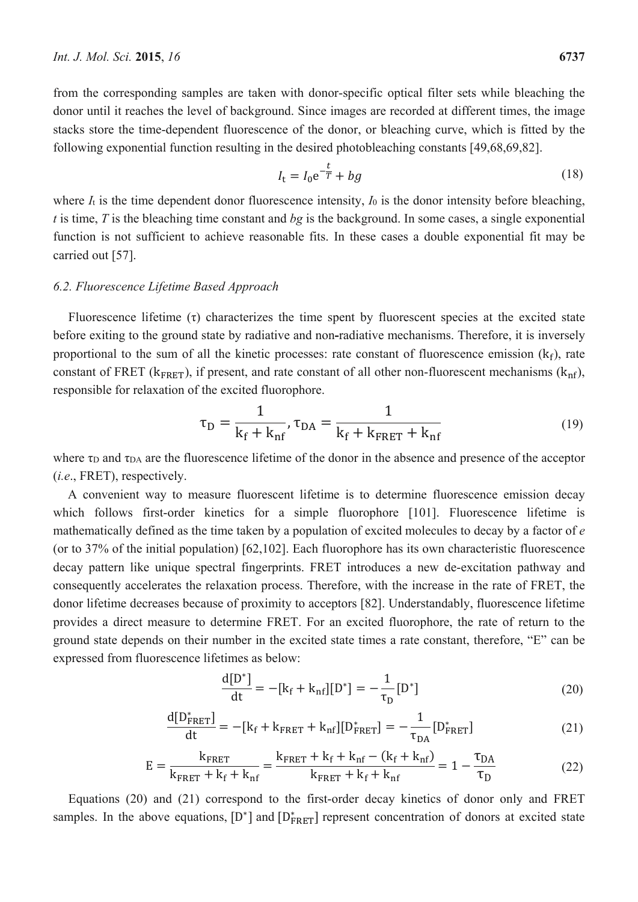from the corresponding samples are taken with donor-specific optical filter sets while bleaching the donor until it reaches the level of background. Since images are recorded at different times, the image stacks store the time-dependent fluorescence of the donor, or bleaching curve, which is fitted by the following exponential function resulting in the desired photobleaching constants [49,68,69,82].

$$I_{\mathrm{t}} = I_0 \mathrm{e}^{-\frac{t}{T}} + bg \tag{18}$$

where $I_t$ is the time dependent donor fluorescence intensity, $I_0$ is the donor intensity before bleaching, $t$ is time, $T$ is the bleaching time constant and $bg$ is the background. In some cases, a single exponential function is not sufficient to achieve reasonable fits. In these cases a double exponential fit may be carried out [57].

### *6.2. Fluorescence Lifetime Based Approach*

Fluorescence lifetime ($\tau$) characterizes the time spent by fluorescent species at the excited state before exiting to the ground state by radiative and non-radiative mechanisms. Therefore, it is inversely proportional to the sum of all the kinetic processes: rate constant of fluorescence emission ($\mathrm{k_f}$), rate constant of FRET ($\mathrm{k_{FRET}}$), if present, and rate constant of all other non-fluorescent mechanisms ($\mathrm{k_{nf}}$), responsible for relaxation of the excited fluorophore.

$$\tau_{\mathrm{D}} = \frac{1}{\mathrm{k_f} + \mathrm{k_{nf}}}, \tau_{\mathrm{DA}} = \frac{1}{\mathrm{k_f} + \mathrm{k_{FRET}} + \mathrm{k_{nf}}} \tag{19}$$

where $\tau_D$ and $\tau_{DA}$ are the fluorescence lifetime of the donor in the absence and presence of the acceptor (*i.e.*, FRET), respectively.

A convenient way to measure fluorescent lifetime is to determine fluorescence emission decay which follows first-order kinetics for a simple fluorophore [101]. Fluorescence lifetime is mathematically defined as the time taken by a population of excited molecules to decay by a factor of $e$ (or to 37% of the initial population) [62,102]. Each fluorophore has its own characteristic fluorescence decay pattern like unique spectral fingerprints. FRET introduces a new de-excitation pathway and consequently accelerates the relaxation process. Therefore, with the increase in the rate of FRET, the donor lifetime decreases because of proximity to acceptors [82]. Understandably, fluorescence lifetime provides a direct measure to determine FRET. For an excited fluorophore, the rate of return to the ground state depends on their number in the excited state times a rate constant, therefore, "E" can be expressed from fluorescence lifetimes as below:

$$\frac{\mathrm{d}[\mathrm{D}^*]}{\mathrm{dt}} = -[\mathrm{k_f} + \mathrm{k_{nf}}][\mathrm{D}^*] = -\frac{1}{\tau_{\mathrm{D}}}[\mathrm{D}^*] \tag{20}$$

$$\frac{\mathrm{d}[\mathrm{D}^*_{\mathrm{FRET}}]}{\mathrm{dt}} = -[\mathrm{k_f} + \mathrm{k_{FRET}} + \mathrm{k_{nf}}][\mathrm{D}^*_{\mathrm{FRET}}] = -\frac{1}{\tau_{\mathrm{DA}}}[\mathrm{D}^*_{\mathrm{FRET}}] \tag{21}$$

$$\mathrm{E} = \frac{\mathrm{k_{FRET}}}{\mathrm{k_{FRET}} + \mathrm{k_f} + \mathrm{k_{nf}}} = \frac{\mathrm{k_{FRET}} + \mathrm{k_f} + \mathrm{k_{nf}} - (\mathrm{k_f} + \mathrm{k_{nf}})}{\mathrm{k_{FRET}} + \mathrm{k_f} + \mathrm{k_{nf}}} = 1 - \frac{\tau_{\mathrm{DA}}}{\tau_{\mathrm{D}}} \tag{22}$$

Equations (20) and (21) correspond to the first-order decay kinetics of donor only and FRET samples. In the above equations, $[\mathrm{D}^*]$ and $[\mathrm{D}^*_{\mathrm{FRET}}]$ represent concentration of donors at excited state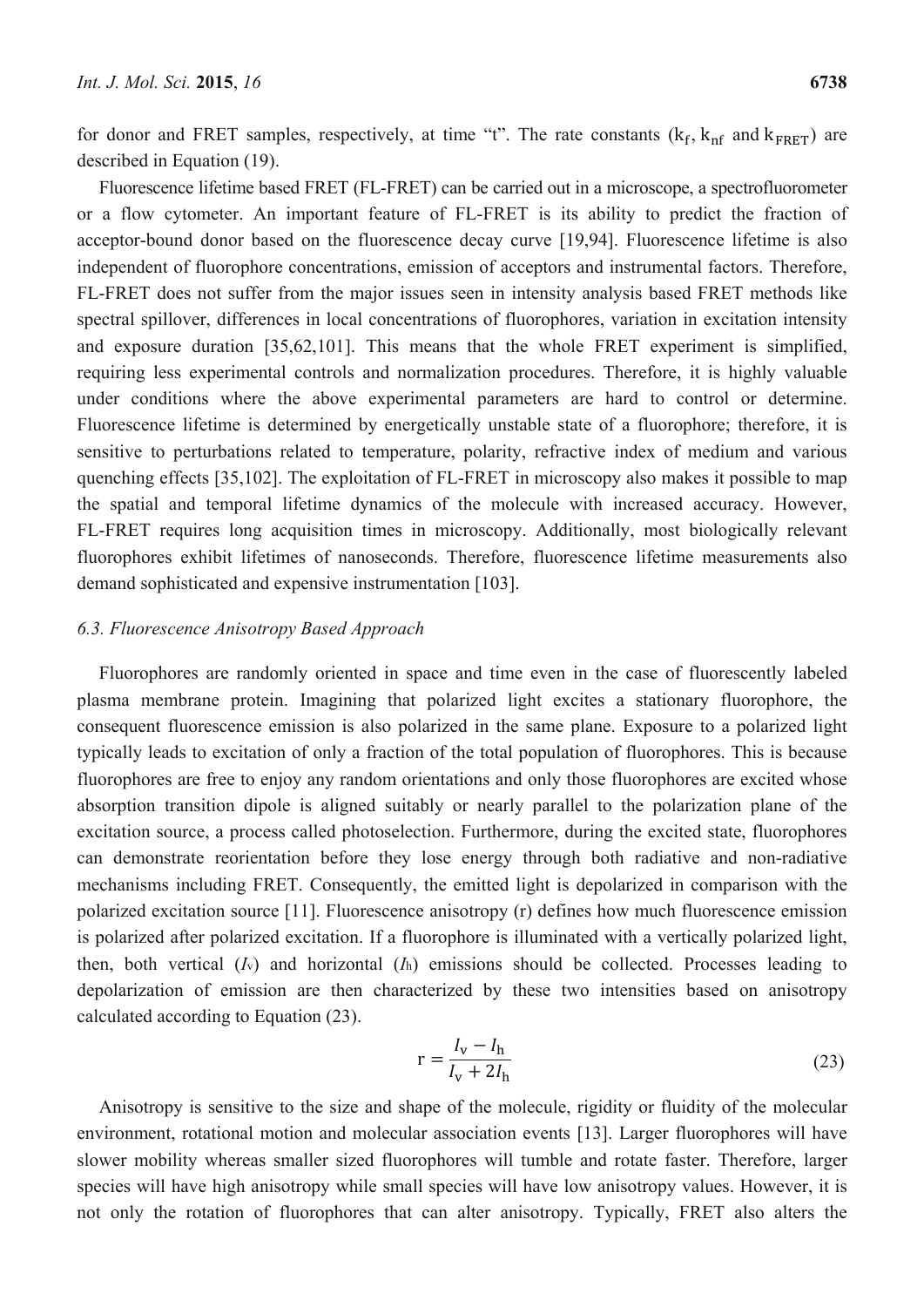for donor and FRET samples, respectively, at time "t". The rate constants ($k_f$, $k_{nf}$ and $k_{FRET}$) are described in Equation (19).

Fluorescence lifetime based FRET (FL-FRET) can be carried out in a microscope, a spectrofluorometer or a flow cytometer. An important feature of FL-FRET is its ability to predict the fraction of acceptor-bound donor based on the fluorescence decay curve [19,94]. Fluorescence lifetime is also independent of fluorophore concentrations, emission of acceptors and instrumental factors. Therefore, FL-FRET does not suffer from the major issues seen in intensity analysis based FRET methods like spectral spillover, differences in local concentrations of fluorophores, variation in excitation intensity and exposure duration [35,62,101]. This means that the whole FRET experiment is simplified, requiring less experimental controls and normalization procedures. Therefore, it is highly valuable under conditions where the above experimental parameters are hard to control or determine. Fluorescence lifetime is determined by energetically unstable state of a fluorophore; therefore, it is sensitive to perturbations related to temperature, polarity, refractive index of medium and various quenching effects [35,102]. The exploitation of FL-FRET in microscopy also makes it possible to map the spatial and temporal lifetime dynamics of the molecule with increased accuracy. However, FL-FRET requires long acquisition times in microscopy. Additionally, most biologically relevant fluorophores exhibit lifetimes of nanoseconds. Therefore, fluorescence lifetime measurements also demand sophisticated and expensive instrumentation [103].

### *6.3. Fluorescence Anisotropy Based Approach*

Fluorophores are randomly oriented in space and time even in the case of fluorescently labeled plasma membrane protein. Imagining that polarized light excites a stationary fluorophore, the consequent fluorescence emission is also polarized in the same plane. Exposure to a polarized light typically leads to excitation of only a fraction of the total population of fluorophores. This is because fluorophores are free to enjoy any random orientations and only those fluorophores are excited whose absorption transition dipole is aligned suitably or nearly parallel to the polarization plane of the excitation source, a process called photoselection. Furthermore, during the excited state, fluorophores can demonstrate reorientation before they lose energy through both radiative and non-radiative mechanisms including FRET. Consequently, the emitted light is depolarized in comparison with the polarized excitation source [11]. Fluorescence anisotropy (r) defines how much fluorescence emission is polarized after polarized excitation. If a fluorophore is illuminated with a vertically polarized light, then, both vertical ($I_v$) and horizontal ($I_h$) emissions should be collected. Processes leading to depolarization of emission are then characterized by these two intensities based on anisotropy calculated according to Equation (23).

$$r = \frac{I_v - I_h}{I_v + 2I_h} \tag{23}$$

Anisotropy is sensitive to the size and shape of the molecule, rigidity or fluidity of the molecular environment, rotational motion and molecular association events [13]. Larger fluorophores will have slower mobility whereas smaller sized fluorophores will tumble and rotate faster. Therefore, larger species will have high anisotropy while small species will have low anisotropy values. However, it is not only the rotation of fluorophores that can alter anisotropy. Typically, FRET also alters the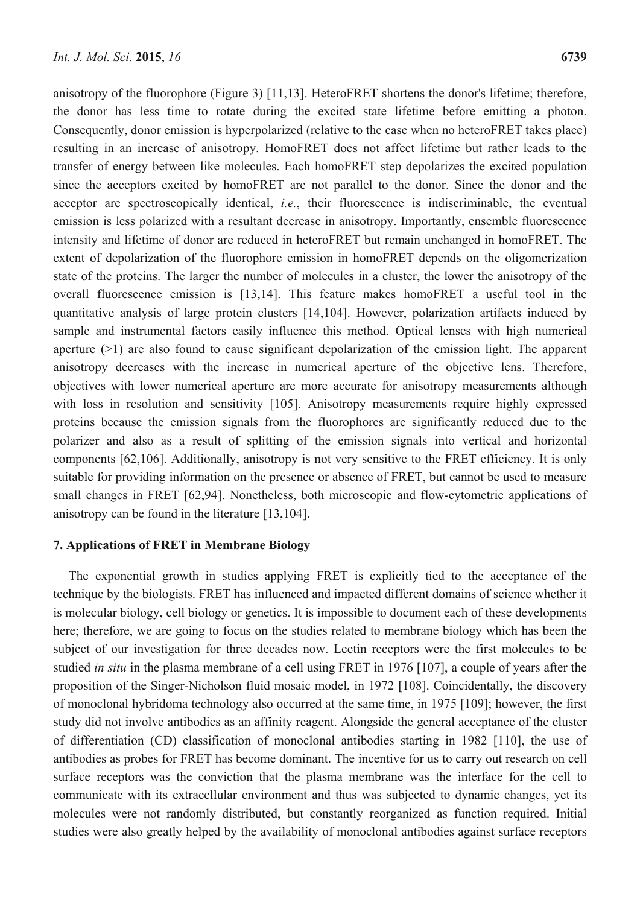anisotropy of the fluorophore (Figure 3) [11,13]. HeteroFRET shortens the donor's lifetime; therefore, the donor has less time to rotate during the excited state lifetime before emitting a photon. Consequently, donor emission is hyperpolarized (relative to the case when no heteroFRET takes place) resulting in an increase of anisotropy. HomoFRET does not affect lifetime but rather leads to the transfer of energy between like molecules. Each homoFRET step depolarizes the excited population since the acceptors excited by homoFRET are not parallel to the donor. Since the donor and the acceptor are spectroscopically identical, *i.e.*, their fluorescence is indiscriminable, the eventual emission is less polarized with a resultant decrease in anisotropy. Importantly, ensemble fluorescence intensity and lifetime of donor are reduced in heteroFRET but remain unchanged in homoFRET. The extent of depolarization of the fluorophore emission in homoFRET depends on the oligomerization state of the proteins. The larger the number of molecules in a cluster, the lower the anisotropy of the overall fluorescence emission is [13,14]. This feature makes homoFRET a useful tool in the quantitative analysis of large protein clusters [14,104]. However, polarization artifacts induced by sample and instrumental factors easily influence this method. Optical lenses with high numerical aperture (>1) are also found to cause significant depolarization of the emission light. The apparent anisotropy decreases with the increase in numerical aperture of the objective lens. Therefore, objectives with lower numerical aperture are more accurate for anisotropy measurements although with loss in resolution and sensitivity [105]. Anisotropy measurements require highly expressed proteins because the emission signals from the fluorophores are significantly reduced due to the polarizer and also as a result of splitting of the emission signals into vertical and horizontal components [62,106]. Additionally, anisotropy is not very sensitive to the FRET efficiency. It is only suitable for providing information on the presence or absence of FRET, but cannot be used to measure small changes in FRET [62,94]. Nonetheless, both microscopic and flow-cytometric applications of anisotropy can be found in the literature [13,104].

## 7. Applications of FRET in Membrane Biology

The exponential growth in studies applying FRET is explicitly tied to the acceptance of the technique by the biologists. FRET has influenced and impacted different domains of science whether it is molecular biology, cell biology or genetics. It is impossible to document each of these developments here; therefore, we are going to focus on the studies related to membrane biology which has been the subject of our investigation for three decades now. Lectin receptors were the first molecules to be studied *in situ* in the plasma membrane of a cell using FRET in 1976 [107], a couple of years after the proposition of the Singer-Nicholson fluid mosaic model, in 1972 [108]. Coincidentally, the discovery of monoclonal hybridoma technology also occurred at the same time, in 1975 [109]; however, the first study did not involve antibodies as an affinity reagent. Alongside the general acceptance of the cluster of differentiation (CD) classification of monoclonal antibodies starting in 1982 [110], the use of antibodies as probes for FRET has become dominant. The incentive for us to carry out research on cell surface receptors was the conviction that the plasma membrane was the interface for the cell to communicate with its extracellular environment and thus was subjected to dynamic changes, yet its molecules were not randomly distributed, but constantly reorganized as function required. Initial studies were also greatly helped by the availability of monoclonal antibodies against surface receptors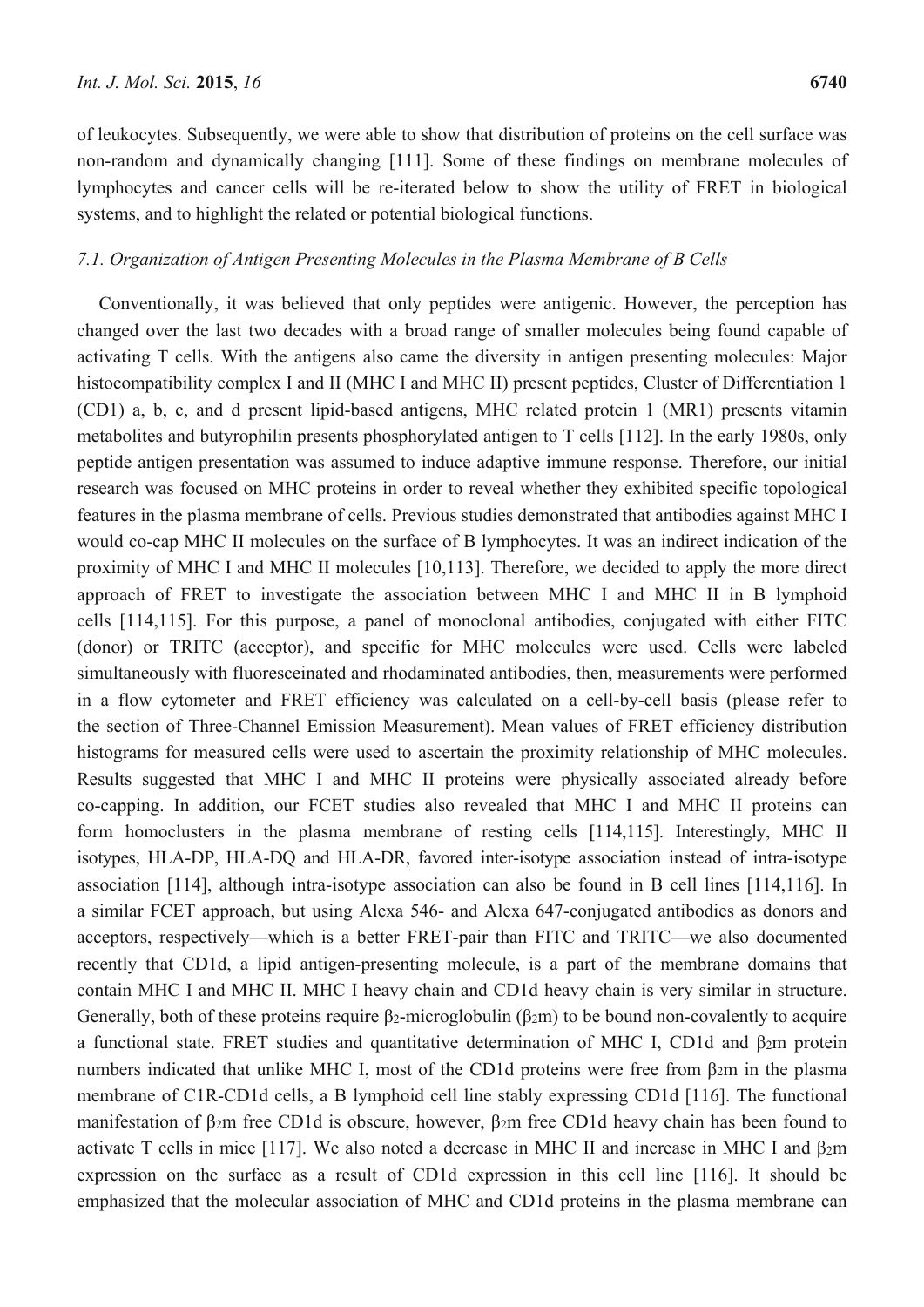of leukocytes. Subsequently, we were able to show that distribution of proteins on the cell surface was non-random and dynamically changing [111]. Some of these findings on membrane molecules of lymphocytes and cancer cells will be re-iterated below to show the utility of FRET in biological systems, and to highlight the related or potential biological functions.

### *7.1. Organization of Antigen Presenting Molecules in the Plasma Membrane of B Cells*

Conventionally, it was believed that only peptides were antigenic. However, the perception has changed over the last two decades with a broad range of smaller molecules being found capable of activating T cells. With the antigens also came the diversity in antigen presenting molecules: Major histocompatibility complex I and II (MHC I and MHC II) present peptides, Cluster of Differentiation 1 (CD1) a, b, c, and d present lipid-based antigens, MHC related protein 1 (MR1) presents vitamin metabolites and butyrophilin presents phosphorylated antigen to T cells [112]. In the early 1980s, only peptide antigen presentation was assumed to induce adaptive immune response. Therefore, our initial research was focused on MHC proteins in order to reveal whether they exhibited specific topological features in the plasma membrane of cells. Previous studies demonstrated that antibodies against MHC I would co-cap MHC II molecules on the surface of B lymphocytes. It was an indirect indication of the proximity of MHC I and MHC II molecules [10,113]. Therefore, we decided to apply the more direct approach of FRET to investigate the association between MHC I and MHC II in B lymphoid cells [114,115]. For this purpose, a panel of monoclonal antibodies, conjugated with either FITC (donor) or TRITC (acceptor), and specific for MHC molecules were used. Cells were labeled simultaneously with fluoresceinated and rhodaminated antibodies, then, measurements were performed in a flow cytometer and FRET efficiency was calculated on a cell-by-cell basis (please refer to the section of Three-Channel Emission Measurement). Mean values of FRET efficiency distribution histograms for measured cells were used to ascertain the proximity relationship of MHC molecules. Results suggested that MHC I and MHC II proteins were physically associated already before co-capping. In addition, our FCET studies also revealed that MHC I and MHC II proteins can form homoclusters in the plasma membrane of resting cells [114,115]. Interestingly, MHC II isotypes, HLA-DP, HLA-DQ and HLA-DR, favored inter-isotype association instead of intra-isotype association [114], although intra-isotype association can also be found in B cell lines [114,116]. In a similar FCET approach, but using Alexa 546- and Alexa 647-conjugated antibodies as donors and acceptors, respectively—which is a better FRET-pair than FITC and TRITC—we also documented recently that CD1d, a lipid antigen-presenting molecule, is a part of the membrane domains that contain MHC I and MHC II. MHC I heavy chain and CD1d heavy chain is very similar in structure. Generally, both of these proteins require $\beta_2$-microglobulin ($\beta_2$m) to be bound non-covalently to acquire a functional state. FRET studies and quantitative determination of MHC I, CD1d and $\beta_2$m protein numbers indicated that unlike MHC I, most of the CD1d proteins were free from $\beta_2$m in the plasma membrane of C1R-CD1d cells, a B lymphoid cell line stably expressing CD1d [116]. The functional manifestation of $\beta_2$m free CD1d is obscure, however, $\beta_2$m free CD1d heavy chain has been found to activate T cells in mice [117]. We also noted a decrease in MHC II and increase in MHC I and $\beta_2$m expression on the surface as a result of CD1d expression in this cell line [116]. It should be emphasized that the molecular association of MHC and CD1d proteins in the plasma membrane can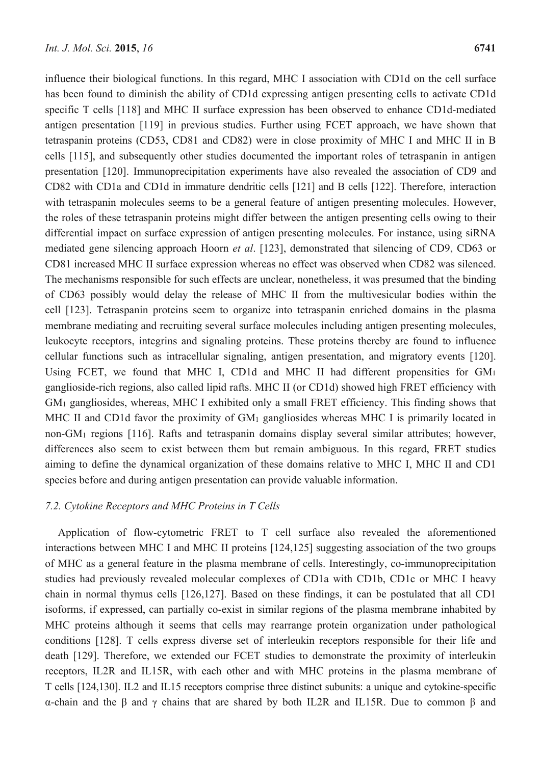influence their biological functions. In this regard, MHC I association with CD1d on the cell surface has been found to diminish the ability of CD1d expressing antigen presenting cells to activate CD1d specific T cells [118] and MHC II surface expression has been observed to enhance CD1d-mediated antigen presentation [119] in previous studies. Further using FCET approach, we have shown that tetraspanin proteins (CD53, CD81 and CD82) were in close proximity of MHC I and MHC II in B cells [115], and subsequently other studies documented the important roles of tetraspanin in antigen presentation [120]. Immunoprecipitation experiments have also revealed the association of CD9 and CD82 with CD1a and CD1d in immature dendritic cells [121] and B cells [122]. Therefore, interaction with tetraspanin molecules seems to be a general feature of antigen presenting molecules. However, the roles of these tetraspanin proteins might differ between the antigen presenting cells owing to their differential impact on surface expression of antigen presenting molecules. For instance, using siRNA mediated gene silencing approach Hoorn *et al*. [123], demonstrated that silencing of CD9, CD63 or CD81 increased MHC II surface expression whereas no effect was observed when CD82 was silenced. The mechanisms responsible for such effects are unclear, nonetheless, it was presumed that the binding of CD63 possibly would delay the release of MHC II from the multivesicular bodies within the cell [123]. Tetraspanin proteins seem to organize into tetraspanin enriched domains in the plasma membrane mediating and recruiting several surface molecules including antigen presenting molecules, leukocyte receptors, integrins and signaling proteins. These proteins thereby are found to influence cellular functions such as intracellular signaling, antigen presentation, and migratory events [120]. Using FCET, we found that MHC I, CD1d and MHC II had different propensities for $GM_1$ ganglioside-rich regions, also called lipid rafts. MHC II (or CD1d) showed high FRET efficiency with $GM_1$ gangliosides, whereas, MHC I exhibited only a small FRET efficiency. This finding shows that MHC II and CD1d favor the proximity of $GM_1$ gangliosides whereas MHC I is primarily located in non-$GM_1$ regions [116]. Rafts and tetraspanin domains display several similar attributes; however, differences also seem to exist between them but remain ambiguous. In this regard, FRET studies aiming to define the dynamical organization of these domains relative to MHC I, MHC II and CD1 species before and during antigen presentation can provide valuable information.

### *7.2. Cytokine Receptors and MHC Proteins in T Cells*

Application of flow-cytometric FRET to T cell surface also revealed the aforementioned interactions between MHC I and MHC II proteins [124,125] suggesting association of the two groups of MHC as a general feature in the plasma membrane of cells. Interestingly, co-immunoprecipitation studies had previously revealed molecular complexes of CD1a with CD1b, CD1c or MHC I heavy chain in normal thymus cells [126,127]. Based on these findings, it can be postulated that all CD1 isoforms, if expressed, can partially co-exist in similar regions of the plasma membrane inhabited by MHC proteins although it seems that cells may rearrange protein organization under pathological conditions [128]. T cells express diverse set of interleukin receptors responsible for their life and death [129]. Therefore, we extended our FCET studies to demonstrate the proximity of interleukin receptors, IL2R and IL15R, with each other and with MHC proteins in the plasma membrane of T cells [124,130]. IL2 and IL15 receptors comprise three distinct subunits: a unique and cytokine-specific α-chain and the β and γ chains that are shared by both IL2R and IL15R. Due to common β and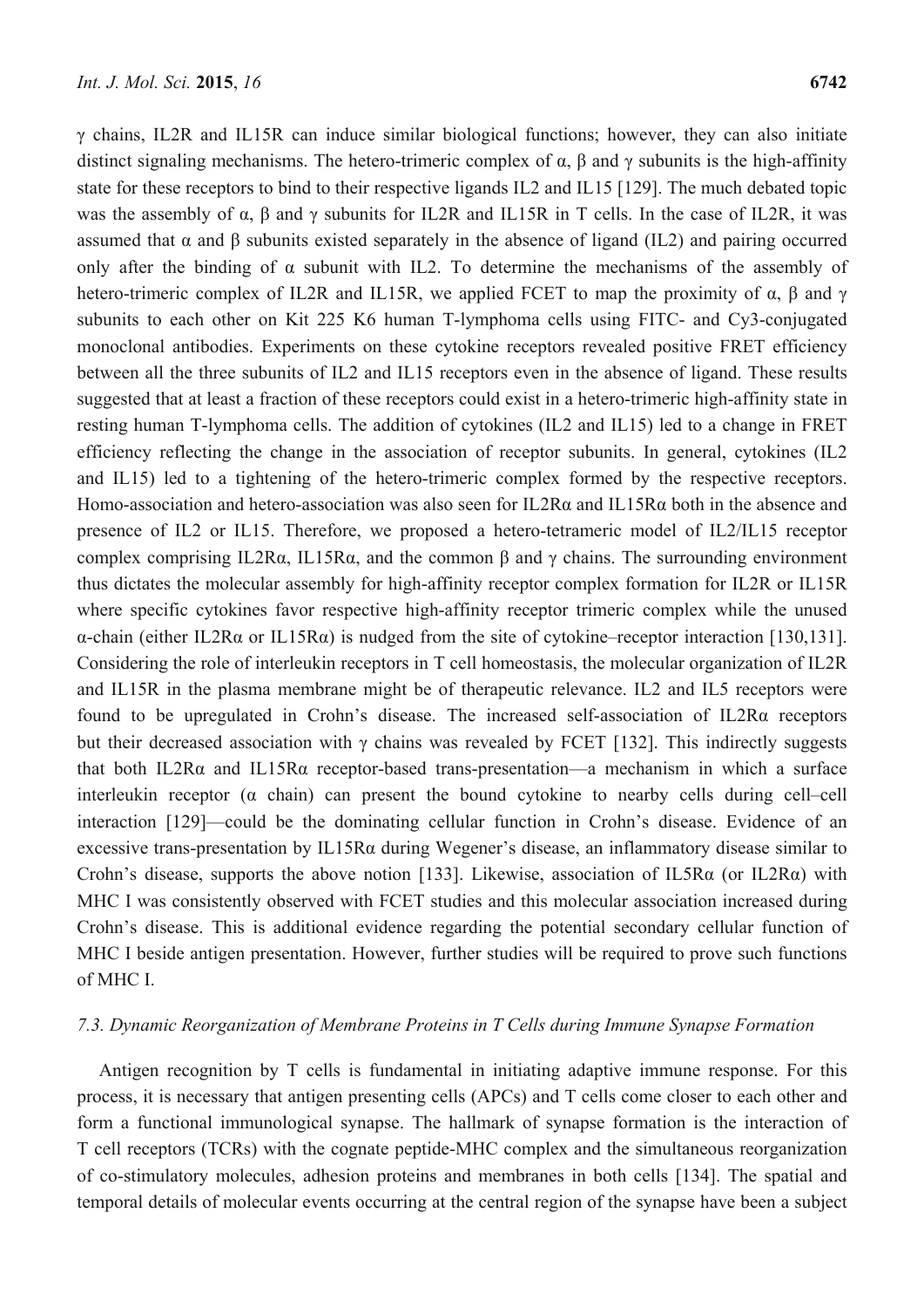γ chains, IL2R and IL15R can induce similar biological functions; however, they can also initiate distinct signaling mechanisms. The hetero-trimeric complex of α, β and γ subunits is the high-affinity state for these receptors to bind to their respective ligands IL2 and IL15 [129]. The much debated topic was the assembly of α, β and γ subunits for IL2R and IL15R in T cells. In the case of IL2R, it was assumed that α and β subunits existed separately in the absence of ligand (IL2) and pairing occurred only after the binding of α subunit with IL2. To determine the mechanisms of the assembly of hetero-trimeric complex of IL2R and IL15R, we applied FCET to map the proximity of α, β and γ subunits to each other on Kit 225 K6 human T-lymphoma cells using FITC- and Cy3-conjugated monoclonal antibodies. Experiments on these cytokine receptors revealed positive FRET efficiency between all the three subunits of IL2 and IL15 receptors even in the absence of ligand. These results suggested that at least a fraction of these receptors could exist in a hetero-trimeric high-affinity state in resting human T-lymphoma cells. The addition of cytokines (IL2 and IL15) led to a change in FRET efficiency reflecting the change in the association of receptor subunits. In general, cytokines (IL2 and IL15) led to a tightening of the hetero-trimeric complex formed by the respective receptors. Homo-association and hetero-association was also seen for IL2Rα and IL15Rα both in the absence and presence of IL2 or IL15. Therefore, we proposed a hetero-tetrameric model of IL2/IL15 receptor complex comprising IL2Rα, IL15Rα, and the common β and γ chains. The surrounding environment thus dictates the molecular assembly for high-affinity receptor complex formation for IL2R or IL15R where specific cytokines favor respective high-affinity receptor trimeric complex while the unused α-chain (either IL2Rα or IL15Rα) is nudged from the site of cytokine–receptor interaction [130,131]. Considering the role of interleukin receptors in T cell homeostasis, the molecular organization of IL2R and IL15R in the plasma membrane might be of therapeutic relevance. IL2 and IL5 receptors were found to be upregulated in Crohn's disease. The increased self-association of IL2Rα receptors but their decreased association with γ chains was revealed by FCET [132]. This indirectly suggests that both IL2Rα and IL15Rα receptor-based trans-presentation—a mechanism in which a surface interleukin receptor (α chain) can present the bound cytokine to nearby cells during cell–cell interaction [129]—could be the dominating cellular function in Crohn's disease. Evidence of an excessive trans-presentation by IL15Rα during Wegener's disease, an inflammatory disease similar to Crohn's disease, supports the above notion [133]. Likewise, association of IL5Rα (or IL2Rα) with MHC I was consistently observed with FCET studies and this molecular association increased during Crohn's disease. This is additional evidence regarding the potential secondary cellular function of MHC I beside antigen presentation. However, further studies will be required to prove such functions of MHC I.

### *7.3. Dynamic Reorganization of Membrane Proteins in T Cells during Immune Synapse Formation*

Antigen recognition by T cells is fundamental in initiating adaptive immune response. For this process, it is necessary that antigen presenting cells (APCs) and T cells come closer to each other and form a functional immunological synapse. The hallmark of synapse formation is the interaction of T cell receptors (TCRs) with the cognate peptide-MHC complex and the simultaneous reorganization of co-stimulatory molecules, adhesion proteins and membranes in both cells [134]. The spatial and temporal details of molecular events occurring at the central region of the synapse have been a subject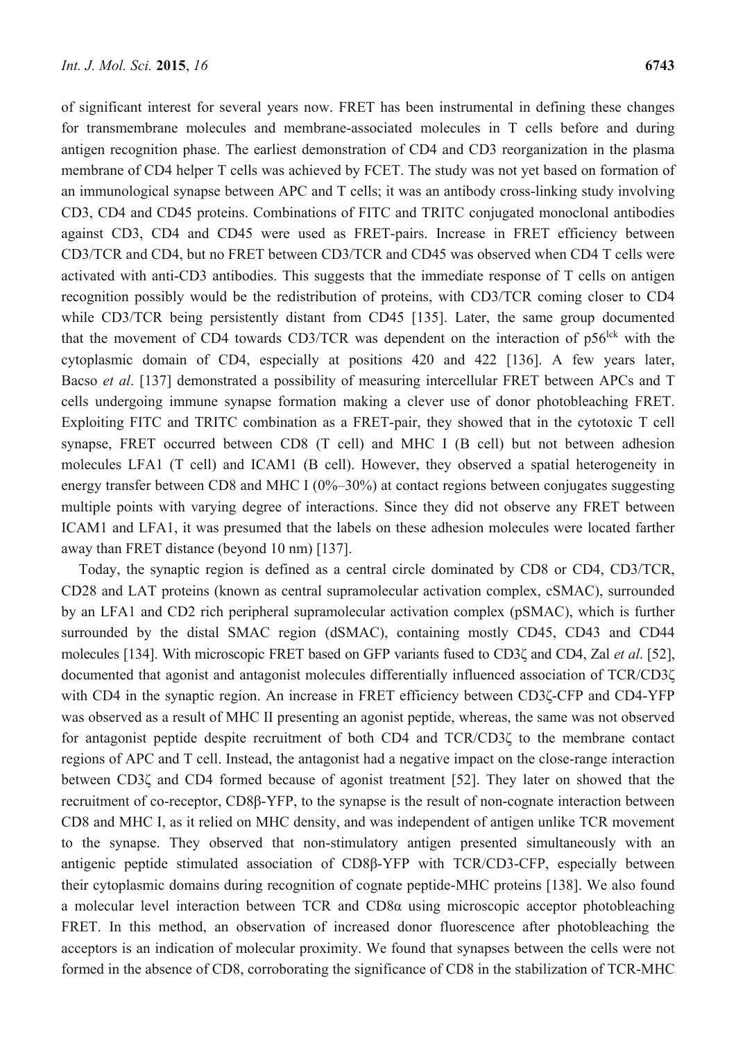of significant interest for several years now. FRET has been instrumental in defining these changes for transmembrane molecules and membrane-associated molecules in T cells before and during antigen recognition phase. The earliest demonstration of CD4 and CD3 reorganization in the plasma membrane of CD4 helper T cells was achieved by FCET. The study was not yet based on formation of an immunological synapse between APC and T cells; it was an antibody cross-linking study involving CD3, CD4 and CD45 proteins. Combinations of FITC and TRITC conjugated monoclonal antibodies against CD3, CD4 and CD45 were used as FRET-pairs. Increase in FRET efficiency between CD3/TCR and CD4, but no FRET between CD3/TCR and CD45 was observed when CD4 T cells were activated with anti-CD3 antibodies. This suggests that the immediate response of T cells on antigen recognition possibly would be the redistribution of proteins, with CD3/TCR coming closer to CD4 while CD3/TCR being persistently distant from CD45 [135]. Later, the same group documented that the movement of CD4 towards CD3/TCR was dependent on the interaction of $p56^{lck}$ with the cytoplasmic domain of CD4, especially at positions 420 and 422 [136]. A few years later, Bacso *et al*. [137] demonstrated a possibility of measuring intercellular FRET between APCs and T cells undergoing immune synapse formation making a clever use of donor photobleaching FRET. Exploiting FITC and TRITC combination as a FRET-pair, they showed that in the cytotoxic T cell synapse, FRET occurred between CD8 (T cell) and MHC I (B cell) but not between adhesion molecules LFA1 (T cell) and ICAM1 (B cell). However, they observed a spatial heterogeneity in energy transfer between CD8 and MHC I (0%–30%) at contact regions between conjugates suggesting multiple points with varying degree of interactions. Since they did not observe any FRET between ICAM1 and LFA1, it was presumed that the labels on these adhesion molecules were located farther away than FRET distance (beyond 10 nm) [137].

Today, the synaptic region is defined as a central circle dominated by CD8 or CD4, CD3/TCR, CD28 and LAT proteins (known as central supramolecular activation complex, cSMAC), surrounded by an LFA1 and CD2 rich peripheral supramolecular activation complex (pSMAC), which is further surrounded by the distal SMAC region (dSMAC), containing mostly CD45, CD43 and CD44 molecules [134]. With microscopic FRET based on GFP variants fused to CD3ζ and CD4, Zal *et al*. [52], documented that agonist and antagonist molecules differentially influenced association of TCR/CD3ζ with CD4 in the synaptic region. An increase in FRET efficiency between CD3ζ-CFP and CD4-YFP was observed as a result of MHC II presenting an agonist peptide, whereas, the same was not observed for antagonist peptide despite recruitment of both CD4 and TCR/CD3ζ to the membrane contact regions of APC and T cell. Instead, the antagonist had a negative impact on the close-range interaction between CD3ζ and CD4 formed because of agonist treatment [52]. They later on showed that the recruitment of co-receptor, CD8β-YFP, to the synapse is the result of non-cognate interaction between CD8 and MHC I, as it relied on MHC density, and was independent of antigen unlike TCR movement to the synapse. They observed that non-stimulatory antigen presented simultaneously with an antigenic peptide stimulated association of CD8β-YFP with TCR/CD3-CFP, especially between their cytoplasmic domains during recognition of cognate peptide-MHC proteins [138]. We also found a molecular level interaction between TCR and CD8α using microscopic acceptor photobleaching FRET. In this method, an observation of increased donor fluorescence after photobleaching the acceptors is an indication of molecular proximity. We found that synapses between the cells were not formed in the absence of CD8, corroborating the significance of CD8 in the stabilization of TCR-MHC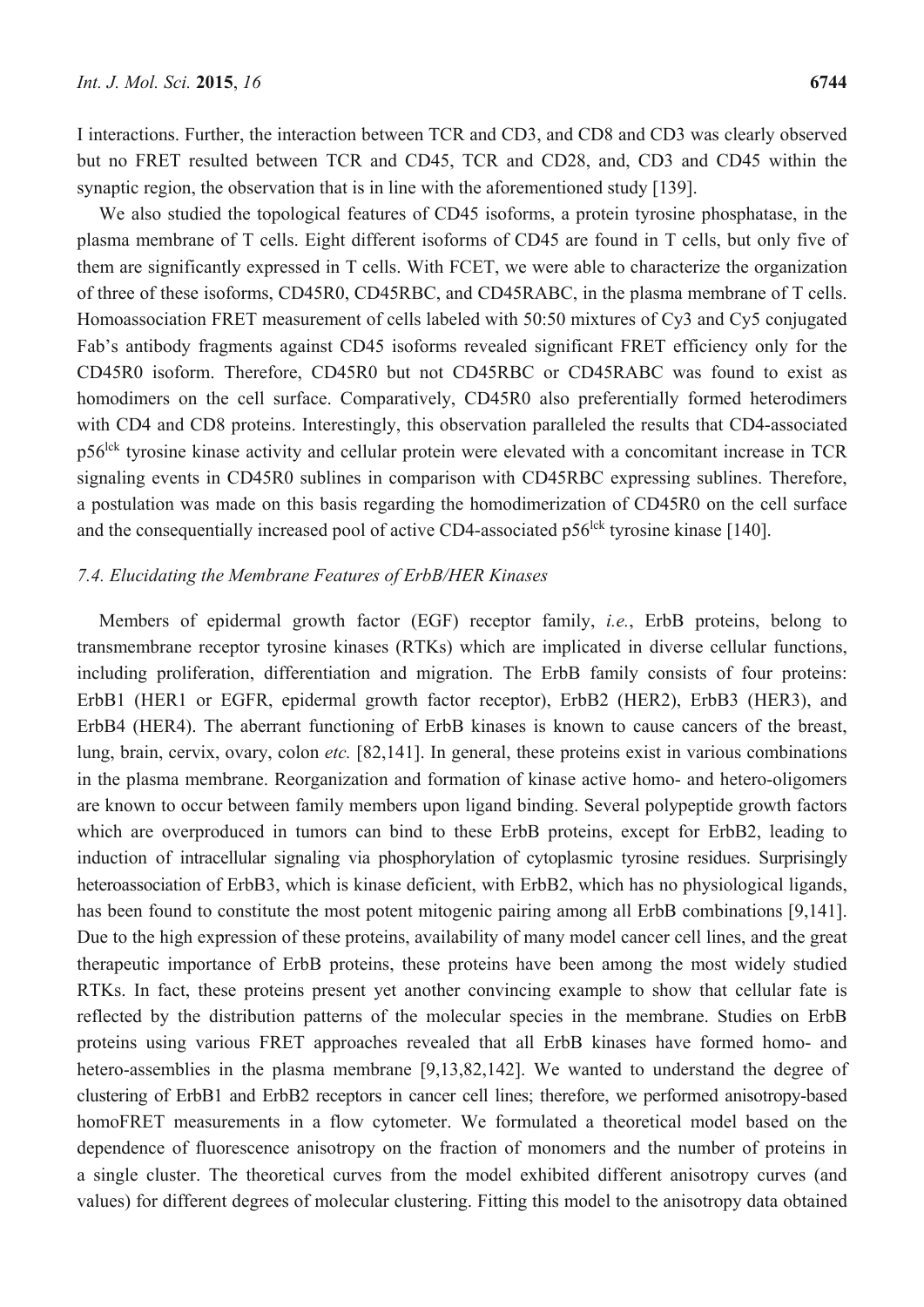I interactions. Further, the interaction between TCR and CD3, and CD8 and CD3 was clearly observed but no FRET resulted between TCR and CD45, TCR and CD28, and, CD3 and CD45 within the synaptic region, the observation that is in line with the aforementioned study [139].

We also studied the topological features of CD45 isoforms, a protein tyrosine phosphatase, in the plasma membrane of T cells. Eight different isoforms of CD45 are found in T cells, but only five of them are significantly expressed in T cells. With FCET, we were able to characterize the organization of three of these isoforms, CD45R0, CD45RBC, and CD45RABC, in the plasma membrane of T cells. Homoassociation FRET measurement of cells labeled with 50:50 mixtures of Cy3 and Cy5 conjugated Fab's antibody fragments against CD45 isoforms revealed significant FRET efficiency only for the CD45R0 isoform. Therefore, CD45R0 but not CD45RBC or CD45RABC was found to exist as homodimers on the cell surface. Comparatively, CD45R0 also preferentially formed heterodimers with CD4 and CD8 proteins. Interestingly, this observation paralleled the results that CD4-associated $p56^{lck}$ tyrosine kinase activity and cellular protein were elevated with a concomitant increase in TCR signaling events in CD45R0 sublines in comparison with CD45RBC expressing sublines. Therefore, a postulation was made on this basis regarding the homodimerization of CD45R0 on the cell surface and the consequentially increased pool of active CD4-associated $p56^{lck}$ tyrosine kinase [140].

### 7.4. Elucidating the Membrane Features of ErbB/HER Kinases

Members of epidermal growth factor (EGF) receptor family, *i.e.*, ErbB proteins, belong to transmembrane receptor tyrosine kinases (RTKs) which are implicated in diverse cellular functions, including proliferation, differentiation and migration. The ErbB family consists of four proteins: ErbB1 (HER1 or EGFR, epidermal growth factor receptor), ErbB2 (HER2), ErbB3 (HER3), and ErbB4 (HER4). The aberrant functioning of ErbB kinases is known to cause cancers of the breast, lung, brain, cervix, ovary, colon *etc.* [82,141]. In general, these proteins exist in various combinations in the plasma membrane. Reorganization and formation of kinase active homo- and hetero-oligomers are known to occur between family members upon ligand binding. Several polypeptide growth factors which are overproduced in tumors can bind to these ErbB proteins, except for ErbB2, leading to induction of intracellular signaling via phosphorylation of cytoplasmic tyrosine residues. Surprisingly heteroassociation of ErbB3, which is kinase deficient, with ErbB2, which has no physiological ligands, has been found to constitute the most potent mitogenic pairing among all ErbB combinations [9,141]. Due to the high expression of these proteins, availability of many model cancer cell lines, and the great therapeutic importance of ErbB proteins, these proteins have been among the most widely studied RTKs. In fact, these proteins present yet another convincing example to show that cellular fate is reflected by the distribution patterns of the molecular species in the membrane. Studies on ErbB proteins using various FRET approaches revealed that all ErbB kinases have formed homo- and hetero-assemblies in the plasma membrane [9,13,82,142]. We wanted to understand the degree of clustering of ErbB1 and ErbB2 receptors in cancer cell lines; therefore, we performed anisotropy-based homoFRET measurements in a flow cytometer. We formulated a theoretical model based on the dependence of fluorescence anisotropy on the fraction of monomers and the number of proteins in a single cluster. The theoretical curves from the model exhibited different anisotropy curves (and values) for different degrees of molecular clustering. Fitting this model to the anisotropy data obtained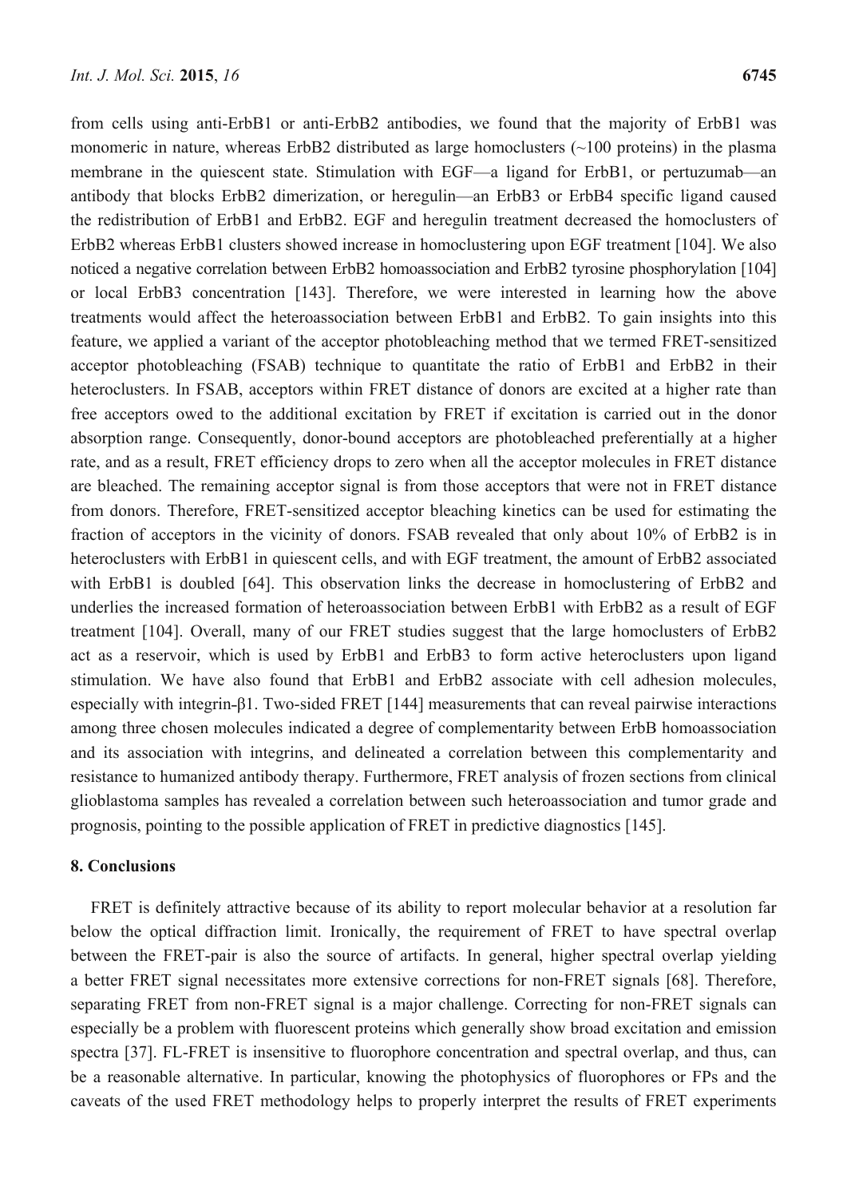from cells using anti-ErbB1 or anti-ErbB2 antibodies, we found that the majority of ErbB1 was monomeric in nature, whereas ErbB2 distributed as large homoclusters (~100 proteins) in the plasma membrane in the quiescent state. Stimulation with EGF—a ligand for ErbB1, or pertuzumab—an antibody that blocks ErbB2 dimerization, or heregulin—an ErbB3 or ErbB4 specific ligand caused the redistribution of ErbB1 and ErbB2. EGF and heregulin treatment decreased the homoclusters of ErbB2 whereas ErbB1 clusters showed increase in homoclustering upon EGF treatment [104]. We also noticed a negative correlation between ErbB2 homoassociation and ErbB2 tyrosine phosphorylation [104] or local ErbB3 concentration [143]. Therefore, we were interested in learning how the above treatments would affect the heteroassociation between ErbB1 and ErbB2. To gain insights into this feature, we applied a variant of the acceptor photobleaching method that we termed FRET-sensitized acceptor photobleaching (FSAB) technique to quantitate the ratio of ErbB1 and ErbB2 in their heteroclusters. In FSAB, acceptors within FRET distance of donors are excited at a higher rate than free acceptors owed to the additional excitation by FRET if excitation is carried out in the donor absorption range. Consequently, donor-bound acceptors are photobleached preferentially at a higher rate, and as a result, FRET efficiency drops to zero when all the acceptor molecules in FRET distance are bleached. The remaining acceptor signal is from those acceptors that were not in FRET distance from donors. Therefore, FRET-sensitized acceptor bleaching kinetics can be used for estimating the fraction of acceptors in the vicinity of donors. FSAB revealed that only about 10% of ErbB2 is in heteroclusters with ErbB1 in quiescent cells, and with EGF treatment, the amount of ErbB2 associated with ErbB1 is doubled [64]. This observation links the decrease in homoclustering of ErbB2 and underlies the increased formation of heteroassociation between ErbB1 with ErbB2 as a result of EGF treatment [104]. Overall, many of our FRET studies suggest that the large homoclusters of ErbB2 act as a reservoir, which is used by ErbB1 and ErbB3 to form active heteroclusters upon ligand stimulation. We have also found that ErbB1 and ErbB2 associate with cell adhesion molecules, especially with integrin-β1. Two-sided FRET [144] measurements that can reveal pairwise interactions among three chosen molecules indicated a degree of complementarity between ErbB homoassociation and its association with integrins, and delineated a correlation between this complementarity and resistance to humanized antibody therapy. Furthermore, FRET analysis of frozen sections from clinical glioblastoma samples has revealed a correlation between such heteroassociation and tumor grade and prognosis, pointing to the possible application of FRET in predictive diagnostics [145].

## 8. Conclusions

FRET is definitely attractive because of its ability to report molecular behavior at a resolution far below the optical diffraction limit. Ironically, the requirement of FRET to have spectral overlap between the FRET-pair is also the source of artifacts. In general, higher spectral overlap yielding a better FRET signal necessitates more extensive corrections for non-FRET signals [68]. Therefore, separating FRET from non-FRET signal is a major challenge. Correcting for non-FRET signals can especially be a problem with fluorescent proteins which generally show broad excitation and emission spectra [37]. FL-FRET is insensitive to fluorophore concentration and spectral overlap, and thus, can be a reasonable alternative. In particular, knowing the photophysics of fluorophores or FPs and the caveats of the used FRET methodology helps to properly interpret the results of FRET experiments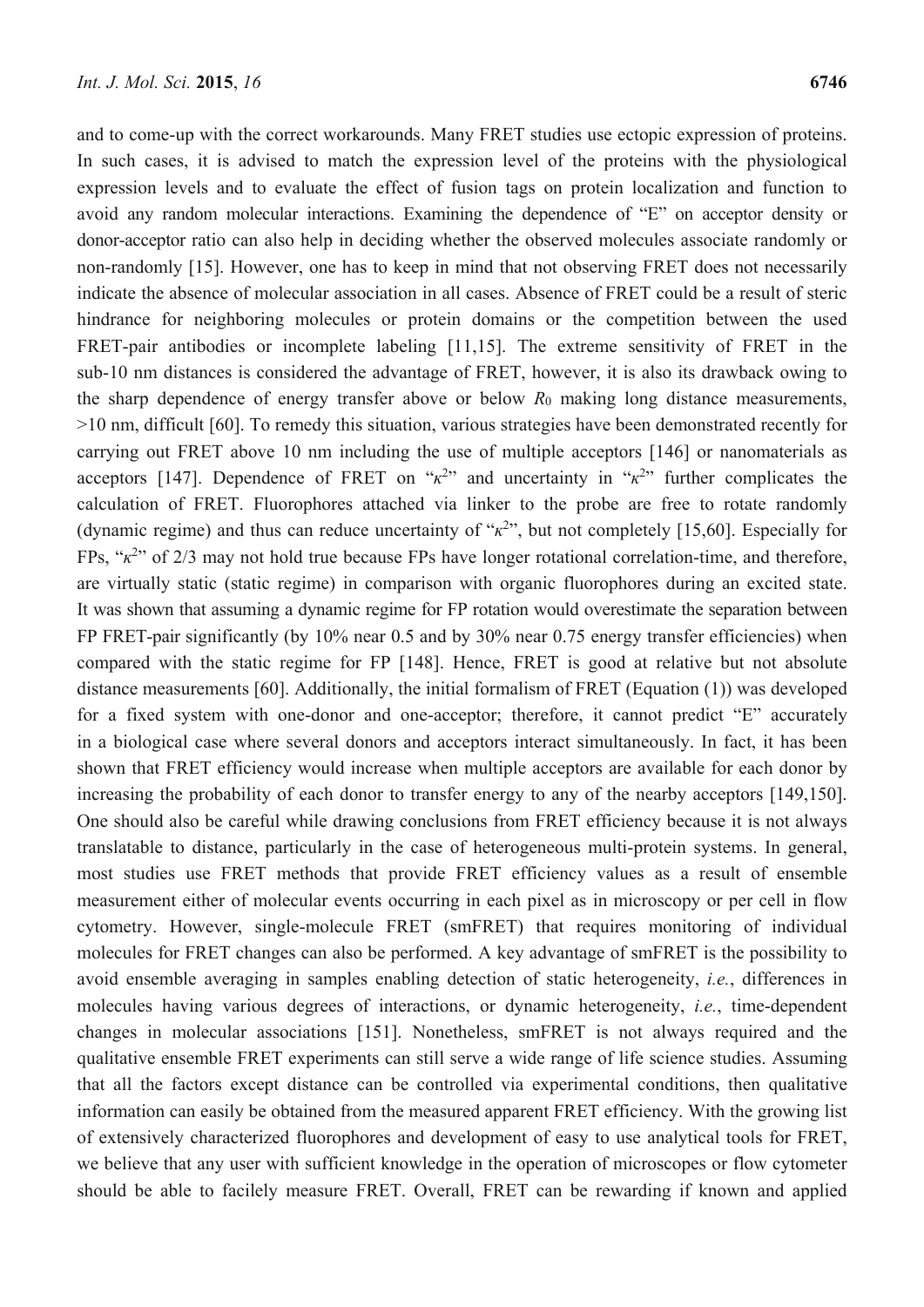and to come-up with the correct workarounds. Many FRET studies use ectopic expression of proteins. In such cases, it is advised to match the expression level of the proteins with the physiological expression levels and to evaluate the effect of fusion tags on protein localization and function to avoid any random molecular interactions. Examining the dependence of "E" on acceptor density or donor-acceptor ratio can also help in deciding whether the observed molecules associate randomly or non-randomly [15]. However, one has to keep in mind that not observing FRET does not necessarily indicate the absence of molecular association in all cases. Absence of FRET could be a result of steric hindrance for neighboring molecules or protein domains or the competition between the used FRET-pair antibodies or incomplete labeling [11,15]. The extreme sensitivity of FRET in the sub-10 nm distances is considered the advantage of FRET, however, it is also its drawback owing to the sharp dependence of energy transfer above or below $R_0$ making long distance measurements, >10 nm, difficult [60]. To remedy this situation, various strategies have been demonstrated recently for carrying out FRET above 10 nm including the use of multiple acceptors [146] or nanomaterials as acceptors [147]. Dependence of FRET on "$\kappa^2$" and uncertainty in "$\kappa^2$" further complicates the calculation of FRET. Fluorophores attached via linker to the probe are free to rotate randomly (dynamic regime) and thus can reduce uncertainty of "$\kappa^2$", but not completely [15,60]. Especially for FPs, "$\kappa^2$" of 2/3 may not hold true because FPs have longer rotational correlation-time, and therefore, are virtually static (static regime) in comparison with organic fluorophores during an excited state. It was shown that assuming a dynamic regime for FP rotation would overestimate the separation between FP FRET-pair significantly (by 10% near 0.5 and by 30% near 0.75 energy transfer efficiencies) when compared with the static regime for FP [148]. Hence, FRET is good at relative but not absolute distance measurements [60]. Additionally, the initial formalism of FRET (Equation (1)) was developed for a fixed system with one-donor and one-acceptor; therefore, it cannot predict "E" accurately in a biological case where several donors and acceptors interact simultaneously. In fact, it has been shown that FRET efficiency would increase when multiple acceptors are available for each donor by increasing the probability of each donor to transfer energy to any of the nearby acceptors [149,150]. One should also be careful while drawing conclusions from FRET efficiency because it is not always translatable to distance, particularly in the case of heterogeneous multi-protein systems. In general, most studies use FRET methods that provide FRET efficiency values as a result of ensemble measurement either of molecular events occurring in each pixel as in microscopy or per cell in flow cytometry. However, single-molecule FRET (smFRET) that requires monitoring of individual molecules for FRET changes can also be performed. A key advantage of smFRET is the possibility to avoid ensemble averaging in samples enabling detection of static heterogeneity, *i.e.*, differences in molecules having various degrees of interactions, or dynamic heterogeneity, *i.e.*, time-dependent changes in molecular associations [151]. Nonetheless, smFRET is not always required and the qualitative ensemble FRET experiments can still serve a wide range of life science studies. Assuming that all the factors except distance can be controlled via experimental conditions, then qualitative information can easily be obtained from the measured apparent FRET efficiency. With the growing list of extensively characterized fluorophores and development of easy to use analytical tools for FRET, we believe that any user with sufficient knowledge in the operation of microscopes or flow cytometer should be able to facilely measure FRET. Overall, FRET can be rewarding if known and applied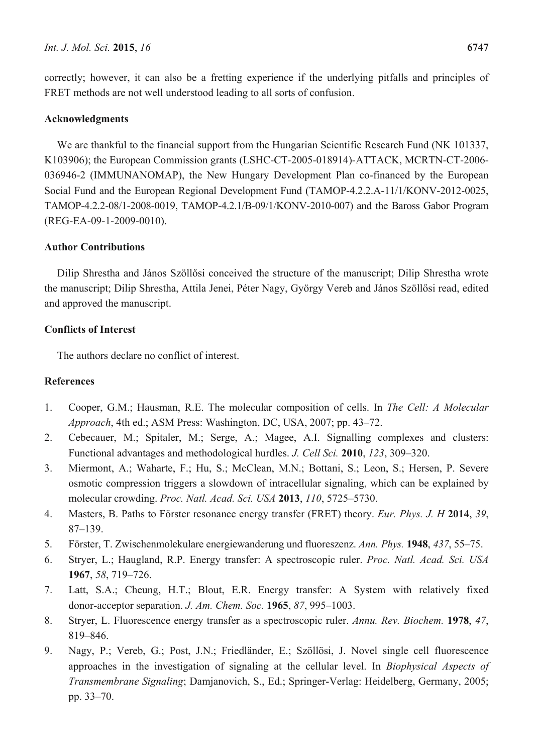correctly; however, it can also be a fretting experience if the underlying pitfalls and principles of FRET methods are not well understood leading to all sorts of confusion.

## Acknowledgments

We are thankful to the financial support from the Hungarian Scientific Research Fund (NK 101337, K103906); the European Commission grants (LSHC-CT-2005-018914)-ATTACK, MCRTN-CT-2006-036946-2 (IMMUNANOMAP), the New Hungary Development Plan co-financed by the European Social Fund and the European Regional Development Fund (TAMOP-4.2.2.A-11/1/KONV-2012-0025, TAMOP-4.2.2-08/1-2008-0019, TAMOP-4.2.1/B-09/1/KONV-2010-007) and the Baross Gabor Program (REG-EA-09-1-2009-0010).

## Author Contributions

Dilip Shrestha and János Szöllősi conceived the structure of the manuscript; Dilip Shrestha wrote the manuscript; Dilip Shrestha, Attila Jenei, Péter Nagy, György Vereb and János Szöllősi read, edited and approved the manuscript.

## Conflicts of Interest

The authors declare no conflict of interest.

## References

1. Cooper, G.M.; Hausman, R.E. The molecular composition of cells. In *The Cell: A Molecular Approach*, 4th ed.; ASM Press: Washington, DC, USA, 2007; pp. 43–72.
2. Cebecauer, M.; Spitaler, M.; Serge, A.; Magee, A.I. Signalling complexes and clusters: Functional advantages and methodological hurdles. *J. Cell Sci.* **2010**, *123*, 309–320.
3. Miermont, A.; Waharte, F.; Hu, S.; McClean, M.N.; Bottani, S.; Leon, S.; Hersen, P. Severe osmotic compression triggers a slowdown of intracellular signaling, which can be explained by molecular crowding. *Proc. Natl. Acad. Sci. USA* **2013**, *110*, 5725–5730.
4. Masters, B. Paths to Förster resonance energy transfer (FRET) theory. *Eur. Phys. J. H* **2014**, *39*, 87–139.
5. Förster, T. Zwischenmolekulare energiewanderung und fluoreszenz. *Ann. Phys.* **1948**, *437*, 55–75.
6. Stryer, L.; Haugland, R.P. Energy transfer: A spectroscopic ruler. *Proc. Natl. Acad. Sci. USA* **1967**, *58*, 719–726.
7. Latt, S.A.; Cheung, H.T.; Blout, E.R. Energy transfer: A System with relatively fixed donor-acceptor separation. *J. Am. Chem. Soc.* **1965**, *87*, 995–1003.
8. Stryer, L. Fluorescence energy transfer as a spectroscopic ruler. *Annu. Rev. Biochem.* **1978**, *47*, 819–846.
9. Nagy, P.; Vereb, G.; Post, J.N.; Friedländer, E.; Szöllösi, J. Novel single cell fluorescence approaches in the investigation of signaling at the cellular level. In *Biophysical Aspects of Transmembrane Signaling*; Damjanovich, S., Ed.; Springer-Verlag: Heidelberg, Germany, 2005; pp. 33–70.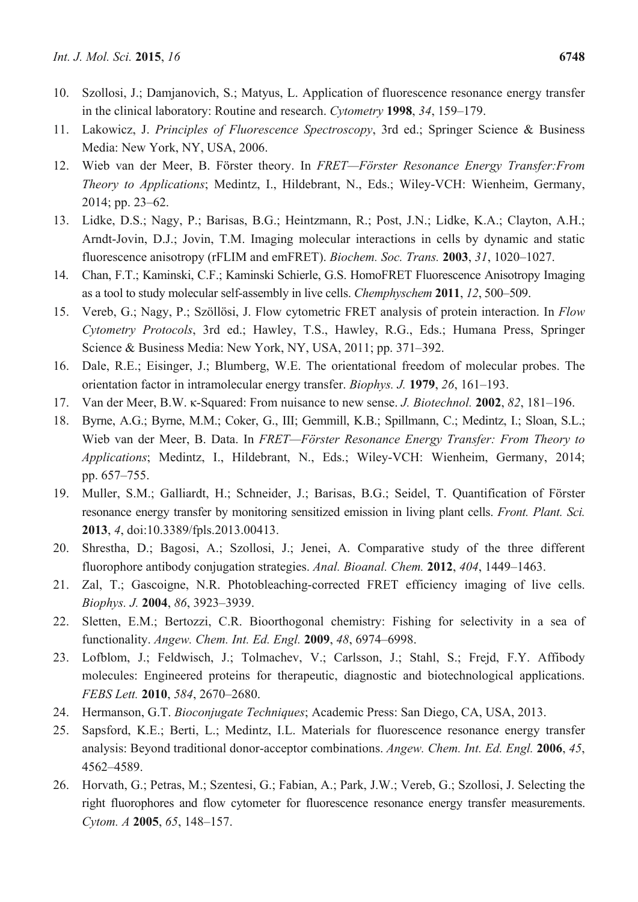10. Szollosi, J.; Damjanovich, S.; Matyus, L. Application of fluorescence resonance energy transfer in the clinical laboratory: Routine and research. *Cytometry* **1998**, *34*, 159–179.
11. Lakowicz, J. *Principles of Fluorescence Spectroscopy*, 3rd ed.; Springer Science & Business Media: New York, NY, USA, 2006.
12. Wieb van der Meer, B. Förster theory. In *FRET—Förster Resonance Energy Transfer:From Theory to Applications*; Medintz, I., Hildebrant, N., Eds.; Wiley-VCH: Wienheim, Germany, 2014; pp. 23–62.
13. Lidke, D.S.; Nagy, P.; Barisas, B.G.; Heintzmann, R.; Post, J.N.; Lidke, K.A.; Clayton, A.H.; Arndt-Jovin, D.J.; Jovin, T.M. Imaging molecular interactions in cells by dynamic and static fluorescence anisotropy (rFLIM and emFRET). *Biochem. Soc. Trans.* **2003**, *31*, 1020–1027.
14. Chan, F.T.; Kaminski, C.F.; Kaminski Schierle, G.S. HomoFRET Fluorescence Anisotropy Imaging as a tool to study molecular self-assembly in live cells. *Chemphyschem* **2011**, *12*, 500–509.
15. Vereb, G.; Nagy, P.; Szöllösi, J. Flow cytometric FRET analysis of protein interaction. In *Flow Cytometry Protocols*, 3rd ed.; Hawley, T.S., Hawley, R.G., Eds.; Humana Press, Springer Science & Business Media: New York, NY, USA, 2011; pp. 371–392.
16. Dale, R.E.; Eisinger, J.; Blumberg, W.E. The orientational freedom of molecular probes. The orientation factor in intramolecular energy transfer. *Biophys. J.* **1979**, *26*, 161–193.
17. Van der Meer, B.W. κ-Squared: From nuisance to new sense. *J. Biotechnol.* **2002**, *82*, 181–196.
18. Byrne, A.G.; Byrne, M.M.; Coker, G., III; Gemmill, K.B.; Spillmann, C.; Medintz, I.; Sloan, S.L.; Wieb van der Meer, B. Data. In *FRET—Förster Resonance Energy Transfer: From Theory to Applications*; Medintz, I., Hildebrant, N., Eds.; Wiley-VCH: Wienheim, Germany, 2014; pp. 657–755.
19. Muller, S.M.; Galliardt, H.; Schneider, J.; Barisas, B.G.; Seidel, T. Quantification of Förster resonance energy transfer by monitoring sensitized emission in living plant cells. *Front. Plant. Sci.* **2013**, *4*, doi:10.3389/fpls.2013.00413.
20. Shrestha, D.; Bagosi, A.; Szollosi, J.; Jenei, A. Comparative study of the three different fluorophore antibody conjugation strategies. *Anal. Bioanal. Chem.* **2012**, *404*, 1449–1463.
21. Zal, T.; Gascoigne, N.R. Photobleaching-corrected FRET efficiency imaging of live cells. *Biophys. J.* **2004**, *86*, 3923–3939.
22. Sletten, E.M.; Bertozzi, C.R. Bioorthogonal chemistry: Fishing for selectivity in a sea of functionality. *Angew. Chem. Int. Ed. Engl.* **2009**, *48*, 6974–6998.
23. Lofblom, J.; Feldwisch, J.; Tolmachev, V.; Carlsson, J.; Stahl, S.; Frejd, F.Y. Affibody molecules: Engineered proteins for therapeutic, diagnostic and biotechnological applications. *FEBS Lett.* **2010**, *584*, 2670–2680.
24. Hermanson, G.T. *Bioconjugate Techniques*; Academic Press: San Diego, CA, USA, 2013.
25. Sapsford, K.E.; Berti, L.; Medintz, I.L. Materials for fluorescence resonance energy transfer analysis: Beyond traditional donor-acceptor combinations. *Angew. Chem. Int. Ed. Engl.* **2006**, *45*, 4562–4589.
26. Horvath, G.; Petras, M.; Szentesi, G.; Fabian, A.; Park, J.W.; Vereb, G.; Szollosi, J. Selecting the right fluorophores and flow cytometer for fluorescence resonance energy transfer measurements. *Cytom. A* **2005**, *65*, 148–157.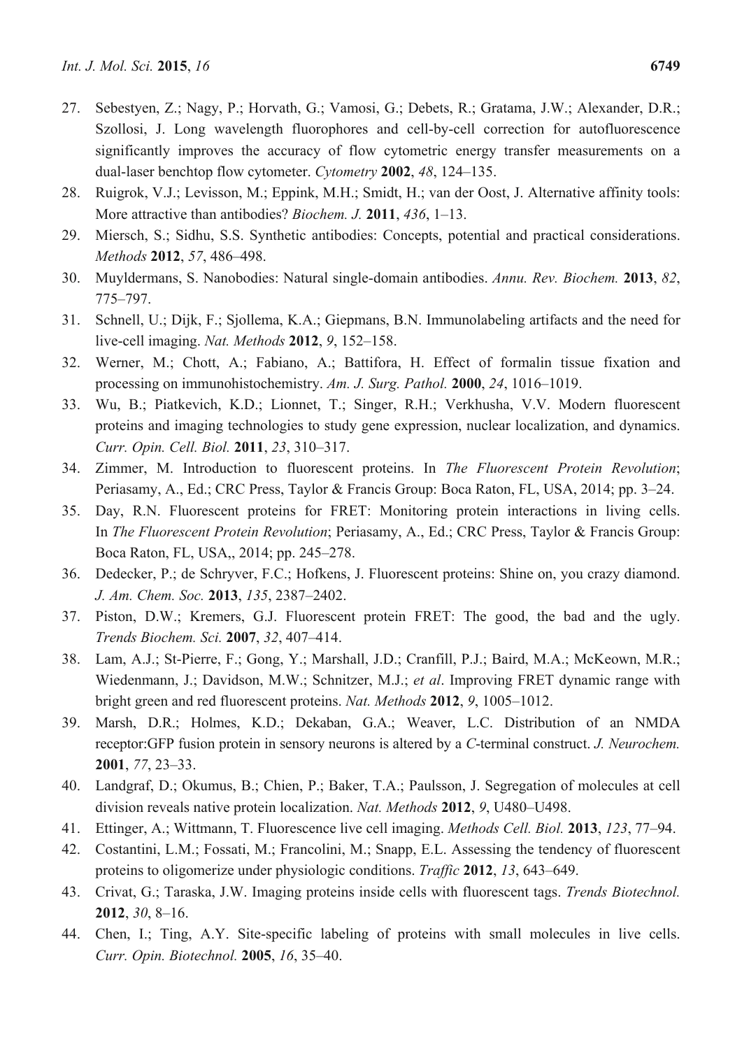27. Sebestyen, Z.; Nagy, P.; Horvath, G.; Vamosi, G.; Debets, R.; Gratama, J.W.; Alexander, D.R.; Szollosi, J. Long wavelength fluorophores and cell-by-cell correction for autofluorescence significantly improves the accuracy of flow cytometric energy transfer measurements on a dual-laser benchtop flow cytometer. *Cytometry* **2002**, *48*, 124–135.
28. Ruigrok, V.J.; Levisson, M.; Eppink, M.H.; Smidt, H.; van der Oost, J. Alternative affinity tools: More attractive than antibodies? *Biochem. J.* **2011**, *436*, 1–13.
29. Miersch, S.; Sidhu, S.S. Synthetic antibodies: Concepts, potential and practical considerations. *Methods* **2012**, *57*, 486–498.
30. Muyldermans, S. Nanobodies: Natural single-domain antibodies. *Annu. Rev. Biochem.* **2013**, *82*, 775–797.
31. Schnell, U.; Dijk, F.; Sjollema, K.A.; Giepmans, B.N. Immunolabeling artifacts and the need for live-cell imaging. *Nat. Methods* **2012**, *9*, 152–158.
32. Werner, M.; Chott, A.; Fabiano, A.; Battifora, H. Effect of formalin tissue fixation and processing on immunohistochemistry. *Am. J. Surg. Pathol.* **2000**, *24*, 1016–1019.
33. Wu, B.; Piatkevich, K.D.; Lionnet, T.; Singer, R.H.; Verkhusha, V.V. Modern fluorescent proteins and imaging technologies to study gene expression, nuclear localization, and dynamics. *Curr. Opin. Cell. Biol.* **2011**, *23*, 310–317.
34. Zimmer, M. Introduction to fluorescent proteins. In *The Fluorescent Protein Revolution*; Periasamy, A., Ed.; CRC Press, Taylor & Francis Group: Boca Raton, FL, USA, 2014; pp. 3–24.
35. Day, R.N. Fluorescent proteins for FRET: Monitoring protein interactions in living cells. In *The Fluorescent Protein Revolution*; Periasamy, A., Ed.; CRC Press, Taylor & Francis Group: Boca Raton, FL, USA,, 2014; pp. 245–278.
36. Dedecker, P.; de Schryver, F.C.; Hofkens, J. Fluorescent proteins: Shine on, you crazy diamond. *J. Am. Chem. Soc.* **2013**, *135*, 2387–2402.
37. Piston, D.W.; Kremers, G.J. Fluorescent protein FRET: The good, the bad and the ugly. *Trends Biochem. Sci.* **2007**, *32*, 407–414.
38. Lam, A.J.; St-Pierre, F.; Gong, Y.; Marshall, J.D.; Cranfill, P.J.; Baird, M.A.; McKeown, M.R.; Wiedenmann, J.; Davidson, M.W.; Schnitzer, M.J.; *et al*. Improving FRET dynamic range with bright green and red fluorescent proteins. *Nat. Methods* **2012**, *9*, 1005–1012.
39. Marsh, D.R.; Holmes, K.D.; Dekaban, G.A.; Weaver, L.C. Distribution of an NMDA receptor:GFP fusion protein in sensory neurons is altered by a *C*-terminal construct. *J. Neurochem.* **2001**, *77*, 23–33.
40. Landgraf, D.; Okumus, B.; Chien, P.; Baker, T.A.; Paulsson, J. Segregation of molecules at cell division reveals native protein localization. *Nat. Methods* **2012**, *9*, U480–U498.
41. Ettinger, A.; Wittmann, T. Fluorescence live cell imaging. *Methods Cell. Biol.* **2013**, *123*, 77–94.
42. Costantini, L.M.; Fossati, M.; Francolini, M.; Snapp, E.L. Assessing the tendency of fluorescent proteins to oligomerize under physiologic conditions. *Traffic* **2012**, *13*, 643–649.
43. Crivat, G.; Taraska, J.W. Imaging proteins inside cells with fluorescent tags. *Trends Biotechnol.* **2012**, *30*, 8–16.
44. Chen, I.; Ting, A.Y. Site-specific labeling of proteins with small molecules in live cells. *Curr. Opin. Biotechnol.* **2005**, *16*, 35–40.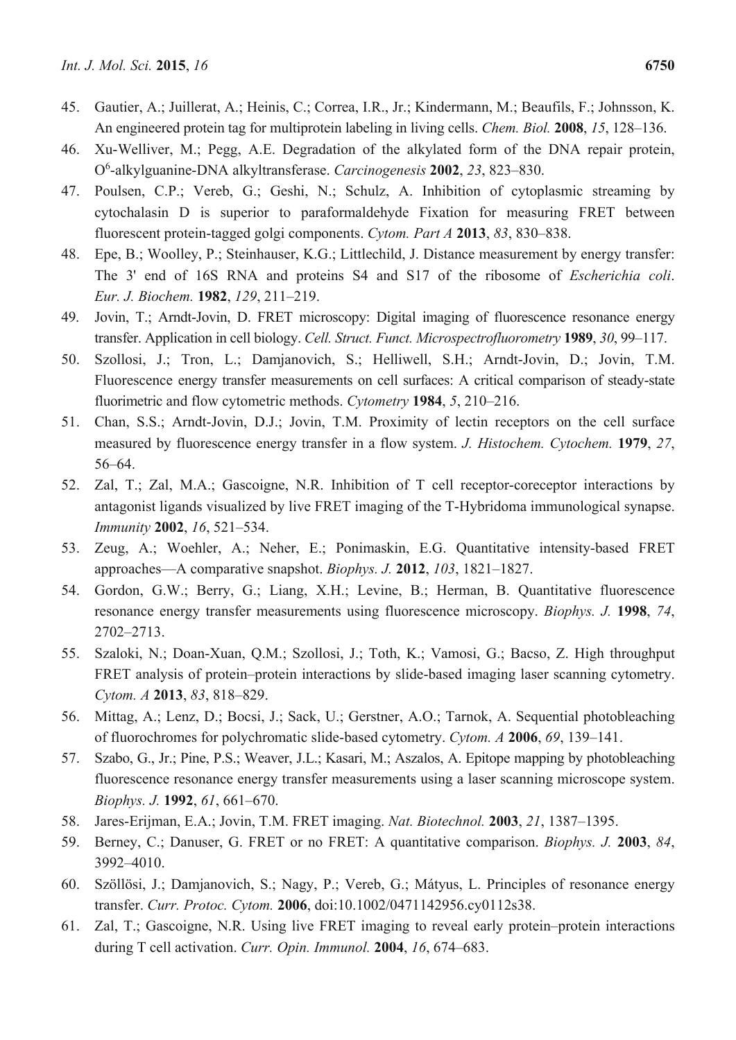45. Gautier, A.; Juillerat, A.; Heinis, C.; Correa, I.R., Jr.; Kindermann, M.; Beaufils, F.; Johnsson, K. An engineered protein tag for multiprotein labeling in living cells. *Chem. Biol.* **2008**, *15*, 128–136.
46. Xu-Welliver, M.; Pegg, A.E. Degradation of the alkylated form of the DNA repair protein, $O^6$-alkylguanine-DNA alkyltransferase. *Carcinogenesis* **2002**, *23*, 823–830.
47. Poulsen, C.P.; Vereb, G.; Geshi, N.; Schulz, A. Inhibition of cytoplasmic streaming by cytochalasin D is superior to paraformaldehyde Fixation for measuring FRET between fluorescent protein-tagged golgi components. *Cytom. Part A* **2013**, *83*, 830–838.
48. Epe, B.; Woolley, P.; Steinhauser, K.G.; Littlechild, J. Distance measurement by energy transfer: The 3' end of 16S RNA and proteins S4 and S17 of the ribosome of *Escherichia coli*. *Eur. J. Biochem.* **1982**, *129*, 211–219.
49. Jovin, T.; Arndt-Jovin, D. FRET microscopy: Digital imaging of fluorescence resonance energy transfer. Application in cell biology. *Cell. Struct. Funct. Microspectrofluorometry* **1989**, *30*, 99–117.
50. Szollosi, J.; Tron, L.; Damjanovich, S.; Helliwell, S.H.; Arndt-Jovin, D.; Jovin, T.M. Fluorescence energy transfer measurements on cell surfaces: A critical comparison of steady-state fluorimetric and flow cytometric methods. *Cytometry* **1984**, *5*, 210–216.
51. Chan, S.S.; Arndt-Jovin, D.J.; Jovin, T.M. Proximity of lectin receptors on the cell surface measured by fluorescence energy transfer in a flow system. *J. Histochem. Cytochem.* **1979**, *27*, 56–64.
52. Zal, T.; Zal, M.A.; Gascoigne, N.R. Inhibition of T cell receptor-coreceptor interactions by antagonist ligands visualized by live FRET imaging of the T-Hybridoma immunological synapse. *Immunity* **2002**, *16*, 521–534.
53. Zeug, A.; Woehler, A.; Neher, E.; Ponimaskin, E.G. Quantitative intensity-based FRET approaches—A comparative snapshot. *Biophys. J.* **2012**, *103*, 1821–1827.
54. Gordon, G.W.; Berry, G.; Liang, X.H.; Levine, B.; Herman, B. Quantitative fluorescence resonance energy transfer measurements using fluorescence microscopy. *Biophys. J.* **1998**, *74*, 2702–2713.
55. Szaloki, N.; Doan-Xuan, Q.M.; Szollosi, J.; Toth, K.; Vamosi, G.; Bacso, Z. High throughput FRET analysis of protein–protein interactions by slide-based imaging laser scanning cytometry. *Cytom. A* **2013**, *83*, 818–829.
56. Mittag, A.; Lenz, D.; Bocsi, J.; Sack, U.; Gerstner, A.O.; Tarnok, A. Sequential photobleaching of fluorochromes for polychromatic slide-based cytometry. *Cytom. A* **2006**, *69*, 139–141.
57. Szabo, G., Jr.; Pine, P.S.; Weaver, J.L.; Kasari, M.; Aszalos, A. Epitope mapping by photobleaching fluorescence resonance energy transfer measurements using a laser scanning microscope system. *Biophys. J.* **1992**, *61*, 661–670.
58. Jares-Erijman, E.A.; Jovin, T.M. FRET imaging. *Nat. Biotechnol.* **2003**, *21*, 1387–1395.
59. Berney, C.; Danuser, G. FRET or no FRET: A quantitative comparison. *Biophys. J.* **2003**, *84*, 3992–4010.
60. Szöllösi, J.; Damjanovich, S.; Nagy, P.; Vereb, G.; Mátyus, L. Principles of resonance energy transfer. *Curr. Protoc. Cytom.* **2006**, doi:10.1002/0471142956.cy0112s38.
61. Zal, T.; Gascoigne, N.R. Using live FRET imaging to reveal early protein–protein interactions during T cell activation. *Curr. Opin. Immunol.* **2004**, *16*, 674–683.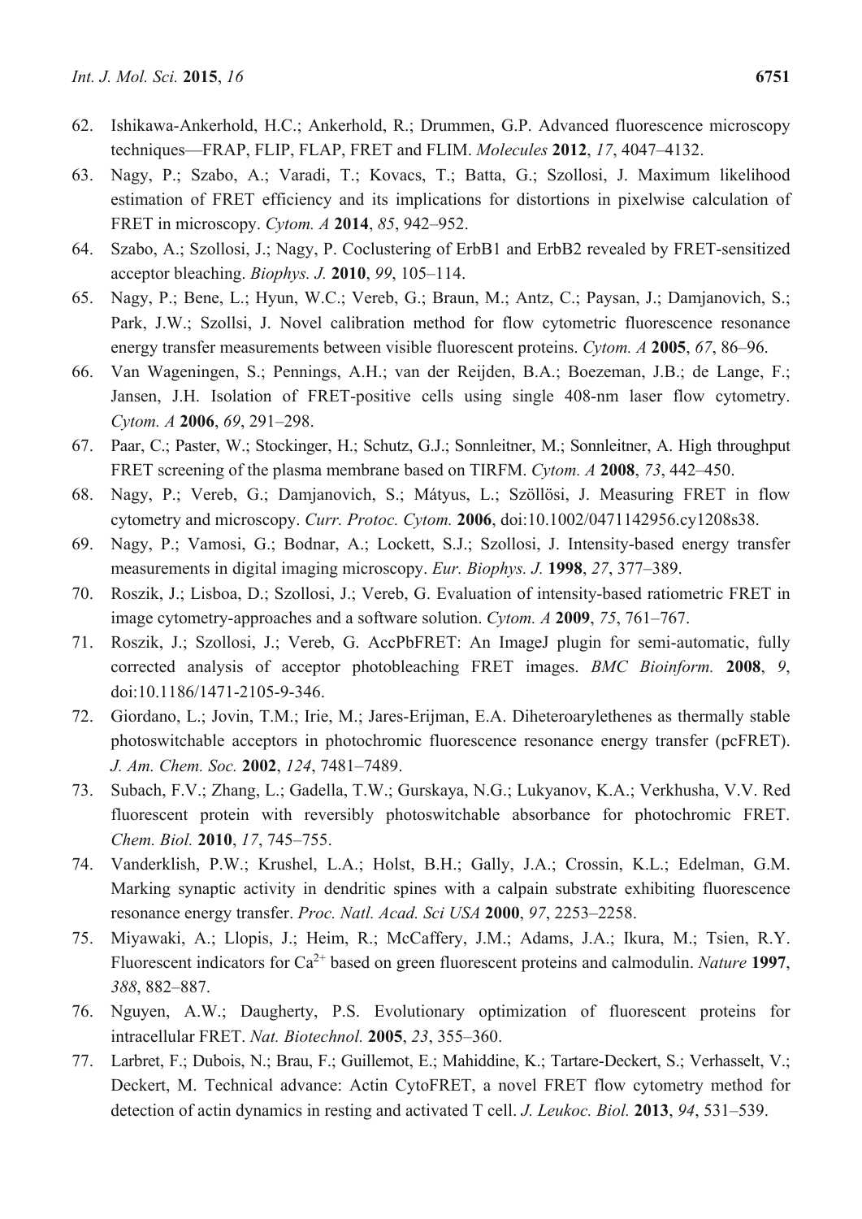62. Ishikawa-Ankerhold, H.C.; Ankerhold, R.; Drummen, G.P. Advanced fluorescence microscopy techniques—FRAP, FLIP, FLAP, FRET and FLIM. *Molecules* **2012**, *17*, 4047–4132.
63. Nagy, P.; Szabo, A.; Varadi, T.; Kovacs, T.; Batta, G.; Szollosi, J. Maximum likelihood estimation of FRET efficiency and its implications for distortions in pixelwise calculation of FRET in microscopy. *Cytom. A* **2014**, *85*, 942–952.
64. Szabo, A.; Szollosi, J.; Nagy, P. Coclustering of ErbB1 and ErbB2 revealed by FRET-sensitized acceptor bleaching. *Biophys. J.* **2010**, *99*, 105–114.
65. Nagy, P.; Bene, L.; Hyun, W.C.; Vereb, G.; Braun, M.; Antz, C.; Paysan, J.; Damjanovich, S.; Park, J.W.; Szollsi, J. Novel calibration method for flow cytometric fluorescence resonance energy transfer measurements between visible fluorescent proteins. *Cytom. A* **2005**, *67*, 86–96.
66. Van Wageningen, S.; Pennings, A.H.; van der Reijden, B.A.; Boezeman, J.B.; de Lange, F.; Jansen, J.H. Isolation of FRET-positive cells using single 408-nm laser flow cytometry. *Cytom. A* **2006**, *69*, 291–298.
67. Paar, C.; Paster, W.; Stockinger, H.; Schutz, G.J.; Sonnleitner, M.; Sonnleitner, A. High throughput FRET screening of the plasma membrane based on TIRFM. *Cytom. A* **2008**, *73*, 442–450.
68. Nagy, P.; Vereb, G.; Damjanovich, S.; Mátyus, L.; Szöllösi, J. Measuring FRET in flow cytometry and microscopy. *Curr. Protoc. Cytom.* **2006**, doi:10.1002/0471142956.cy1208s38.
69. Nagy, P.; Vamosi, G.; Bodnar, A.; Lockett, S.J.; Szollosi, J. Intensity-based energy transfer measurements in digital imaging microscopy. *Eur. Biophys. J.* **1998**, *27*, 377–389.
70. Roszik, J.; Lisboa, D.; Szollosi, J.; Vereb, G. Evaluation of intensity-based ratiometric FRET in image cytometry-approaches and a software solution. *Cytom. A* **2009**, *75*, 761–767.
71. Roszik, J.; Szollosi, J.; Vereb, G. AccPbFRET: An ImageJ plugin for semi-automatic, fully corrected analysis of acceptor photobleaching FRET images. *BMC Bioinform.* **2008**, *9*, doi:10.1186/1471-2105-9-346.
72. Giordano, L.; Jovin, T.M.; Irie, M.; Jares-Erijman, E.A. Diheteroarylethenes as thermally stable photoswitchable acceptors in photochromic fluorescence resonance energy transfer (pcFRET). *J. Am. Chem. Soc.* **2002**, *124*, 7481–7489.
73. Subach, F.V.; Zhang, L.; Gadella, T.W.; Gurskaya, N.G.; Lukyanov, K.A.; Verkhusha, V.V. Red fluorescent protein with reversibly photoswitchable absorbance for photochromic FRET. *Chem. Biol.* **2010**, *17*, 745–755.
74. Vanderklish, P.W.; Krushel, L.A.; Holst, B.H.; Gally, J.A.; Crossin, K.L.; Edelman, G.M. Marking synaptic activity in dendritic spines with a calpain substrate exhibiting fluorescence resonance energy transfer. *Proc. Natl. Acad. Sci USA* **2000**, *97*, 2253–2258.
75. Miyawaki, A.; Llopis, J.; Heim, R.; McCaffery, J.M.; Adams, J.A.; Ikura, M.; Tsien, R.Y. Fluorescent indicators for $Ca^{2+}$ based on green fluorescent proteins and calmodulin. *Nature* **1997**, *388*, 882–887.
76. Nguyen, A.W.; Daugherty, P.S. Evolutionary optimization of fluorescent proteins for intracellular FRET. *Nat. Biotechnol.* **2005**, *23*, 355–360.
77. Larbret, F.; Dubois, N.; Brau, F.; Guillemot, E.; Mahiddine, K.; Tartare-Deckert, S.; Verhasselt, V.; Deckert, M. Technical advance: Actin CytoFRET, a novel FRET flow cytometry method for detection of actin dynamics in resting and activated T cell. *J. Leukoc. Biol.* **2013**, *94*, 531–539.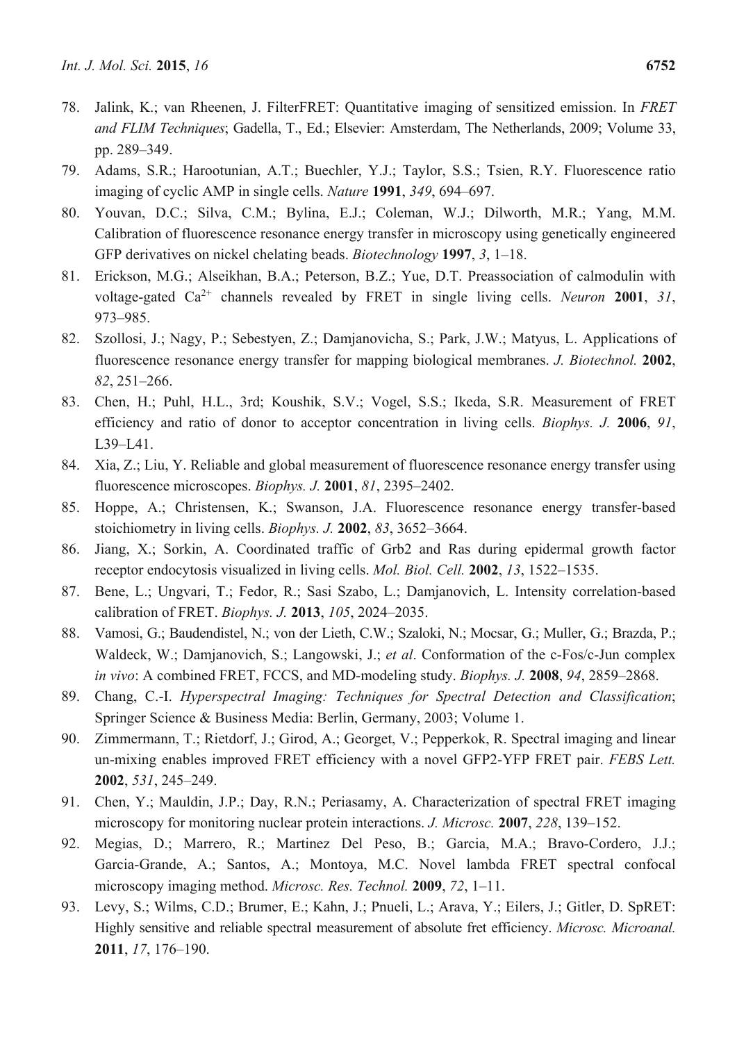78. Jalink, K.; van Rheenen, J. FilterFRET: Quantitative imaging of sensitized emission. In *FRET and FLIM Techniques*; Gadella, T., Ed.; Elsevier: Amsterdam, The Netherlands, 2009; Volume 33, pp. 289–349.
79. Adams, S.R.; Harootunian, A.T.; Buechler, Y.J.; Taylor, S.S.; Tsien, R.Y. Fluorescence ratio imaging of cyclic AMP in single cells. *Nature* **1991**, *349*, 694–697.
80. Youvan, D.C.; Silva, C.M.; Bylina, E.J.; Coleman, W.J.; Dilworth, M.R.; Yang, M.M. Calibration of fluorescence resonance energy transfer in microscopy using genetically engineered GFP derivatives on nickel chelating beads. *Biotechnology* **1997**, *3*, 1–18.
81. Erickson, M.G.; Alseikhan, B.A.; Peterson, B.Z.; Yue, D.T. Preassociation of calmodulin with voltage-gated $Ca^{2+}$ channels revealed by FRET in single living cells. *Neuron* **2001**, *31*, 973–985.
82. Szollosi, J.; Nagy, P.; Sebestyen, Z.; Damjanovicha, S.; Park, J.W.; Matyus, L. Applications of fluorescence resonance energy transfer for mapping biological membranes. *J. Biotechnol.* **2002**, *82*, 251–266.
83. Chen, H.; Puhl, H.L., 3rd; Koushik, S.V.; Vogel, S.S.; Ikeda, S.R. Measurement of FRET efficiency and ratio of donor to acceptor concentration in living cells. *Biophys. J.* **2006**, *91*, L39–L41.
84. Xia, Z.; Liu, Y. Reliable and global measurement of fluorescence resonance energy transfer using fluorescence microscopes. *Biophys. J.* **2001**, *81*, 2395–2402.
85. Hoppe, A.; Christensen, K.; Swanson, J.A. Fluorescence resonance energy transfer-based stoichiometry in living cells. *Biophys. J.* **2002**, *83*, 3652–3664.
86. Jiang, X.; Sorkin, A. Coordinated traffic of Grb2 and Ras during epidermal growth factor receptor endocytosis visualized in living cells. *Mol. Biol. Cell.* **2002**, *13*, 1522–1535.
87. Bene, L.; Ungvari, T.; Fedor, R.; Sasi Szabo, L.; Damjanovich, L. Intensity correlation-based calibration of FRET. *Biophys. J.* **2013**, *105*, 2024–2035.
88. Vamosi, G.; Baudendistel, N.; von der Lieth, C.W.; Szaloki, N.; Mocsar, G.; Muller, G.; Brazda, P.; Waldeck, W.; Damjanovich, S.; Langowski, J.; *et al*. Conformation of the c-Fos/c-Jun complex *in vivo*: A combined FRET, FCCS, and MD-modeling study. *Biophys. J.* **2008**, *94*, 2859–2868.
89. Chang, C.-I. *Hyperspectral Imaging: Techniques for Spectral Detection and Classification*; Springer Science & Business Media: Berlin, Germany, 2003; Volume 1.
90. Zimmermann, T.; Rietdorf, J.; Girod, A.; Georget, V.; Pepperkok, R. Spectral imaging and linear un-mixing enables improved FRET efficiency with a novel GFP2-YFP FRET pair. *FEBS Lett.* **2002**, *531*, 245–249.
91. Chen, Y.; Mauldin, J.P.; Day, R.N.; Periasamy, A. Characterization of spectral FRET imaging microscopy for monitoring nuclear protein interactions. *J. Microsc.* **2007**, *228*, 139–152.
92. Megias, D.; Marrero, R.; Martinez Del Peso, B.; Garcia, M.A.; Bravo-Cordero, J.J.; Garcia-Grande, A.; Santos, A.; Montoya, M.C. Novel lambda FRET spectral confocal microscopy imaging method. *Microsc. Res. Technol.* **2009**, *72*, 1–11.
93. Levy, S.; Wilms, C.D.; Brumer, E.; Kahn, J.; Pnueli, L.; Arava, Y.; Eilers, J.; Gitler, D. SpRET: Highly sensitive and reliable spectral measurement of absolute fret efficiency. *Microsc. Microanal.* **2011**, *17*, 176–190.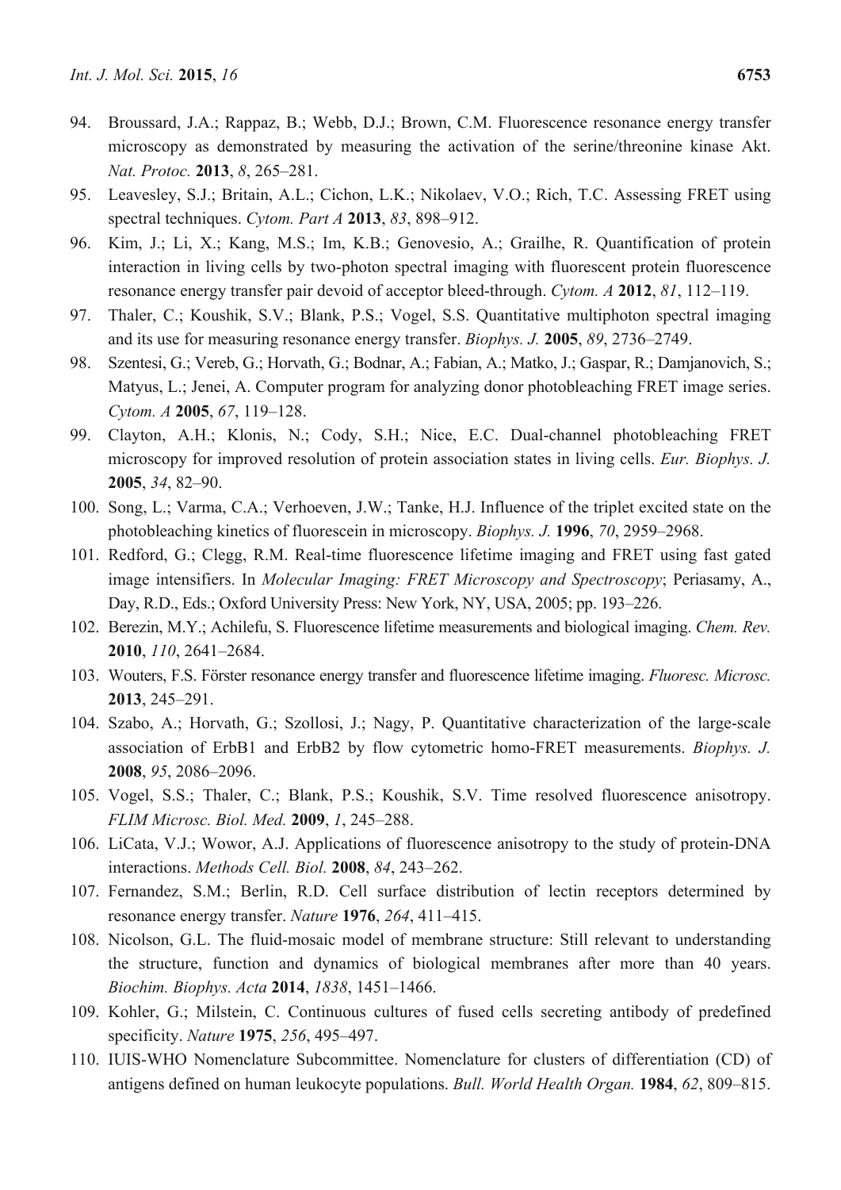94. Broussard, J.A.; Rappaz, B.; Webb, D.J.; Brown, C.M. Fluorescence resonance energy transfer microscopy as demonstrated by measuring the activation of the serine/threonine kinase Akt. *Nat. Protoc.* **2013**, *8*, 265–281.
95. Leavesley, S.J.; Britain, A.L.; Cichon, L.K.; Nikolaev, V.O.; Rich, T.C. Assessing FRET using spectral techniques. *Cytom. Part A* **2013**, *83*, 898–912.
96. Kim, J.; Li, X.; Kang, M.S.; Im, K.B.; Genovesio, A.; Grailhe, R. Quantification of protein interaction in living cells by two-photon spectral imaging with fluorescent protein fluorescence resonance energy transfer pair devoid of acceptor bleed-through. *Cytom. A* **2012**, *81*, 112–119.
97. Thaler, C.; Koushik, S.V.; Blank, P.S.; Vogel, S.S. Quantitative multiphoton spectral imaging and its use for measuring resonance energy transfer. *Biophys. J.* **2005**, *89*, 2736–2749.
98. Szentesi, G.; Vereb, G.; Horvath, G.; Bodnar, A.; Fabian, A.; Matko, J.; Gaspar, R.; Damjanovich, S.; Matyus, L.; Jenei, A. Computer program for analyzing donor photobleaching FRET image series. *Cytom. A* **2005**, *67*, 119–128.
99. Clayton, A.H.; Klonis, N.; Cody, S.H.; Nice, E.C. Dual-channel photobleaching FRET microscopy for improved resolution of protein association states in living cells. *Eur. Biophys. J.* **2005**, *34*, 82–90.
100. Song, L.; Varma, C.A.; Verhoeven, J.W.; Tanke, H.J. Influence of the triplet excited state on the photobleaching kinetics of fluorescein in microscopy. *Biophys. J.* **1996**, *70*, 2959–2968.
101. Redford, G.; Clegg, R.M. Real-time fluorescence lifetime imaging and FRET using fast gated image intensifiers. In *Molecular Imaging: FRET Microscopy and Spectroscopy*; Periasamy, A., Day, R.D., Eds.; Oxford University Press: New York, NY, USA, 2005; pp. 193–226.
102. Berezin, M.Y.; Achilefu, S. Fluorescence lifetime measurements and biological imaging. *Chem. Rev.* **2010**, *110*, 2641–2684.
103. Wouters, F.S. Förster resonance energy transfer and fluorescence lifetime imaging. *Fluoresc. Microsc.* **2013**, 245–291.
104. Szabo, A.; Horvath, G.; Szollosi, J.; Nagy, P. Quantitative characterization of the large-scale association of ErbB1 and ErbB2 by flow cytometric homo-FRET measurements. *Biophys. J.* **2008**, *95*, 2086–2096.
105. Vogel, S.S.; Thaler, C.; Blank, P.S.; Koushik, S.V. Time resolved fluorescence anisotropy. *FLIM Microsc. Biol. Med.* **2009**, *1*, 245–288.
106. LiCata, V.J.; Wowor, A.J. Applications of fluorescence anisotropy to the study of protein-DNA interactions. *Methods Cell. Biol.* **2008**, *84*, 243–262.
107. Fernandez, S.M.; Berlin, R.D. Cell surface distribution of lectin receptors determined by resonance energy transfer. *Nature* **1976**, *264*, 411–415.
108. Nicolson, G.L. The fluid-mosaic model of membrane structure: Still relevant to understanding the structure, function and dynamics of biological membranes after more than 40 years. *Biochim. Biophys. Acta* **2014**, *1838*, 1451–1466.
109. Kohler, G.; Milstein, C. Continuous cultures of fused cells secreting antibody of predefined specificity. *Nature* **1975**, *256*, 495–497.
110. IUIS-WHO Nomenclature Subcommittee. Nomenclature for clusters of differentiation (CD) of antigens defined on human leukocyte populations. *Bull. World Health Organ.* **1984**, *62*, 809–815.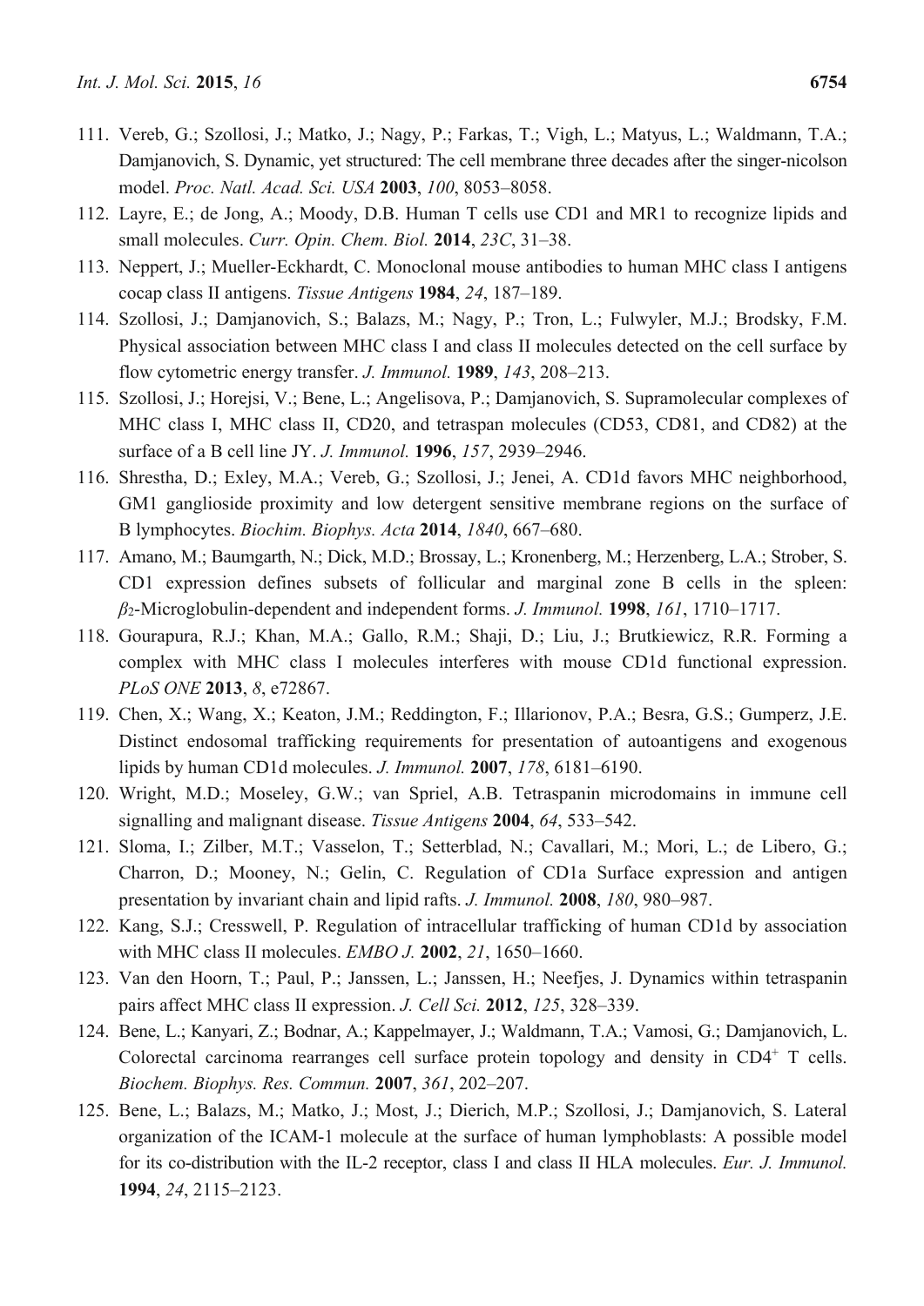111. Vereb, G.; Szollosi, J.; Matko, J.; Nagy, P.; Farkas, T.; Vigh, L.; Matyus, L.; Waldmann, T.A.; Damjanovich, S. Dynamic, yet structured: The cell membrane three decades after the singer-nicolson model. *Proc. Natl. Acad. Sci. USA* **2003**, *100*, 8053–8058.
112. Layre, E.; de Jong, A.; Moody, D.B. Human T cells use CD1 and MR1 to recognize lipids and small molecules. *Curr. Opin. Chem. Biol.* **2014**, *23C*, 31–38.
113. Neppert, J.; Mueller-Eckhardt, C. Monoclonal mouse antibodies to human MHC class I antigens cocap class II antigens. *Tissue Antigens* **1984**, *24*, 187–189.
114. Szollosi, J.; Damjanovich, S.; Balazs, M.; Nagy, P.; Tron, L.; Fulwyler, M.J.; Brodsky, F.M. Physical association between MHC class I and class II molecules detected on the cell surface by flow cytometric energy transfer. *J. Immunol.* **1989**, *143*, 208–213.
115. Szollosi, J.; Horejsi, V.; Bene, L.; Angelisova, P.; Damjanovich, S. Supramolecular complexes of MHC class I, MHC class II, CD20, and tetraspan molecules (CD53, CD81, and CD82) at the surface of a B cell line JY. *J. Immunol.* **1996**, *157*, 2939–2946.
116. Shrestha, D.; Exley, M.A.; Vereb, G.; Szollosi, J.; Jenei, A. CD1d favors MHC neighborhood, GM1 ganglioside proximity and low detergent sensitive membrane regions on the surface of B lymphocytes. *Biochim. Biophys. Acta* **2014**, *1840*, 667–680.
117. Amano, M.; Baumgarth, N.; Dick, M.D.; Brossay, L.; Kronenberg, M.; Herzenberg, L.A.; Strober, S. CD1 expression defines subsets of follicular and marginal zone B cells in the spleen: $\beta_2$-Microglobulin-dependent and independent forms. *J. Immunol.* **1998**, *161*, 1710–1717.
118. Gourapura, R.J.; Khan, M.A.; Gallo, R.M.; Shaji, D.; Liu, J.; Brutkiewicz, R.R. Forming a complex with MHC class I molecules interferes with mouse CD1d functional expression. *PLoS ONE* **2013**, *8*, e72867.
119. Chen, X.; Wang, X.; Keaton, J.M.; Reddington, F.; Illarionov, P.A.; Besra, G.S.; Gumperz, J.E. Distinct endosomal trafficking requirements for presentation of autoantigens and exogenous lipids by human CD1d molecules. *J. Immunol.* **2007**, *178*, 6181–6190.
120. Wright, M.D.; Moseley, G.W.; van Spriel, A.B. Tetraspanin microdomains in immune cell signalling and malignant disease. *Tissue Antigens* **2004**, *64*, 533–542.
121. Sloma, I.; Zilber, M.T.; Vasselon, T.; Setterblad, N.; Cavallari, M.; Mori, L.; de Libero, G.; Charron, D.; Mooney, N.; Gelin, C. Regulation of CD1a Surface expression and antigen presentation by invariant chain and lipid rafts. *J. Immunol.* **2008**, *180*, 980–987.
122. Kang, S.J.; Cresswell, P. Regulation of intracellular trafficking of human CD1d by association with MHC class II molecules. *EMBO J.* **2002**, *21*, 1650–1660.
123. Van den Hoorn, T.; Paul, P.; Janssen, L.; Janssen, H.; Neefjes, J. Dynamics within tetraspanin pairs affect MHC class II expression. *J. Cell Sci.* **2012**, *125*, 328–339.
124. Bene, L.; Kanyari, Z.; Bodnar, A.; Kappelmayer, J.; Waldmann, T.A.; Vamosi, G.; Damjanovich, L. Colorectal carcinoma rearranges cell surface protein topology and density in $CD4^+$ T cells. *Biochem. Biophys. Res. Commun.* **2007**, *361*, 202–207.
125. Bene, L.; Balazs, M.; Matko, J.; Most, J.; Dierich, M.P.; Szollosi, J.; Damjanovich, S. Lateral organization of the ICAM-1 molecule at the surface of human lymphoblasts: A possible model for its co-distribution with the IL-2 receptor, class I and class II HLA molecules. *Eur. J. Immunol.* **1994**, *24*, 2115–2123.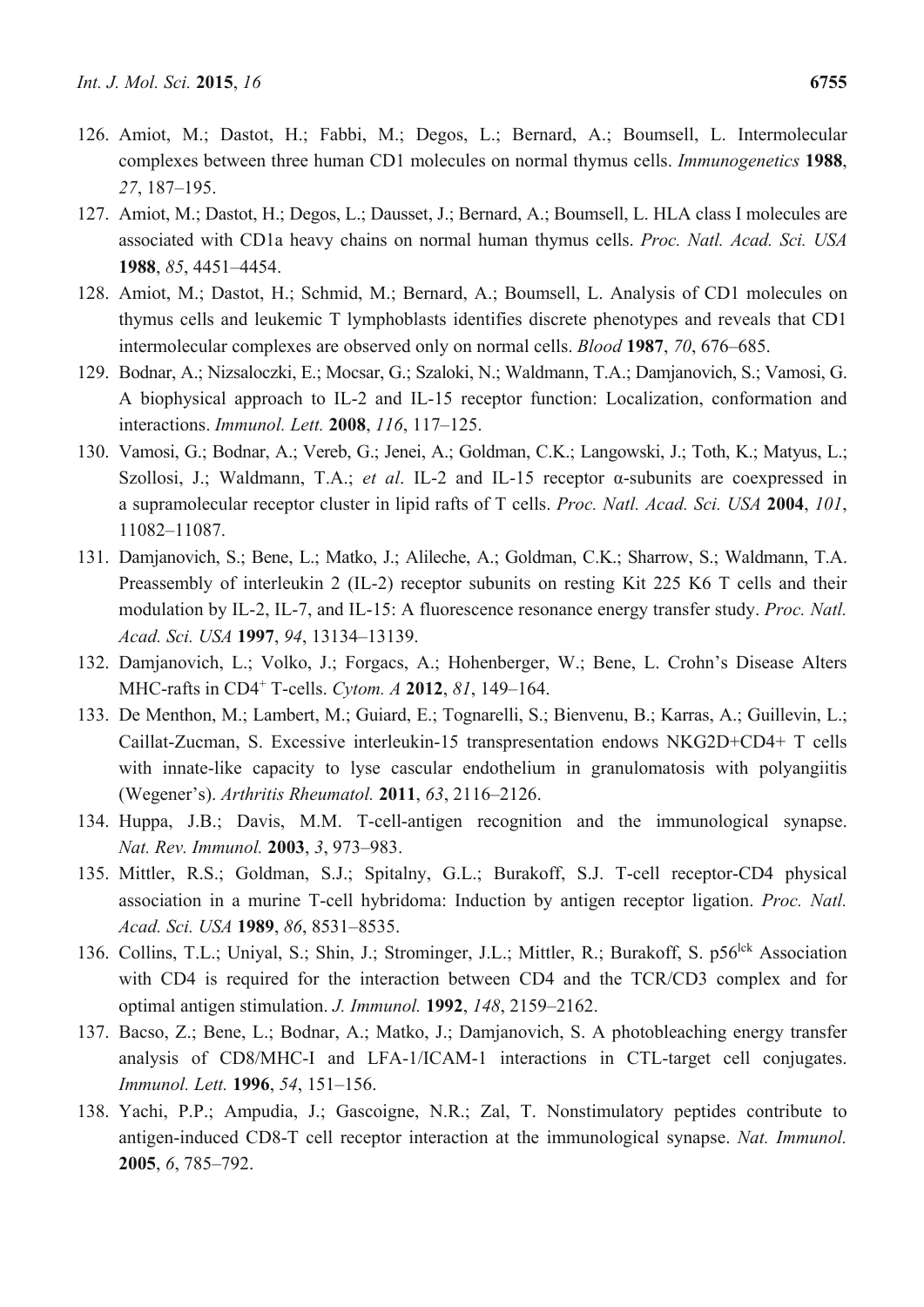126. Amiot, M.; Dastot, H.; Fabbi, M.; Degos, L.; Bernard, A.; Boumsell, L. Intermolecular complexes between three human CD1 molecules on normal thymus cells. *Immunogenetics* **1988**, *27*, 187–195.
127. Amiot, M.; Dastot, H.; Degos, L.; Dausset, J.; Bernard, A.; Boumsell, L. HLA class I molecules are associated with CD1a heavy chains on normal human thymus cells. *Proc. Natl. Acad. Sci. USA* **1988**, *85*, 4451–4454.
128. Amiot, M.; Dastot, H.; Schmid, M.; Bernard, A.; Boumsell, L. Analysis of CD1 molecules on thymus cells and leukemic T lymphoblasts identifies discrete phenotypes and reveals that CD1 intermolecular complexes are observed only on normal cells. *Blood* **1987**, *70*, 676–685.
129. Bodnar, A.; Nizsaloczki, E.; Mocsar, G.; Szaloki, N.; Waldmann, T.A.; Damjanovich, S.; Vamosi, G. A biophysical approach to IL-2 and IL-15 receptor function: Localization, conformation and interactions. *Immunol. Lett.* **2008**, *116*, 117–125.
130. Vamosi, G.; Bodnar, A.; Vereb, G.; Jenei, A.; Goldman, C.K.; Langowski, J.; Toth, K.; Matyus, L.; Szollosi, J.; Waldmann, T.A.; *et al*. IL-2 and IL-15 receptor α-subunits are coexpressed in a supramolecular receptor cluster in lipid rafts of T cells. *Proc. Natl. Acad. Sci. USA* **2004**, *101*, 11082–11087.
131. Damjanovich, S.; Bene, L.; Matko, J.; Alileche, A.; Goldman, C.K.; Sharrow, S.; Waldmann, T.A. Preassembly of interleukin 2 (IL-2) receptor subunits on resting Kit 225 K6 T cells and their modulation by IL-2, IL-7, and IL-15: A fluorescence resonance energy transfer study. *Proc. Natl. Acad. Sci. USA* **1997**, *94*, 13134–13139.
132. Damjanovich, L.; Volko, J.; Forgacs, A.; Hohenberger, W.; Bene, L. Crohn's Disease Alters MHC-rafts in CD4+ T-cells. *Cytom. A* **2012**, *81*, 149–164.
133. De Menthon, M.; Lambert, M.; Guiard, E.; Tognarelli, S.; Bienvenu, B.; Karras, A.; Guillevin, L.; Caillat-Zucman, S. Excessive interleukin-15 transpresentation endows NKG2D+CD4+ T cells with innate-like capacity to lyse cascular endothelium in granulomatosis with polyangiitis (Wegener's). *Arthritis Rheumatol.* **2011**, *63*, 2116–2126.
134. Huppa, J.B.; Davis, M.M. T-cell-antigen recognition and the immunological synapse. *Nat. Rev. Immunol.* **2003**, *3*, 973–983.
135. Mittler, R.S.; Goldman, S.J.; Spitalny, G.L.; Burakoff, S.J. T-cell receptor-CD4 physical association in a murine T-cell hybridoma: Induction by antigen receptor ligation. *Proc. Natl. Acad. Sci. USA* **1989**, *86*, 8531–8535.
136. Collins, T.L.; Uniyal, S.; Shin, J.; Strominger, J.L.; Mittler, R.; Burakoff, S. p56$^{lck}$ Association with CD4 is required for the interaction between CD4 and the TCR/CD3 complex and for optimal antigen stimulation. *J. Immunol.* **1992**, *148*, 2159–2162.
137. Bacso, Z.; Bene, L.; Bodnar, A.; Matko, J.; Damjanovich, S. A photobleaching energy transfer analysis of CD8/MHC-I and LFA-1/ICAM-1 interactions in CTL-target cell conjugates. *Immunol. Lett.* **1996**, *54*, 151–156.
138. Yachi, P.P.; Ampudia, J.; Gascoigne, N.R.; Zal, T. Nonstimulatory peptides contribute to antigen-induced CD8-T cell receptor interaction at the immunological synapse. *Nat. Immunol.* **2005**, *6*, 785–792.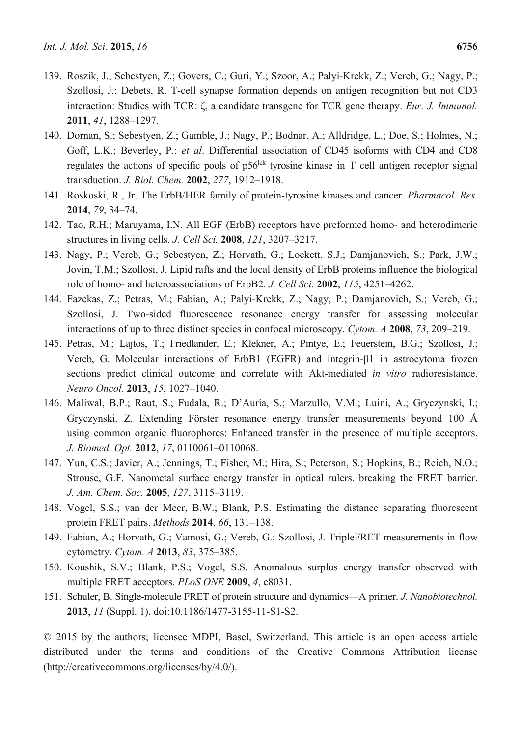139. Roszik, J.; Sebestyen, Z.; Govers, C.; Guri, Y.; Szoor, A.; Palyi-Krekk, Z.; Vereb, G.; Nagy, P.; Szollosi, J.; Debets, R. T-cell synapse formation depends on antigen recognition but not CD3 interaction: Studies with TCR: ζ, a candidate transgene for TCR gene therapy. *Eur. J. Immunol.* **2011**, *41*, 1288–1297.
140. Dornan, S.; Sebestyen, Z.; Gamble, J.; Nagy, P.; Bodnar, A.; Alldridge, L.; Doe, S.; Holmes, N.; Goff, L.K.; Beverley, P.; *et al*. Differential association of CD45 isoforms with CD4 and CD8 regulates the actions of specific pools of p56[lck] tyrosine kinase in T cell antigen receptor signal transduction. *J. Biol. Chem.* **2002**, *277*, 1912–1918.
141. Roskoski, R., Jr. The ErbB/HER family of protein-tyrosine kinases and cancer. *Pharmacol. Res.* **2014**, *79*, 34–74.
142. Tao, R.H.; Maruyama, I.N. All EGF (ErbB) receptors have preformed homo- and heterodimeric structures in living cells. *J. Cell Sci.* **2008**, *121*, 3207–3217.
143. Nagy, P.; Vereb, G.; Sebestyen, Z.; Horvath, G.; Lockett, S.J.; Damjanovich, S.; Park, J.W.; Jovin, T.M.; Szollosi, J. Lipid rafts and the local density of ErbB proteins influence the biological role of homo- and heteroassociations of ErbB2. *J. Cell Sci.* **2002**, *115*, 4251–4262.
144. Fazekas, Z.; Petras, M.; Fabian, A.; Palyi-Krekk, Z.; Nagy, P.; Damjanovich, S.; Vereb, G.; Szollosi, J. Two-sided fluorescence resonance energy transfer for assessing molecular interactions of up to three distinct species in confocal microscopy. *Cytom. A* **2008**, *73*, 209–219.
145. Petras, M.; Lajtos, T.; Friedlander, E.; Klekner, A.; Pintye, E.; Feuerstein, B.G.; Szollosi, J.; Vereb, G. Molecular interactions of ErbB1 (EGFR) and integrin-β1 in astrocytoma frozen sections predict clinical outcome and correlate with Akt-mediated *in vitro* radioresistance. *Neuro Oncol.* **2013**, *15*, 1027–1040.
146. Maliwal, B.P.; Raut, S.; Fudala, R.; D'Auria, S.; Marzullo, V.M.; Luini, A.; Gryczynski, I.; Gryczynski, Z. Extending Förster resonance energy transfer measurements beyond 100 Å using common organic fluorophores: Enhanced transfer in the presence of multiple acceptors. *J. Biomed. Opt.* **2012**, *17*, 0110061–0110068.
147. Yun, C.S.; Javier, A.; Jennings, T.; Fisher, M.; Hira, S.; Peterson, S.; Hopkins, B.; Reich, N.O.; Strouse, G.F. Nanometal surface energy transfer in optical rulers, breaking the FRET barrier. *J. Am. Chem. Soc.* **2005**, *127*, 3115–3119.
148. Vogel, S.S.; van der Meer, B.W.; Blank, P.S. Estimating the distance separating fluorescent protein FRET pairs. *Methods* **2014**, *66*, 131–138.
149. Fabian, A.; Horvath, G.; Vamosi, G.; Vereb, G.; Szollosi, J. TripleFRET measurements in flow cytometry. *Cytom. A* **2013**, *83*, 375–385.
150. Koushik, S.V.; Blank, P.S.; Vogel, S.S. Anomalous surplus energy transfer observed with multiple FRET acceptors. *PLoS ONE* **2009**, *4*, e8031.
151. Schuler, B. Single-molecule FRET of protein structure and dynamics—A primer. *J. Nanobiotechnol.* **2013**, *11* (Suppl. 1), doi:10.1186/1477-3155-11-S1-S2.

© 2015 by the authors; licensee MDPI, Basel, Switzerland. This article is an open access article distributed under the terms and conditions of the Creative Commons Attribution license (http://creativecommons.org/licenses/by/4.0/).